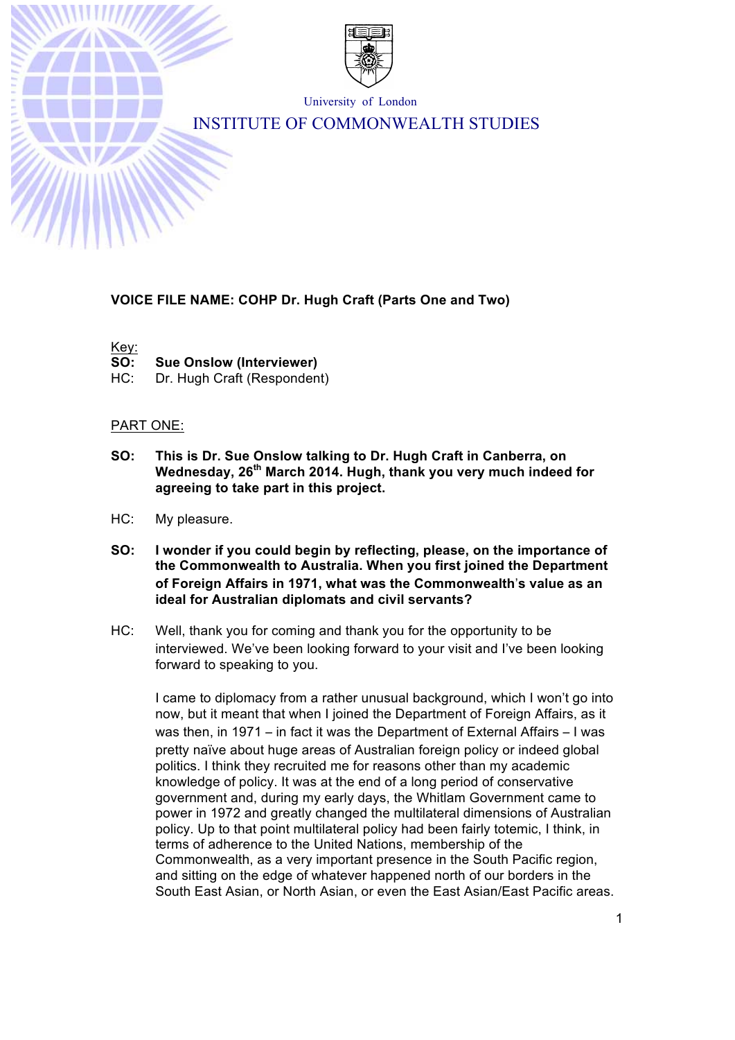University of London

INSTITUTE OF COMMONWEALTH STUDIES

**VOICE FILE NAME: COHP Dr. Hugh Craft (Parts One and Two)**

Key:
**SO: Sue Onslow (Interviewer)**
HC: Dr. Hugh Craft (Respondent)

PART ONE:

**SO: This is Dr. Sue Onslow talking to Dr. Hugh Craft in Canberra, on Wednesday, 26th March 2014. Hugh, thank you very much indeed for agreeing to take part in this project.**

HC: My pleasure.

**SO: I wonder if you could begin by reflecting, please, on the importance of the Commonwealth to Australia. When you first joined the Department of Foreign Affairs in 1971, what was the Commonwealth's value as an ideal for Australian diplomats and civil servants?**

HC: Well, thank you for coming and thank you for the opportunity to be interviewed. We've been looking forward to your visit and I've been looking forward to speaking to you.

I came to diplomacy from a rather unusual background, which I won't go into now, but it meant that when I joined the Department of Foreign Affairs, as it was then, in 1971 – in fact it was the Department of External Affairs – I was pretty naïve about huge areas of Australian foreign policy or indeed global politics. I think they recruited me for reasons other than my academic knowledge of policy. It was at the end of a long period of conservative government and, during my early days, the Whitlam Government came to power in 1972 and greatly changed the multilateral dimensions of Australian policy. Up to that point multilateral policy had been fairly totemic, I think, in terms of adherence to the United Nations, membership of the Commonwealth, as a very important presence in the South Pacific region, and sitting on the edge of whatever happened north of our borders in the South East Asian, or North Asian, or even the East Asian/East Pacific areas.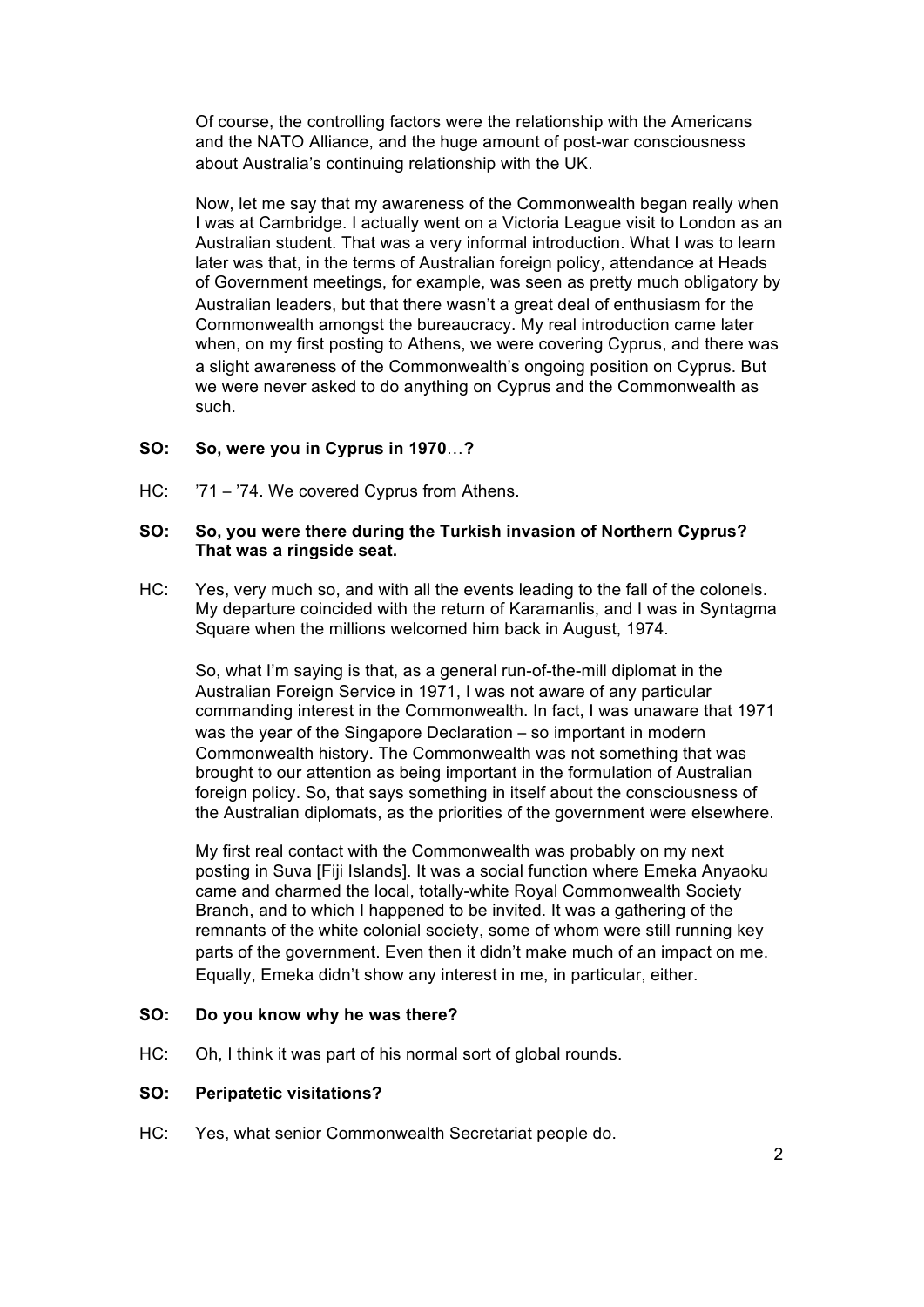Of course, the controlling factors were the relationship with the Americans and the NATO Alliance, and the huge amount of post-war consciousness about Australia's continuing relationship with the UK.

Now, let me say that my awareness of the Commonwealth began really when I was at Cambridge. I actually went on a Victoria League visit to London as an Australian student. That was a very informal introduction. What I was to learn later was that, in the terms of Australian foreign policy, attendance at Heads of Government meetings, for example, was seen as pretty much obligatory by Australian leaders, but that there wasn't a great deal of enthusiasm for the Commonwealth amongst the bureaucracy. My real introduction came later when, on my first posting to Athens, we were covering Cyprus, and there was a slight awareness of the Commonwealth's ongoing position on Cyprus. But we were never asked to do anything on Cyprus and the Commonwealth as such.

**SO: So, were you in Cyprus in 1970…?**

HC: '71 – '74. We covered Cyprus from Athens.

**SO: So, you were there during the Turkish invasion of Northern Cyprus? That was a ringside seat.**

HC: Yes, very much so, and with all the events leading to the fall of the colonels. My departure coincided with the return of Karamanlis, and I was in Syntagma Square when the millions welcomed him back in August, 1974.

So, what I'm saying is that, as a general run-of-the-mill diplomat in the Australian Foreign Service in 1971, I was not aware of any particular commanding interest in the Commonwealth. In fact, I was unaware that 1971 was the year of the Singapore Declaration – so important in modern Commonwealth history. The Commonwealth was not something that was brought to our attention as being important in the formulation of Australian foreign policy. So, that says something in itself about the consciousness of the Australian diplomats, as the priorities of the government were elsewhere.

My first real contact with the Commonwealth was probably on my next posting in Suva [Fiji Islands]. It was a social function where Emeka Anyaoku came and charmed the local, totally-white Royal Commonwealth Society Branch, and to which I happened to be invited. It was a gathering of the remnants of the white colonial society, some of whom were still running key parts of the government. Even then it didn't make much of an impact on me. Equally, Emeka didn't show any interest in me, in particular, either.

**SO: Do you know why he was there?**

HC: Oh, I think it was part of his normal sort of global rounds.

**SO: Peripatetic visitations?**

HC: Yes, what senior Commonwealth Secretariat people do.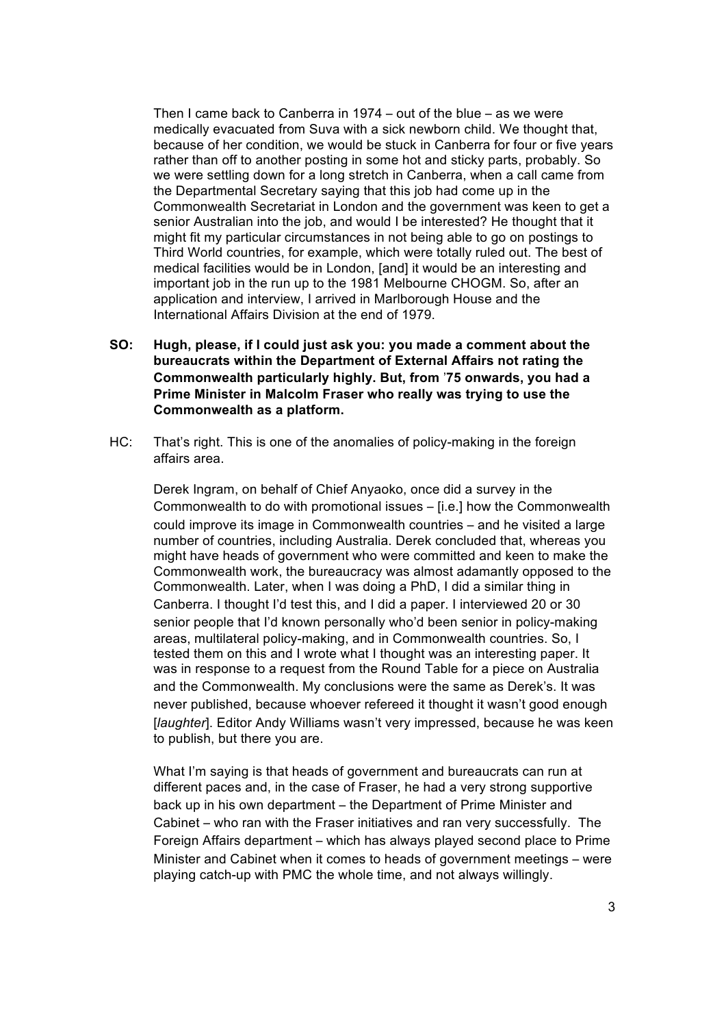Then I came back to Canberra in 1974 – out of the blue – as we were medically evacuated from Suva with a sick newborn child. We thought that, because of her condition, we would be stuck in Canberra for four or five years rather than off to another posting in some hot and sticky parts, probably. So we were settling down for a long stretch in Canberra, when a call came from the Departmental Secretary saying that this job had come up in the Commonwealth Secretariat in London and the government was keen to get a senior Australian into the job, and would I be interested? He thought that it might fit my particular circumstances in not being able to go on postings to Third World countries, for example, which were totally ruled out. The best of medical facilities would be in London, [and] it would be an interesting and important job in the run up to the 1981 Melbourne CHOGM. So, after an application and interview, I arrived in Marlborough House and the International Affairs Division at the end of 1979.

**SO: Hugh, please, if I could just ask you: you made a comment about the bureaucrats within the Department of External Affairs not rating the Commonwealth particularly highly. But, from '75 onwards, you had a Prime Minister in Malcolm Fraser who really was trying to use the Commonwealth as a platform.**

HC: That's right. This is one of the anomalies of policy-making in the foreign affairs area.

Derek Ingram, on behalf of Chief Anyaoko, once did a survey in the Commonwealth to do with promotional issues – [i.e.] how the Commonwealth could improve its image in Commonwealth countries – and he visited a large number of countries, including Australia. Derek concluded that, whereas you might have heads of government who were committed and keen to make the Commonwealth work, the bureaucracy was almost adamantly opposed to the Commonwealth. Later, when I was doing a PhD, I did a similar thing in Canberra. I thought I'd test this, and I did a paper. I interviewed 20 or 30 senior people that I'd known personally who'd been senior in policy-making areas, multilateral policy-making, and in Commonwealth countries. So, I tested them on this and I wrote what I thought was an interesting paper. It was in response to a request from the Round Table for a piece on Australia and the Commonwealth. My conclusions were the same as Derek's. It was never published, because whoever refereed it thought it wasn't good enough [*laughter*]. Editor Andy Williams wasn't very impressed, because he was keen to publish, but there you are.

What I'm saying is that heads of government and bureaucrats can run at different paces and, in the case of Fraser, he had a very strong supportive back up in his own department – the Department of Prime Minister and Cabinet – who ran with the Fraser initiatives and ran very successfully. The Foreign Affairs department – which has always played second place to Prime Minister and Cabinet when it comes to heads of government meetings – were playing catch-up with PMC the whole time, and not always willingly.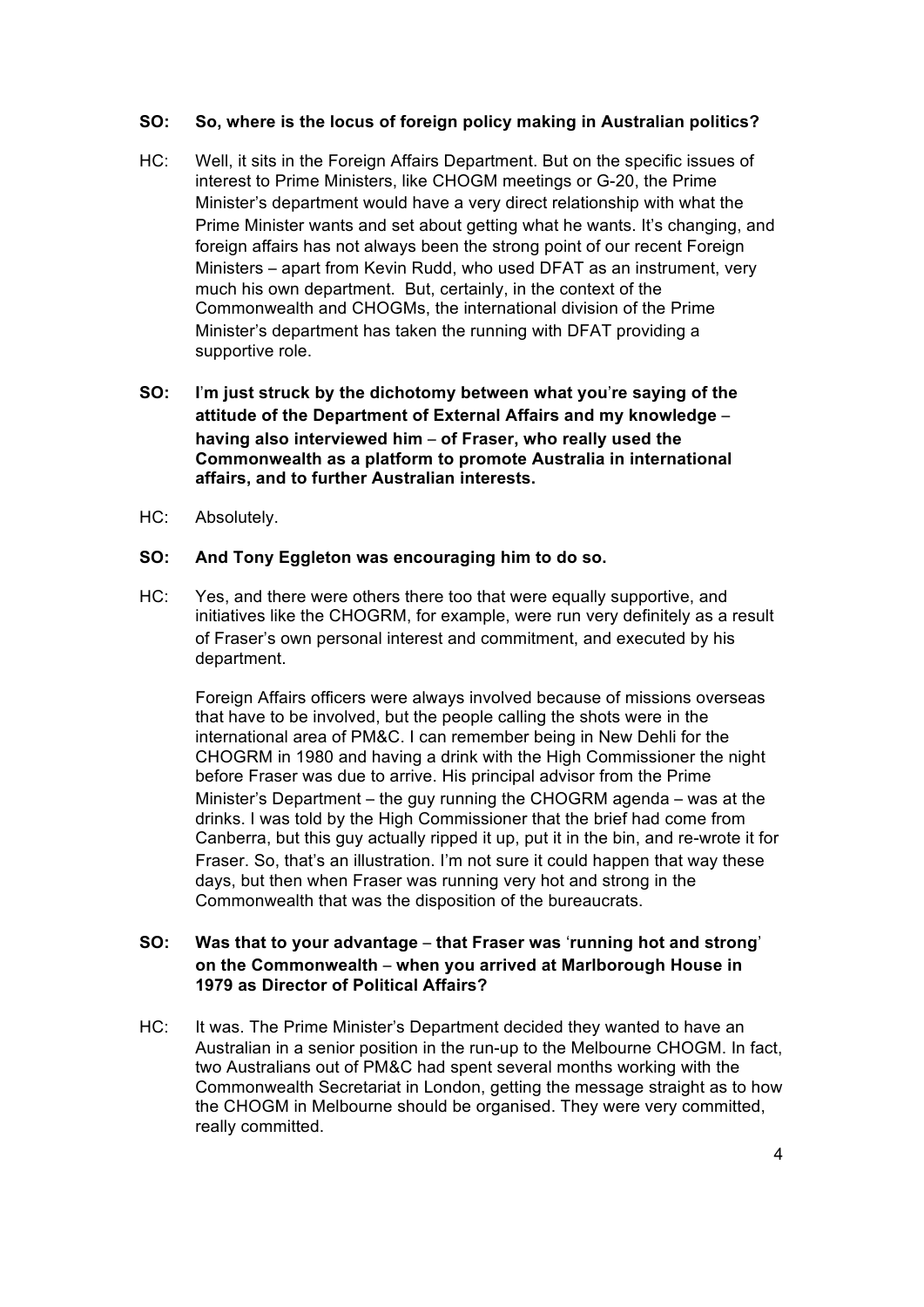**SO: So, where is the locus of foreign policy making in Australian politics?**

HC: Well, it sits in the Foreign Affairs Department. But on the specific issues of interest to Prime Ministers, like CHOGM meetings or G-20, the Prime Minister's department would have a very direct relationship with what the Prime Minister wants and set about getting what he wants. It's changing, and foreign affairs has not always been the strong point of our recent Foreign Ministers – apart from Kevin Rudd, who used DFAT as an instrument, very much his own department. But, certainly, in the context of the Commonwealth and CHOGMs, the international division of the Prime Minister's department has taken the running with DFAT providing a supportive role.

**SO: I'm just struck by the dichotomy between what you're saying of the attitude of the Department of External Affairs and my knowledge – having also interviewed him – of Fraser, who really used the Commonwealth as a platform to promote Australia in international affairs, and to further Australian interests.**

HC: Absolutely.

**SO: And Tony Eggleton was encouraging him to do so.**

HC: Yes, and there were others there too that were equally supportive, and initiatives like the CHOGRM, for example, were run very definitely as a result of Fraser's own personal interest and commitment, and executed by his department.

Foreign Affairs officers were always involved because of missions overseas that have to be involved, but the people calling the shots were in the international area of PM&C. I can remember being in New Dehli for the CHOGRM in 1980 and having a drink with the High Commissioner the night before Fraser was due to arrive. His principal advisor from the Prime Minister's Department – the guy running the CHOGRM agenda – was at the drinks. I was told by the High Commissioner that the brief had come from Canberra, but this guy actually ripped it up, put it in the bin, and re-wrote it for Fraser. So, that's an illustration. I'm not sure it could happen that way these days, but then when Fraser was running very hot and strong in the Commonwealth that was the disposition of the bureaucrats.

**SO: Was that to your advantage – that Fraser was 'running hot and strong' on the Commonwealth – when you arrived at Marlborough House in 1979 as Director of Political Affairs?**

HC: It was. The Prime Minister's Department decided they wanted to have an Australian in a senior position in the run-up to the Melbourne CHOGM. In fact, two Australians out of PM&C had spent several months working with the Commonwealth Secretariat in London, getting the message straight as to how the CHOGM in Melbourne should be organised. They were very committed, really committed.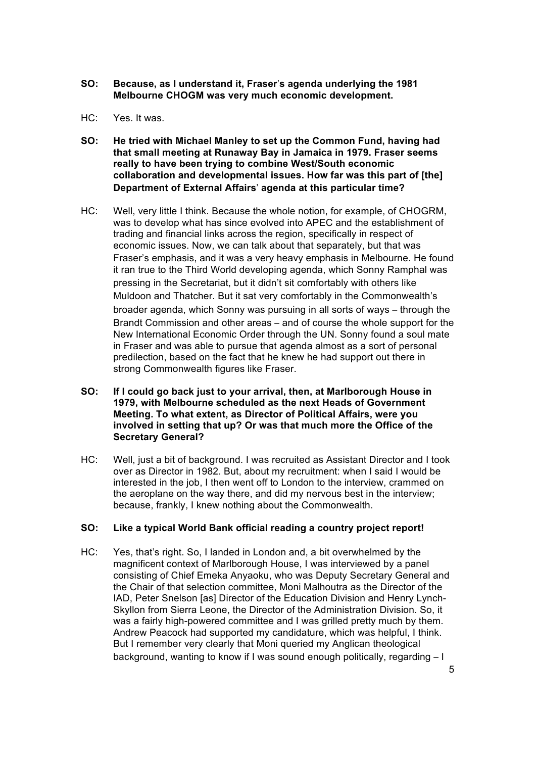**SO: Because, as I understand it, Fraser's agenda underlying the 1981 Melbourne CHOGM was very much economic development.**

HC: Yes. It was.

**SO: He tried with Michael Manley to set up the Common Fund, having had that small meeting at Runaway Bay in Jamaica in 1979. Fraser seems really to have been trying to combine West/South economic collaboration and developmental issues. How far was this part of [the] Department of External Affairs' agenda at this particular time?**

HC: Well, very little I think. Because the whole notion, for example, of CHOGRM, was to develop what has since evolved into APEC and the establishment of trading and financial links across the region, specifically in respect of economic issues. Now, we can talk about that separately, but that was Fraser's emphasis, and it was a very heavy emphasis in Melbourne. He found it ran true to the Third World developing agenda, which Sonny Ramphal was pressing in the Secretariat, but it didn't sit comfortably with others like Muldoon and Thatcher. But it sat very comfortably in the Commonwealth's broader agenda, which Sonny was pursuing in all sorts of ways – through the Brandt Commission and other areas – and of course the whole support for the New International Economic Order through the UN. Sonny found a soul mate in Fraser and was able to pursue that agenda almost as a sort of personal predilection, based on the fact that he knew he had support out there in strong Commonwealth figures like Fraser.

**SO: If I could go back just to your arrival, then, at Marlborough House in 1979, with Melbourne scheduled as the next Heads of Government Meeting. To what extent, as Director of Political Affairs, were you involved in setting that up? Or was that much more the Office of the Secretary General?**

HC: Well, just a bit of background. I was recruited as Assistant Director and I took over as Director in 1982. But, about my recruitment: when I said I would be interested in the job, I then went off to London to the interview, crammed on the aeroplane on the way there, and did my nervous best in the interview; because, frankly, I knew nothing about the Commonwealth.

**SO: Like a typical World Bank official reading a country project report!**

HC: Yes, that's right. So, I landed in London and, a bit overwhelmed by the magnificent context of Marlborough House, I was interviewed by a panel consisting of Chief Emeka Anyaoku, who was Deputy Secretary General and the Chair of that selection committee, Moni Malhoutra as the Director of the IAD, Peter Snelson [as] Director of the Education Division and Henry Lynch-Skyllon from Sierra Leone, the Director of the Administration Division. So, it was a fairly high-powered committee and I was grilled pretty much by them. Andrew Peacock had supported my candidature, which was helpful, I think. But I remember very clearly that Moni queried my Anglican theological background, wanting to know if I was sound enough politically, regarding – I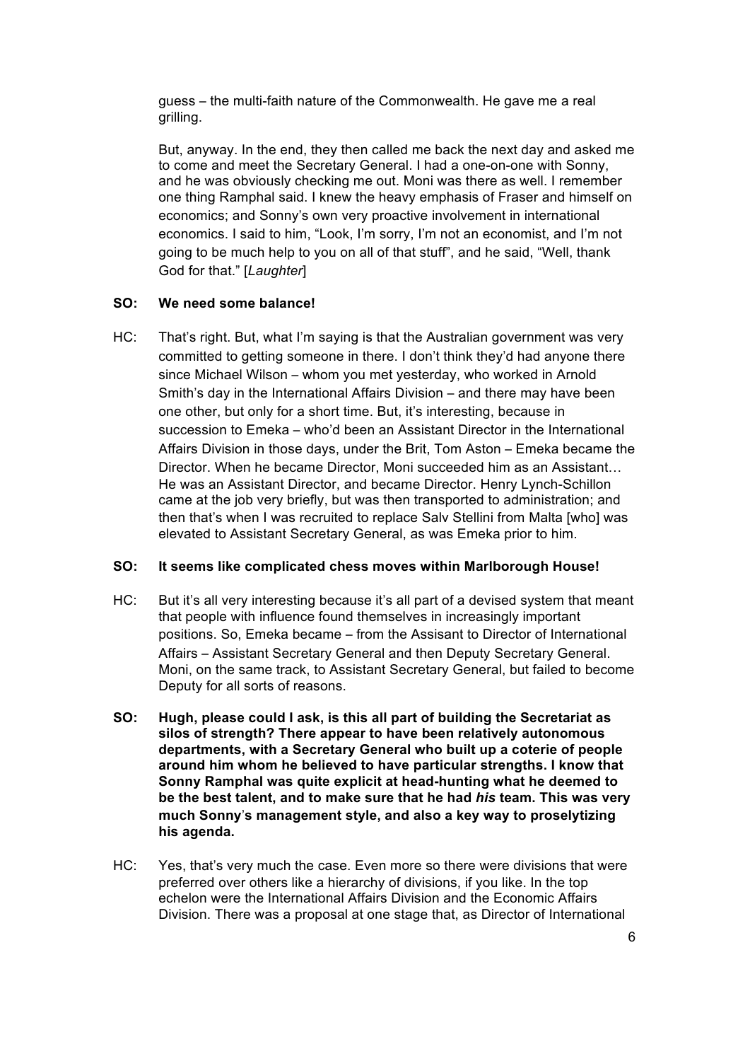guess – the multi-faith nature of the Commonwealth. He gave me a real grilling.

But, anyway. In the end, they then called me back the next day and asked me to come and meet the Secretary General. I had a one-on-one with Sonny, and he was obviously checking me out. Moni was there as well. I remember one thing Ramphal said. I knew the heavy emphasis of Fraser and himself on economics; and Sonny's own very proactive involvement in international economics. I said to him, "Look, I'm sorry, I'm not an economist, and I'm not going to be much help to you on all of that stuff", and he said, "Well, thank God for that." [*Laughter*]

**SO: We need some balance!**

HC: That's right. But, what I'm saying is that the Australian government was very committed to getting someone in there. I don't think they'd had anyone there since Michael Wilson – whom you met yesterday, who worked in Arnold Smith's day in the International Affairs Division – and there may have been one other, but only for a short time. But, it's interesting, because in succession to Emeka – who'd been an Assistant Director in the International Affairs Division in those days, under the Brit, Tom Aston – Emeka became the Director. When he became Director, Moni succeeded him as an Assistant… He was an Assistant Director, and became Director. Henry Lynch-Schillon came at the job very briefly, but was then transported to administration; and then that's when I was recruited to replace Salv Stellini from Malta [who] was elevated to Assistant Secretary General, as was Emeka prior to him.

**SO: It seems like complicated chess moves within Marlborough House!**

HC: But it's all very interesting because it's all part of a devised system that meant that people with influence found themselves in increasingly important positions. So, Emeka became – from the Assisant to Director of International Affairs – Assistant Secretary General and then Deputy Secretary General. Moni, on the same track, to Assistant Secretary General, but failed to become Deputy for all sorts of reasons.

**SO: Hugh, please could I ask, is this all part of building the Secretariat as silos of strength? There appear to have been relatively autonomous departments, with a Secretary General who built up a coterie of people around him whom he believed to have particular strengths. I know that Sonny Ramphal was quite explicit at head-hunting what he deemed to be the best talent, and to make sure that he had *his* team. This was very much Sonny's management style, and also a key way to proselytizing his agenda.**

HC: Yes, that's very much the case. Even more so there were divisions that were preferred over others like a hierarchy of divisions, if you like. In the top echelon were the International Affairs Division and the Economic Affairs Division. There was a proposal at one stage that, as Director of International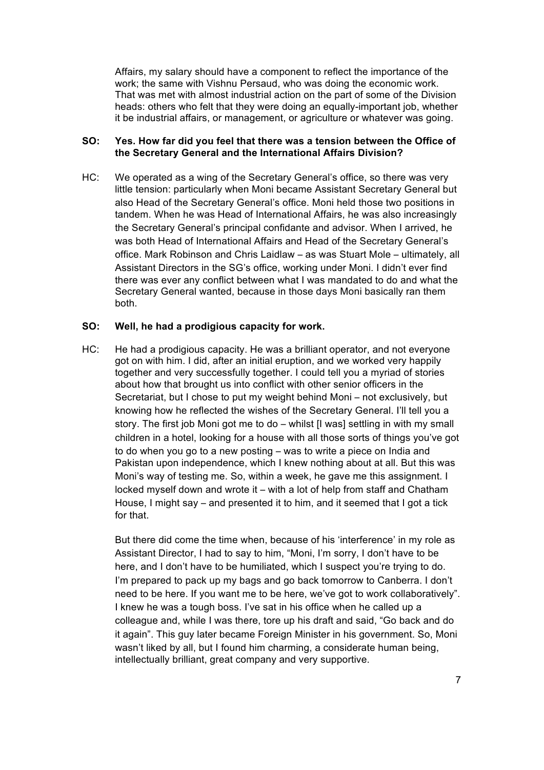Affairs, my salary should have a component to reflect the importance of the work; the same with Vishnu Persaud, who was doing the economic work. That was met with almost industrial action on the part of some of the Division heads: others who felt that they were doing an equally-important job, whether it be industrial affairs, or management, or agriculture or whatever was going.

**SO: Yes. How far did you feel that there was a tension between the Office of the Secretary General and the International Affairs Division?**

HC: We operated as a wing of the Secretary General's office, so there was very little tension: particularly when Moni became Assistant Secretary General but also Head of the Secretary General's office. Moni held those two positions in tandem. When he was Head of International Affairs, he was also increasingly the Secretary General's principal confidante and advisor. When I arrived, he was both Head of International Affairs and Head of the Secretary General's office. Mark Robinson and Chris Laidlaw – as was Stuart Mole – ultimately, all Assistant Directors in the SG's office, working under Moni. I didn't ever find there was ever any conflict between what I was mandated to do and what the Secretary General wanted, because in those days Moni basically ran them both.

**SO: Well, he had a prodigious capacity for work.**

HC: He had a prodigious capacity. He was a brilliant operator, and not everyone got on with him. I did, after an initial eruption, and we worked very happily together and very successfully together. I could tell you a myriad of stories about how that brought us into conflict with other senior officers in the Secretariat, but I chose to put my weight behind Moni – not exclusively, but knowing how he reflected the wishes of the Secretary General. I'll tell you a story. The first job Moni got me to do – whilst [I was] settling in with my small children in a hotel, looking for a house with all those sorts of things you've got to do when you go to a new posting – was to write a piece on India and Pakistan upon independence, which I knew nothing about at all. But this was Moni's way of testing me. So, within a week, he gave me this assignment. I locked myself down and wrote it – with a lot of help from staff and Chatham House, I might say – and presented it to him, and it seemed that I got a tick for that.

But there did come the time when, because of his 'interference' in my role as Assistant Director, I had to say to him, "Moni, I'm sorry, I don't have to be here, and I don't have to be humiliated, which I suspect you're trying to do. I'm prepared to pack up my bags and go back tomorrow to Canberra. I don't need to be here. If you want me to be here, we've got to work collaboratively". I knew he was a tough boss. I've sat in his office when he called up a colleague and, while I was there, tore up his draft and said, "Go back and do it again". This guy later became Foreign Minister in his government. So, Moni wasn't liked by all, but I found him charming, a considerate human being, intellectually brilliant, great company and very supportive.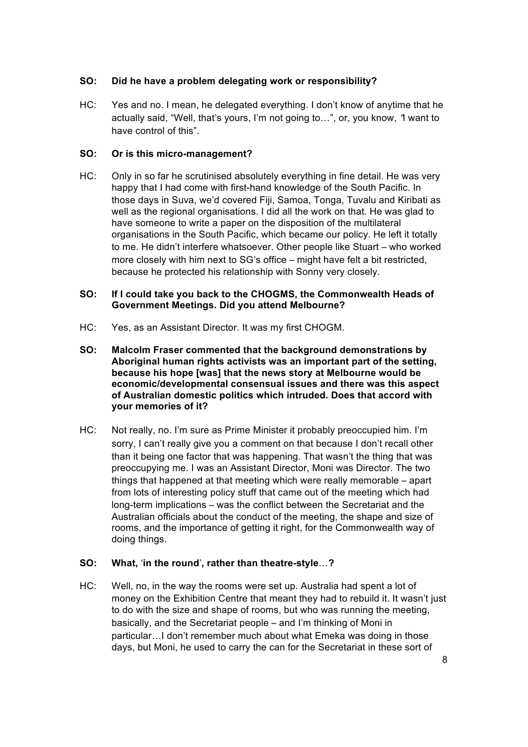**SO: Did he have a problem delegating work or responsibility?**

HC: Yes and no. I mean, he delegated everything. I don't know of anytime that he actually said, "Well, that's yours, I'm not going to…", or, you know, "I want to have control of this".

**SO: Or is this micro-management?**

HC: Only in so far he scrutinised absolutely everything in fine detail. He was very happy that I had come with first-hand knowledge of the South Pacific. In those days in Suva, we'd covered Fiji, Samoa, Tonga, Tuvalu and Kiribati as well as the regional organisations. I did all the work on that. He was glad to have someone to write a paper on the disposition of the multilateral organisations in the South Pacific, which became our policy. He left it totally to me. He didn't interfere whatsoever. Other people like Stuart – who worked more closely with him next to SG's office – might have felt a bit restricted, because he protected his relationship with Sonny very closely.

**SO: If I could take you back to the CHOGMS, the Commonwealth Heads of Government Meetings. Did you attend Melbourne?**

HC: Yes, as an Assistant Director. It was my first CHOGM.

**SO: Malcolm Fraser commented that the background demonstrations by Aboriginal human rights activists was an important part of the setting, because his hope [was] that the news story at Melbourne would be economic/developmental consensual issues and there was this aspect of Australian domestic politics which intruded. Does that accord with your memories of it?**

HC: Not really, no. I'm sure as Prime Minister it probably preoccupied him. I'm sorry, I can't really give you a comment on that because I don't recall other than it being one factor that was happening. That wasn't the thing that was preoccupying me. I was an Assistant Director, Moni was Director. The two things that happened at that meeting which were really memorable – apart from lots of interesting policy stuff that came out of the meeting which had long-term implications – was the conflict between the Secretariat and the Australian officials about the conduct of the meeting, the shape and size of rooms, and the importance of getting it right, for the Commonwealth way of doing things.

**SO: What, 'in the round', rather than theatre-style…?**

HC: Well, no, in the way the rooms were set up. Australia had spent a lot of money on the Exhibition Centre that meant they had to rebuild it. It wasn't just to do with the size and shape of rooms, but who was running the meeting, basically, and the Secretariat people – and I'm thinking of Moni in particular…I don't remember much about what Emeka was doing in those days, but Moni, he used to carry the can for the Secretariat in these sort of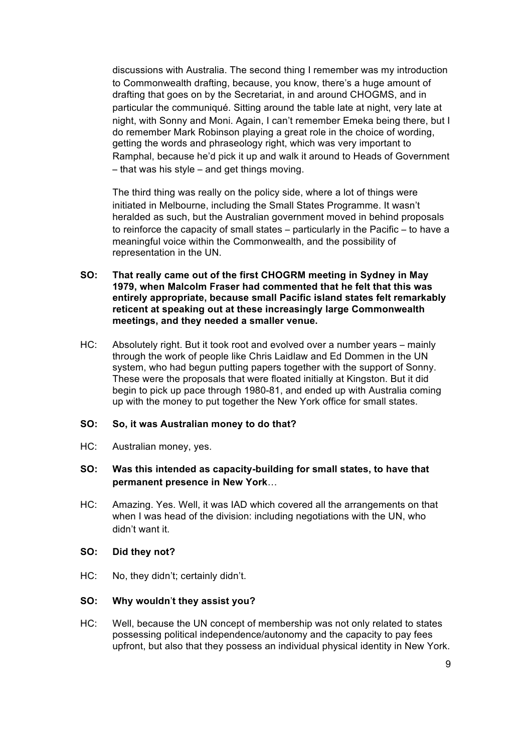discussions with Australia. The second thing I remember was my introduction to Commonwealth drafting, because, you know, there's a huge amount of drafting that goes on by the Secretariat, in and around CHOGMS, and in particular the communiqué. Sitting around the table late at night, very late at night, with Sonny and Moni. Again, I can't remember Emeka being there, but I do remember Mark Robinson playing a great role in the choice of wording, getting the words and phraseology right, which was very important to Ramphal, because he'd pick it up and walk it around to Heads of Government – that was his style – and get things moving.

The third thing was really on the policy side, where a lot of things were initiated in Melbourne, including the Small States Programme. It wasn't heralded as such, but the Australian government moved in behind proposals to reinforce the capacity of small states – particularly in the Pacific – to have a meaningful voice within the Commonwealth, and the possibility of representation in the UN.

**SO: That really came out of the first CHOGRM meeting in Sydney in May 1979, when Malcolm Fraser had commented that he felt that this was entirely appropriate, because small Pacific island states felt remarkably reticent at speaking out at these increasingly large Commonwealth meetings, and they needed a smaller venue.**

HC: Absolutely right. But it took root and evolved over a number years – mainly through the work of people like Chris Laidlaw and Ed Dommen in the UN system, who had begun putting papers together with the support of Sonny. These were the proposals that were floated initially at Kingston. But it did begin to pick up pace through 1980-81, and ended up with Australia coming up with the money to put together the New York office for small states.

**SO: So, it was Australian money to do that?**

HC: Australian money, yes.

**SO: Was this intended as capacity-building for small states, to have that permanent presence in New York…**

HC: Amazing. Yes. Well, it was IAD which covered all the arrangements on that when I was head of the division: including negotiations with the UN, who didn't want it.

**SO: Did they not?**

HC: No, they didn't; certainly didn't.

**SO: Why wouldn't they assist you?**

HC: Well, because the UN concept of membership was not only related to states possessing political independence/autonomy and the capacity to pay fees upfront, but also that they possess an individual physical identity in New York.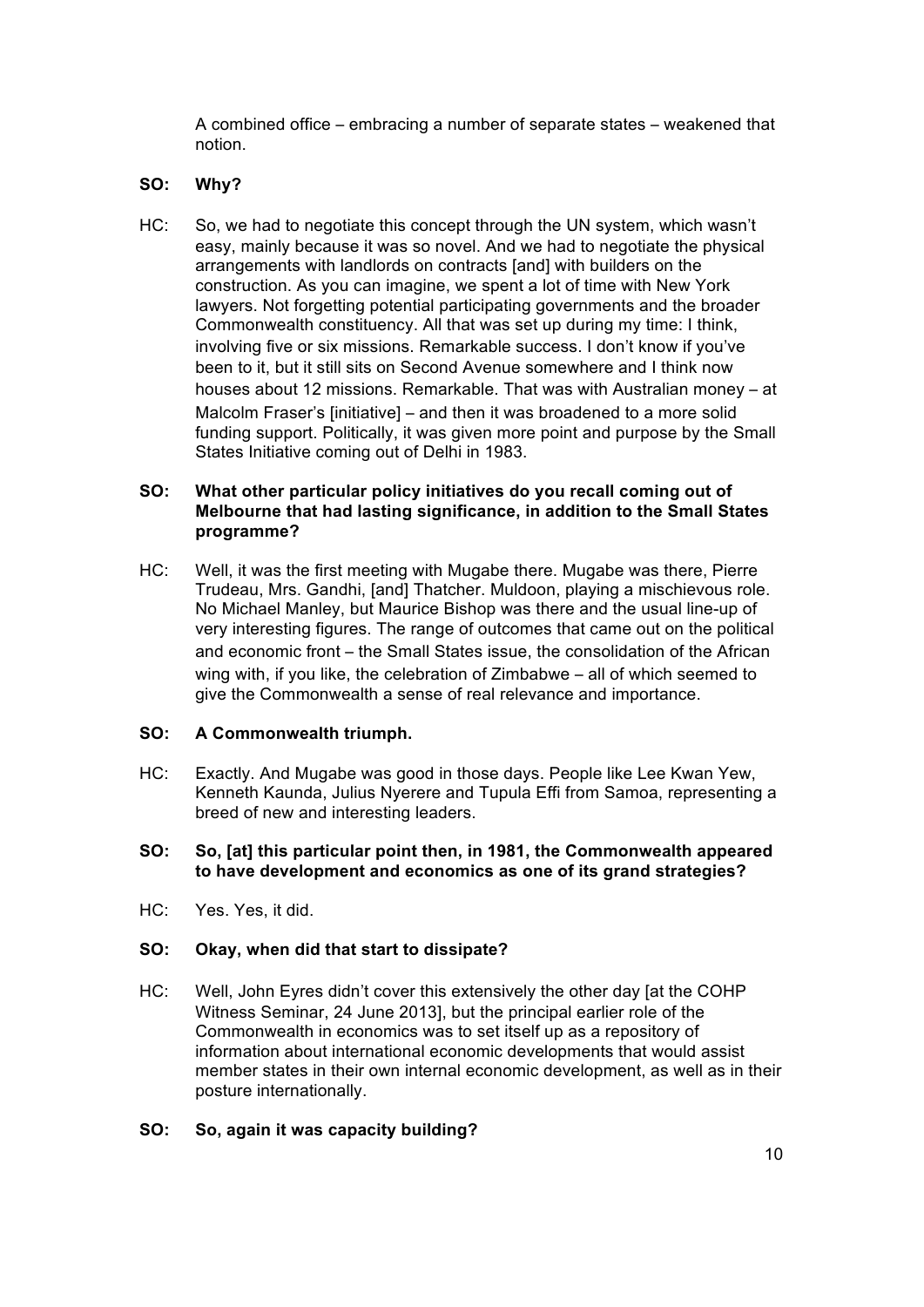A combined office – embracing a number of separate states – weakened that notion.

**SO: Why?**

HC: So, we had to negotiate this concept through the UN system, which wasn't easy, mainly because it was so novel. And we had to negotiate the physical arrangements with landlords on contracts [and] with builders on the construction. As you can imagine, we spent a lot of time with New York lawyers. Not forgetting potential participating governments and the broader Commonwealth constituency. All that was set up during my time: I think, involving five or six missions. Remarkable success. I don't know if you've been to it, but it still sits on Second Avenue somewhere and I think now houses about 12 missions. Remarkable. That was with Australian money – at Malcolm Fraser's [initiative] – and then it was broadened to a more solid funding support. Politically, it was given more point and purpose by the Small States Initiative coming out of Delhi in 1983.

**SO: What other particular policy initiatives do you recall coming out of Melbourne that had lasting significance, in addition to the Small States programme?**

HC: Well, it was the first meeting with Mugabe there. Mugabe was there, Pierre Trudeau, Mrs. Gandhi, [and] Thatcher. Muldoon, playing a mischievous role. No Michael Manley, but Maurice Bishop was there and the usual line-up of very interesting figures. The range of outcomes that came out on the political and economic front – the Small States issue, the consolidation of the African wing with, if you like, the celebration of Zimbabwe – all of which seemed to give the Commonwealth a sense of real relevance and importance.

**SO: A Commonwealth triumph.**

HC: Exactly. And Mugabe was good in those days. People like Lee Kwan Yew, Kenneth Kaunda, Julius Nyerere and Tupula Effi from Samoa, representing a breed of new and interesting leaders.

**SO: So, [at] this particular point then, in 1981, the Commonwealth appeared to have development and economics as one of its grand strategies?**

HC: Yes. Yes, it did.

**SO: Okay, when did that start to dissipate?**

HC: Well, John Eyres didn't cover this extensively the other day [at the COHP Witness Seminar, 24 June 2013], but the principal earlier role of the Commonwealth in economics was to set itself up as a repository of information about international economic developments that would assist member states in their own internal economic development, as well as in their posture internationally.

**SO: So, again it was capacity building?**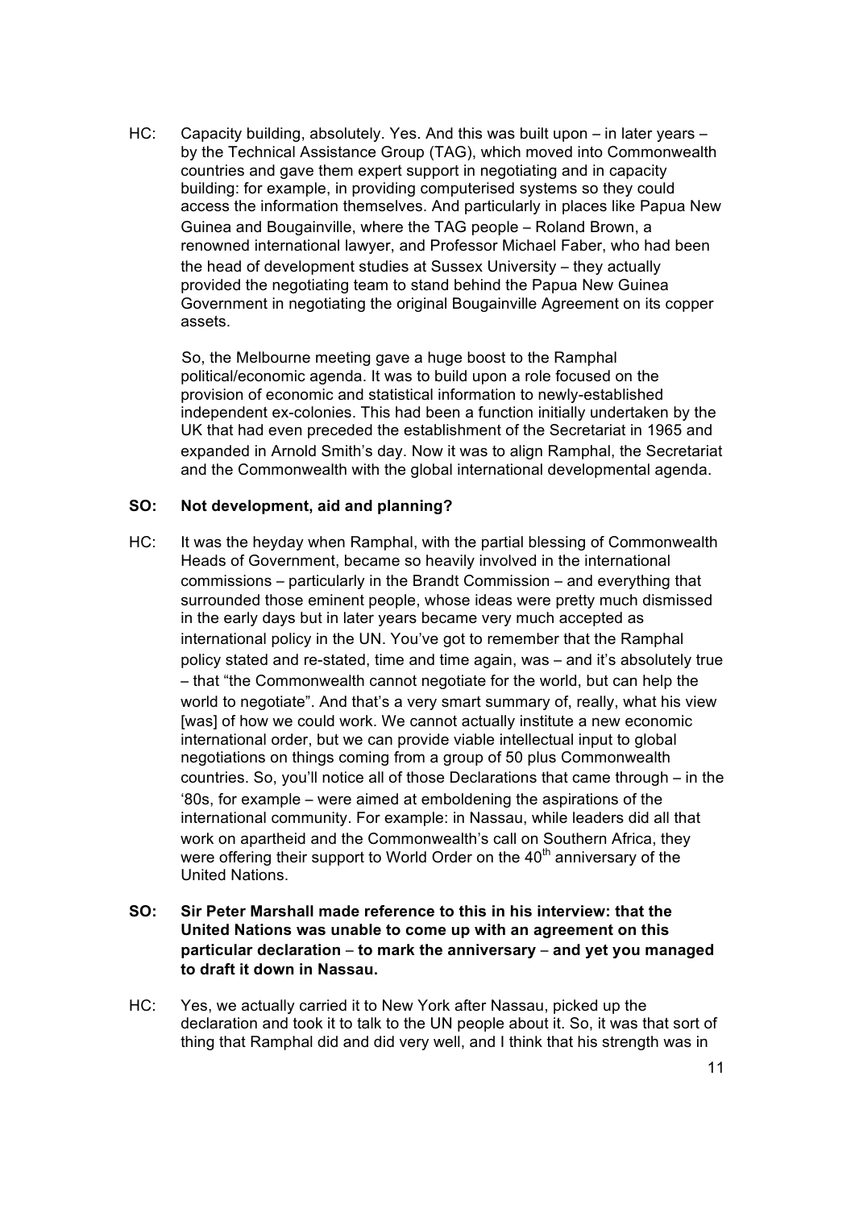HC: Capacity building, absolutely. Yes. And this was built upon – in later years – by the Technical Assistance Group (TAG), which moved into Commonwealth countries and gave them expert support in negotiating and in capacity building: for example, in providing computerised systems so they could access the information themselves. And particularly in places like Papua New Guinea and Bougainville, where the TAG people – Roland Brown, a renowned international lawyer, and Professor Michael Faber, who had been the head of development studies at Sussex University – they actually provided the negotiating team to stand behind the Papua New Guinea Government in negotiating the original Bougainville Agreement on its copper assets.

So, the Melbourne meeting gave a huge boost to the Ramphal political/economic agenda. It was to build upon a role focused on the provision of economic and statistical information to newly-established independent ex-colonies. This had been a function initially undertaken by the UK that had even preceded the establishment of the Secretariat in 1965 and expanded in Arnold Smith's day. Now it was to align Ramphal, the Secretariat and the Commonwealth with the global international developmental agenda.

**SO: Not development, aid and planning?**

HC: It was the heyday when Ramphal, with the partial blessing of Commonwealth Heads of Government, became so heavily involved in the international commissions – particularly in the Brandt Commission – and everything that surrounded those eminent people, whose ideas were pretty much dismissed in the early days but in later years became very much accepted as international policy in the UN. You've got to remember that the Ramphal policy stated and re-stated, time and time again, was – and it's absolutely true – that "the Commonwealth cannot negotiate for the world, but can help the world to negotiate". And that's a very smart summary of, really, what his view [was] of how we could work. We cannot actually institute a new economic international order, but we can provide viable intellectual input to global negotiations on things coming from a group of 50 plus Commonwealth countries. So, you'll notice all of those Declarations that came through – in the '80s, for example – were aimed at emboldening the aspirations of the international community. For example: in Nassau, while leaders did all that work on apartheid and the Commonwealth's call on Southern Africa, they were offering their support to World Order on the 40th anniversary of the United Nations.

**SO: Sir Peter Marshall made reference to this in his interview: that the United Nations was unable to come up with an agreement on this particular declaration – to mark the anniversary – and yet you managed to draft it down in Nassau.**

HC: Yes, we actually carried it to New York after Nassau, picked up the declaration and took it to talk to the UN people about it. So, it was that sort of thing that Ramphal did and did very well, and I think that his strength was in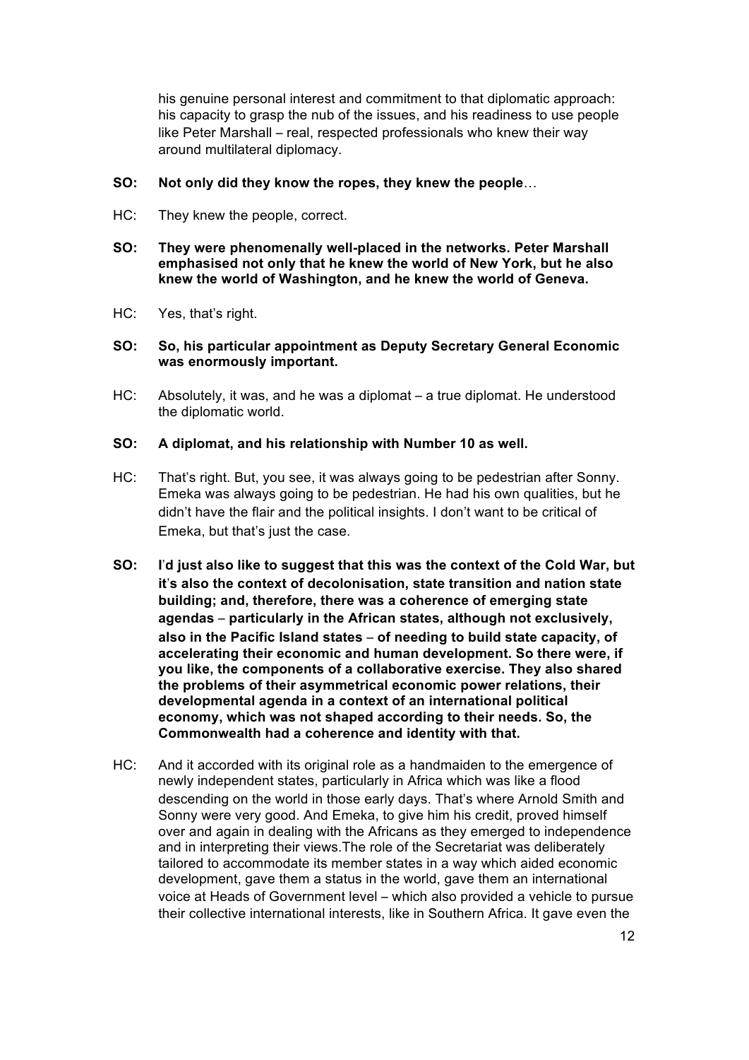his genuine personal interest and commitment to that diplomatic approach: his capacity to grasp the nub of the issues, and his readiness to use people like Peter Marshall – real, respected professionals who knew their way around multilateral diplomacy.

**SO: Not only did they know the ropes, they knew the people**…

HC: They knew the people, correct.

**SO: They were phenomenally well-placed in the networks. Peter Marshall emphasised not only that he knew the world of New York, but he also knew the world of Washington, and he knew the world of Geneva.**

HC: Yes, that's right.

**SO: So, his particular appointment as Deputy Secretary General Economic was enormously important.**

HC: Absolutely, it was, and he was a diplomat – a true diplomat. He understood the diplomatic world.

**SO: A diplomat, and his relationship with Number 10 as well.**

HC: That's right. But, you see, it was always going to be pedestrian after Sonny. Emeka was always going to be pedestrian. He had his own qualities, but he didn't have the flair and the political insights. I don't want to be critical of Emeka, but that's just the case.

**SO: I'd just also like to suggest that this was the context of the Cold War, but it's also the context of decolonisation, state transition and nation state building; and, therefore, there was a coherence of emerging state agendas – particularly in the African states, although not exclusively, also in the Pacific Island states – of needing to build state capacity, of accelerating their economic and human development. So there were, if you like, the components of a collaborative exercise. They also shared the problems of their asymmetrical economic power relations, their developmental agenda in a context of an international political economy, which was not shaped according to their needs. So, the Commonwealth had a coherence and identity with that.**

HC: And it accorded with its original role as a handmaiden to the emergence of newly independent states, particularly in Africa which was like a flood descending on the world in those early days. That's where Arnold Smith and Sonny were very good. And Emeka, to give him his credit, proved himself over and again in dealing with the Africans as they emerged to independence and in interpreting their views.The role of the Secretariat was deliberately tailored to accommodate its member states in a way which aided economic development, gave them a status in the world, gave them an international voice at Heads of Government level – which also provided a vehicle to pursue their collective international interests, like in Southern Africa. It gave even the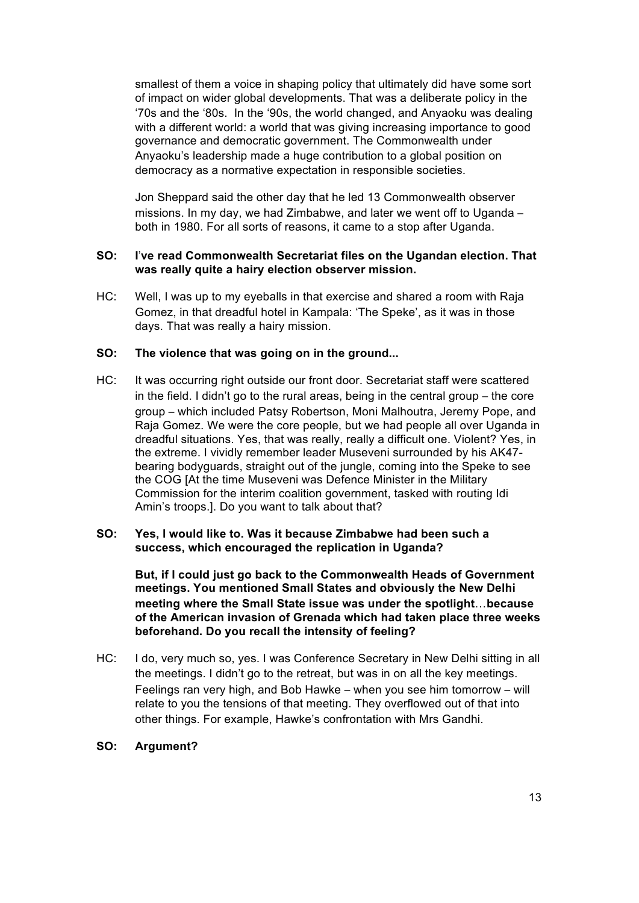smallest of them a voice in shaping policy that ultimately did have some sort of impact on wider global developments. That was a deliberate policy in the '70s and the '80s. In the '90s, the world changed, and Anyaoku was dealing with a different world: a world that was giving increasing importance to good governance and democratic government. The Commonwealth under Anyaoku's leadership made a huge contribution to a global position on democracy as a normative expectation in responsible societies.

Jon Sheppard said the other day that he led 13 Commonwealth observer missions. In my day, we had Zimbabwe, and later we went off to Uganda – both in 1980. For all sorts of reasons, it came to a stop after Uganda.

**SO: I've read Commonwealth Secretariat files on the Ugandan election. That was really quite a hairy election observer mission.**

HC: Well, I was up to my eyeballs in that exercise and shared a room with Raja Gomez, in that dreadful hotel in Kampala: 'The Speke', as it was in those days. That was really a hairy mission.

**SO: The violence that was going on in the ground...**

HC: It was occurring right outside our front door. Secretariat staff were scattered in the field. I didn't go to the rural areas, being in the central group – the core group – which included Patsy Robertson, Moni Malhoutra, Jeremy Pope, and Raja Gomez. We were the core people, but we had people all over Uganda in dreadful situations. Yes, that was really, really a difficult one. Violent? Yes, in the extreme. I vividly remember leader Museveni surrounded by his AK47-bearing bodyguards, straight out of the jungle, coming into the Speke to see the COG [At the time Museveni was Defence Minister in the Military Commission for the interim coalition government, tasked with routing Idi Amin's troops.]. Do you want to talk about that?

**SO: Yes, I would like to. Was it because Zimbabwe had been such a success, which encouraged the replication in Uganda?**

**But, if I could just go back to the Commonwealth Heads of Government meetings. You mentioned Small States and obviously the New Delhi meeting where the Small State issue was under the spotlight…because of the American invasion of Grenada which had taken place three weeks beforehand. Do you recall the intensity of feeling?**

HC: I do, very much so, yes. I was Conference Secretary in New Delhi sitting in all the meetings. I didn't go to the retreat, but was in on all the key meetings. Feelings ran very high, and Bob Hawke – when you see him tomorrow – will relate to you the tensions of that meeting. They overflowed out of that into other things. For example, Hawke's confrontation with Mrs Gandhi.

**SO: Argument?**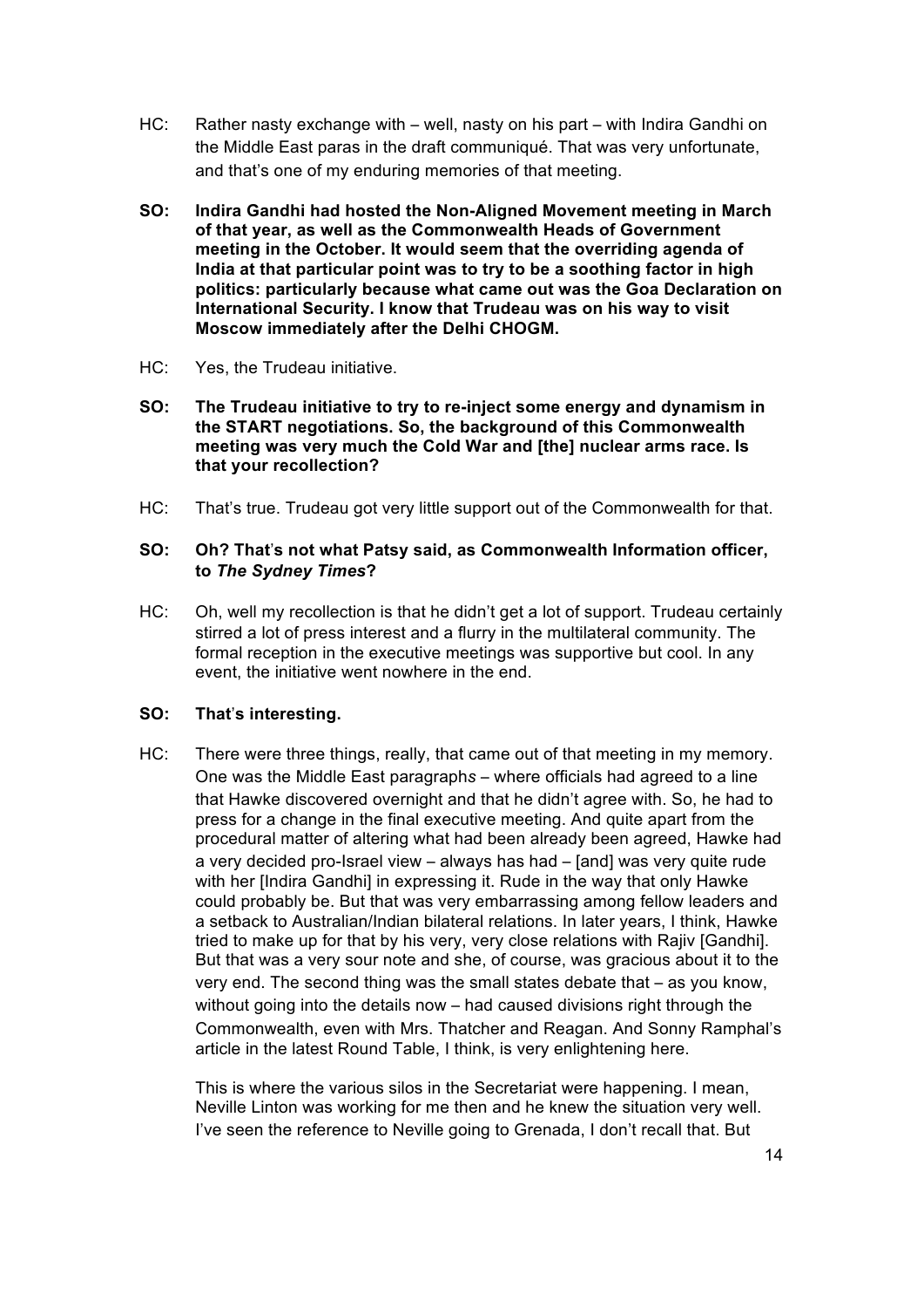HC: Rather nasty exchange with – well, nasty on his part – with Indira Gandhi on the Middle East paras in the draft communiqué. That was very unfortunate, and that's one of my enduring memories of that meeting.

**SO: Indira Gandhi had hosted the Non-Aligned Movement meeting in March of that year, as well as the Commonwealth Heads of Government meeting in the October. It would seem that the overriding agenda of India at that particular point was to try to be a soothing factor in high politics: particularly because what came out was the Goa Declaration on International Security. I know that Trudeau was on his way to visit Moscow immediately after the Delhi CHOGM.**

HC: Yes, the Trudeau initiative.

**SO: The Trudeau initiative to try to re-inject some energy and dynamism in the START negotiations. So, the background of this Commonwealth meeting was very much the Cold War and [the] nuclear arms race. Is that your recollection?**

HC: That's true. Trudeau got very little support out of the Commonwealth for that.

**SO: Oh? That's not what Patsy said, as Commonwealth Information officer, to *The Sydney Times*?**

HC: Oh, well my recollection is that he didn't get a lot of support. Trudeau certainly stirred a lot of press interest and a flurry in the multilateral community. The formal reception in the executive meetings was supportive but cool. In any event, the initiative went nowhere in the end.

**SO: That's interesting.**

HC: There were three things, really, that came out of that meeting in my memory. One was the Middle East paragraph*s* – where officials had agreed to a line that Hawke discovered overnight and that he didn't agree with. So, he had to press for a change in the final executive meeting. And quite apart from the procedural matter of altering what had been already been agreed, Hawke had a very decided pro-Israel view – always has had – [and] was very quite rude with her [Indira Gandhi] in expressing it. Rude in the way that only Hawke could probably be. But that was very embarrassing among fellow leaders and a setback to Australian/Indian bilateral relations. In later years, I think, Hawke tried to make up for that by his very, very close relations with Rajiv [Gandhi]. But that was a very sour note and she, of course, was gracious about it to the very end. The second thing was the small states debate that – as you know, without going into the details now – had caused divisions right through the Commonwealth, even with Mrs. Thatcher and Reagan. And Sonny Ramphal's article in the latest Round Table, I think, is very enlightening here.

This is where the various silos in the Secretariat were happening. I mean, Neville Linton was working for me then and he knew the situation very well. I've seen the reference to Neville going to Grenada, I don't recall that. But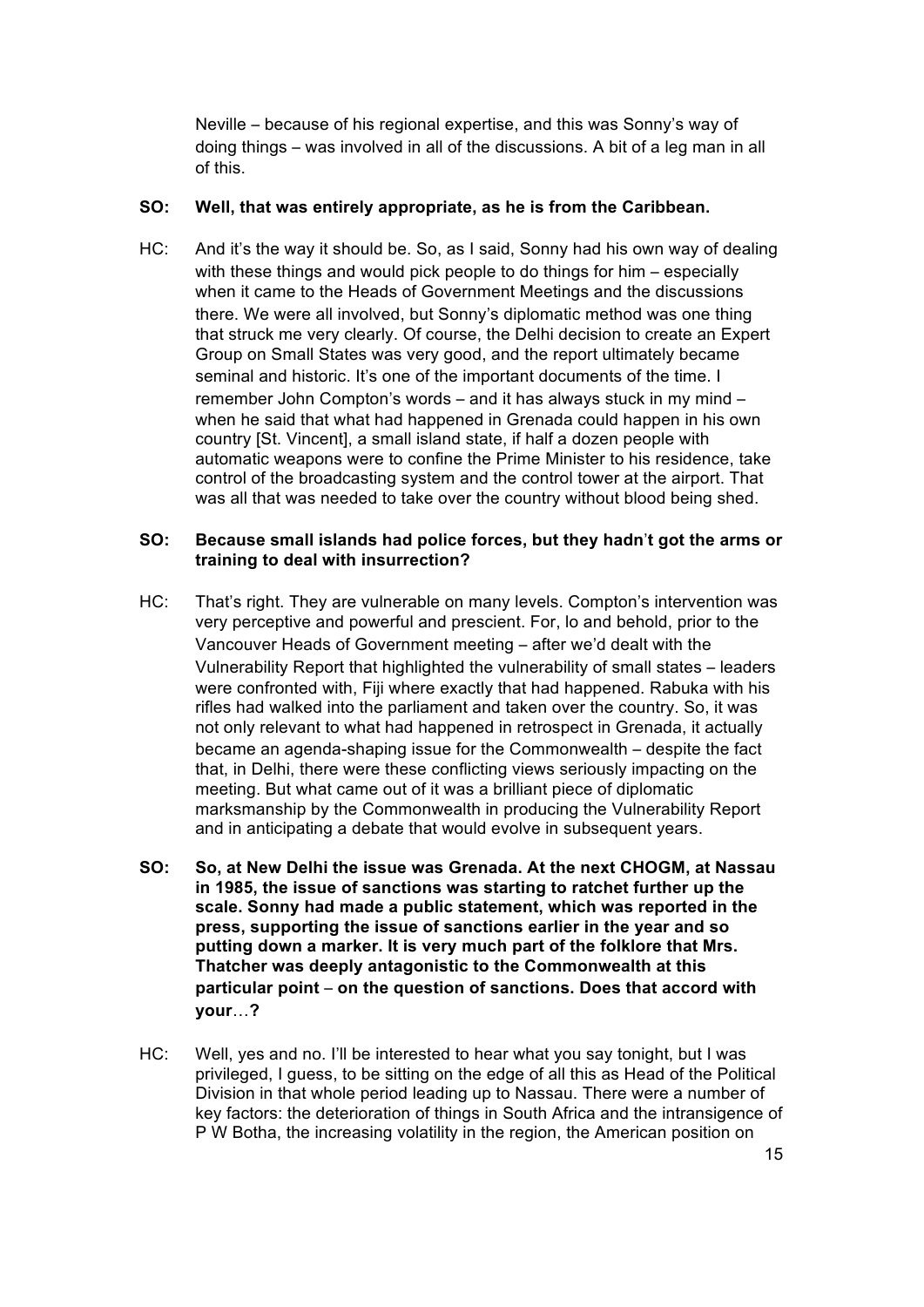Neville – because of his regional expertise, and this was Sonny's way of doing things – was involved in all of the discussions. A bit of a leg man in all of this.

**SO: Well, that was entirely appropriate, as he is from the Caribbean.**

HC: And it's the way it should be. So, as I said, Sonny had his own way of dealing with these things and would pick people to do things for him – especially when it came to the Heads of Government Meetings and the discussions there. We were all involved, but Sonny's diplomatic method was one thing that struck me very clearly. Of course, the Delhi decision to create an Expert Group on Small States was very good, and the report ultimately became seminal and historic. It's one of the important documents of the time. I remember John Compton's words – and it has always stuck in my mind – when he said that what had happened in Grenada could happen in his own country [St. Vincent], a small island state, if half a dozen people with automatic weapons were to confine the Prime Minister to his residence, take control of the broadcasting system and the control tower at the airport. That was all that was needed to take over the country without blood being shed.

**SO: Because small islands had police forces, but they hadn't got the arms or training to deal with insurrection?**

HC: That's right. They are vulnerable on many levels. Compton's intervention was very perceptive and powerful and prescient. For, lo and behold, prior to the Vancouver Heads of Government meeting – after we'd dealt with the Vulnerability Report that highlighted the vulnerability of small states – leaders were confronted with, Fiji where exactly that had happened. Rabuka with his rifles had walked into the parliament and taken over the country. So, it was not only relevant to what had happened in retrospect in Grenada, it actually became an agenda-shaping issue for the Commonwealth – despite the fact that, in Delhi, there were these conflicting views seriously impacting on the meeting. But what came out of it was a brilliant piece of diplomatic marksmanship by the Commonwealth in producing the Vulnerability Report and in anticipating a debate that would evolve in subsequent years.

**SO: So, at New Delhi the issue was Grenada. At the next CHOGM, at Nassau in 1985, the issue of sanctions was starting to ratchet further up the scale. Sonny had made a public statement, which was reported in the press, supporting the issue of sanctions earlier in the year and so putting down a marker. It is very much part of the folklore that Mrs. Thatcher was deeply antagonistic to the Commonwealth at this particular point – on the question of sanctions. Does that accord with your…?**

HC: Well, yes and no. I'll be interested to hear what you say tonight, but I was privileged, I guess, to be sitting on the edge of all this as Head of the Political Division in that whole period leading up to Nassau. There were a number of key factors: the deterioration of things in South Africa and the intransigence of P W Botha, the increasing volatility in the region, the American position on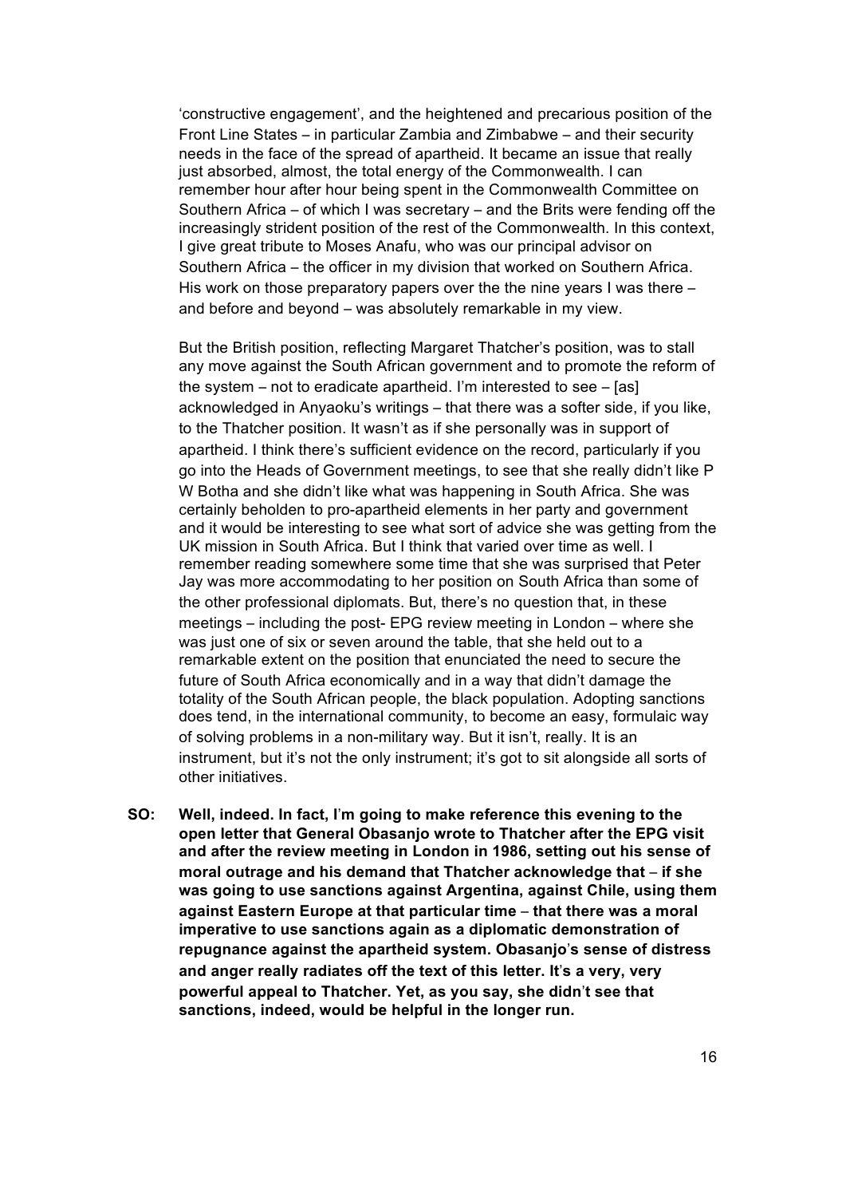'constructive engagement', and the heightened and precarious position of the Front Line States – in particular Zambia and Zimbabwe – and their security needs in the face of the spread of apartheid. It became an issue that really just absorbed, almost, the total energy of the Commonwealth. I can remember hour after hour being spent in the Commonwealth Committee on Southern Africa – of which I was secretary – and the Brits were fending off the increasingly strident position of the rest of the Commonwealth. In this context, I give great tribute to Moses Anafu, who was our principal advisor on Southern Africa – the officer in my division that worked on Southern Africa. His work on those preparatory papers over the the nine years I was there – and before and beyond – was absolutely remarkable in my view.

But the British position, reflecting Margaret Thatcher's position, was to stall any move against the South African government and to promote the reform of the system – not to eradicate apartheid. I'm interested to see – [as] acknowledged in Anyaoku's writings – that there was a softer side, if you like, to the Thatcher position. It wasn't as if she personally was in support of apartheid. I think there's sufficient evidence on the record, particularly if you go into the Heads of Government meetings, to see that she really didn't like P W Botha and she didn't like what was happening in South Africa. She was certainly beholden to pro-apartheid elements in her party and government and it would be interesting to see what sort of advice she was getting from the UK mission in South Africa. But I think that varied over time as well. I remember reading somewhere some time that she was surprised that Peter Jay was more accommodating to her position on South Africa than some of the other professional diplomats. But, there's no question that, in these meetings – including the post- EPG review meeting in London – where she was just one of six or seven around the table, that she held out to a remarkable extent on the position that enunciated the need to secure the future of South Africa economically and in a way that didn't damage the totality of the South African people, the black population. Adopting sanctions does tend, in the international community, to become an easy, formulaic way of solving problems in a non-military way. But it isn't, really. It is an instrument, but it's not the only instrument; it's got to sit alongside all sorts of other initiatives.

**SO: Well, indeed. In fact, I'm going to make reference this evening to the open letter that General Obasanjo wrote to Thatcher after the EPG visit and after the review meeting in London in 1986, setting out his sense of moral outrage and his demand that Thatcher acknowledge that – if she was going to use sanctions against Argentina, against Chile, using them against Eastern Europe at that particular time – that there was a moral imperative to use sanctions again as a diplomatic demonstration of repugnance against the apartheid system. Obasanjo's sense of distress and anger really radiates off the text of this letter. It's a very, very powerful appeal to Thatcher. Yet, as you say, she didn't see that sanctions, indeed, would be helpful in the longer run.**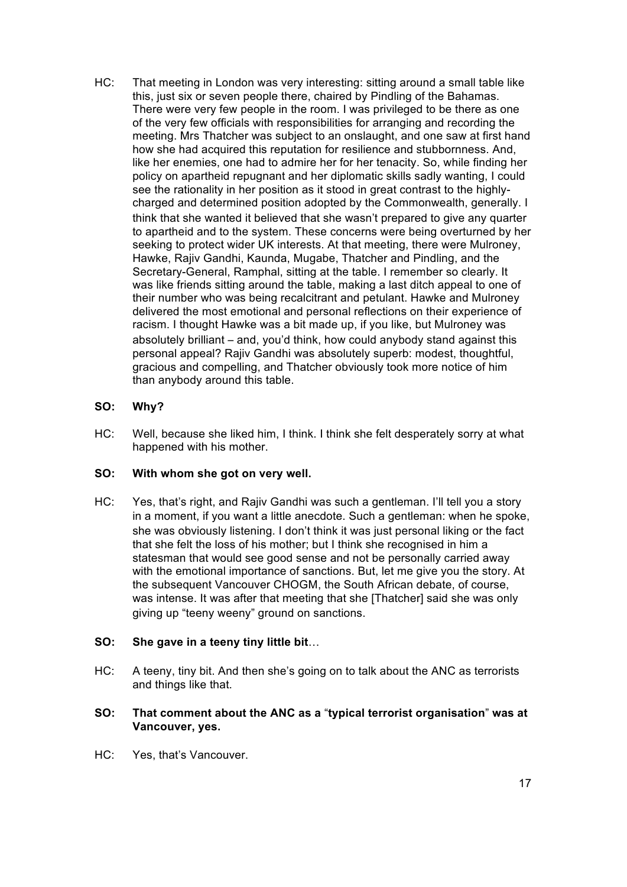HC: That meeting in London was very interesting: sitting around a small table like this, just six or seven people there, chaired by Pindling of the Bahamas. There were very few people in the room. I was privileged to be there as one of the very few officials with responsibilities for arranging and recording the meeting. Mrs Thatcher was subject to an onslaught, and one saw at first hand how she had acquired this reputation for resilience and stubbornness. And, like her enemies, one had to admire her for her tenacity. So, while finding her policy on apartheid repugnant and her diplomatic skills sadly wanting, I could see the rationality in her position as it stood in great contrast to the highly-charged and determined position adopted by the Commonwealth, generally. I think that she wanted it believed that she wasn't prepared to give any quarter to apartheid and to the system. These concerns were being overturned by her seeking to protect wider UK interests. At that meeting, there were Mulroney, Hawke, Rajiv Gandhi, Kaunda, Mugabe, Thatcher and Pindling, and the Secretary-General, Ramphal, sitting at the table. I remember so clearly. It was like friends sitting around the table, making a last ditch appeal to one of their number who was being recalcitrant and petulant. Hawke and Mulroney delivered the most emotional and personal reflections on their experience of racism. I thought Hawke was a bit made up, if you like, but Mulroney was absolutely brilliant – and, you'd think, how could anybody stand against this personal appeal? Rajiv Gandhi was absolutely superb: modest, thoughtful, gracious and compelling, and Thatcher obviously took more notice of him than anybody around this table.

**SO: Why?**

HC: Well, because she liked him, I think. I think she felt desperately sorry at what happened with his mother.

**SO: With whom she got on very well.**

HC: Yes, that's right, and Rajiv Gandhi was such a gentleman. I'll tell you a story in a moment, if you want a little anecdote. Such a gentleman: when he spoke, she was obviously listening. I don't think it was just personal liking or the fact that she felt the loss of his mother; but I think she recognised in him a statesman that would see good sense and not be personally carried away with the emotional importance of sanctions. But, let me give you the story. At the subsequent Vancouver CHOGM, the South African debate, of course, was intense. It was after that meeting that she [Thatcher] said she was only giving up "teeny weeny" ground on sanctions.

**SO: She gave in a teeny tiny little bit**…

HC: A teeny, tiny bit. And then she's going on to talk about the ANC as terrorists and things like that.

**SO: That comment about the ANC as a "typical terrorist organisation" was at Vancouver, yes.**

HC: Yes, that's Vancouver.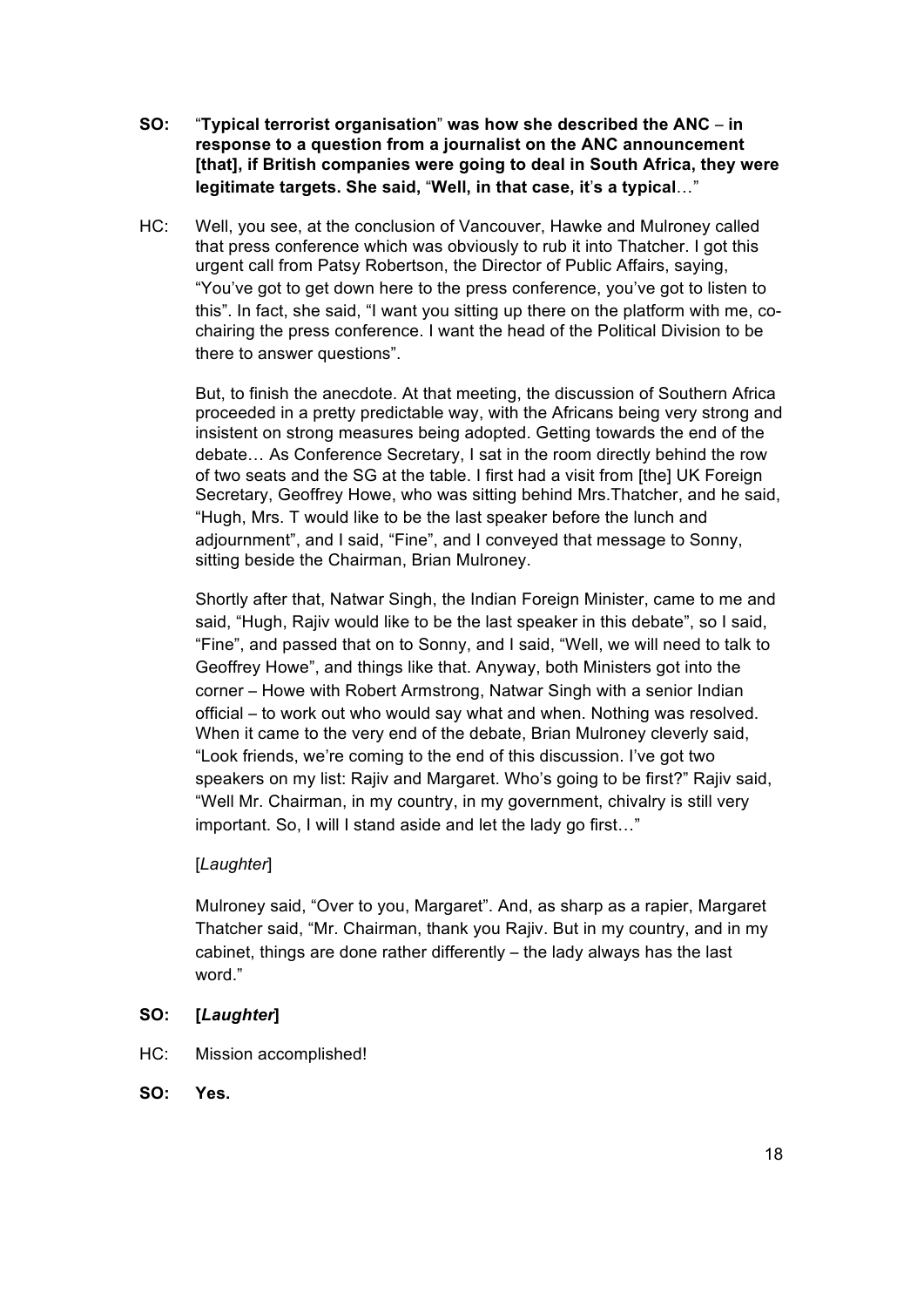**SO: "Typical terrorist organisation" was how she described the ANC – in response to a question from a journalist on the ANC announcement [that], if British companies were going to deal in South Africa, they were legitimate targets. She said, "Well, in that case, it's a typical…"**

HC: Well, you see, at the conclusion of Vancouver, Hawke and Mulroney called that press conference which was obviously to rub it into Thatcher. I got this urgent call from Patsy Robertson, the Director of Public Affairs, saying, "You've got to get down here to the press conference, you've got to listen to this". In fact, she said, "I want you sitting up there on the platform with me, co-chairing the press conference. I want the head of the Political Division to be there to answer questions".

But, to finish the anecdote. At that meeting, the discussion of Southern Africa proceeded in a pretty predictable way, with the Africans being very strong and insistent on strong measures being adopted. Getting towards the end of the debate… As Conference Secretary, I sat in the room directly behind the row of two seats and the SG at the table. I first had a visit from [the] UK Foreign Secretary, Geoffrey Howe, who was sitting behind Mrs.Thatcher, and he said, "Hugh, Mrs. T would like to be the last speaker before the lunch and adjournment", and I said, "Fine", and I conveyed that message to Sonny, sitting beside the Chairman, Brian Mulroney.

Shortly after that, Natwar Singh, the Indian Foreign Minister, came to me and said, "Hugh, Rajiv would like to be the last speaker in this debate", so I said, "Fine", and passed that on to Sonny, and I said, "Well, we will need to talk to Geoffrey Howe", and things like that. Anyway, both Ministers got into the corner – Howe with Robert Armstrong, Natwar Singh with a senior Indian official – to work out who would say what and when. Nothing was resolved. When it came to the very end of the debate, Brian Mulroney cleverly said, "Look friends, we're coming to the end of this discussion. I've got two speakers on my list: Rajiv and Margaret. Who's going to be first?" Rajiv said, "Well Mr. Chairman, in my country, in my government, chivalry is still very important. So, I will I stand aside and let the lady go first…"

[*Laughter*]

Mulroney said, "Over to you, Margaret". And, as sharp as a rapier, Margaret Thatcher said, "Mr. Chairman, thank you Rajiv. But in my country, and in my cabinet, things are done rather differently – the lady always has the last word."

**SO: [*Laughter*]**

HC: Mission accomplished!

**SO: Yes.**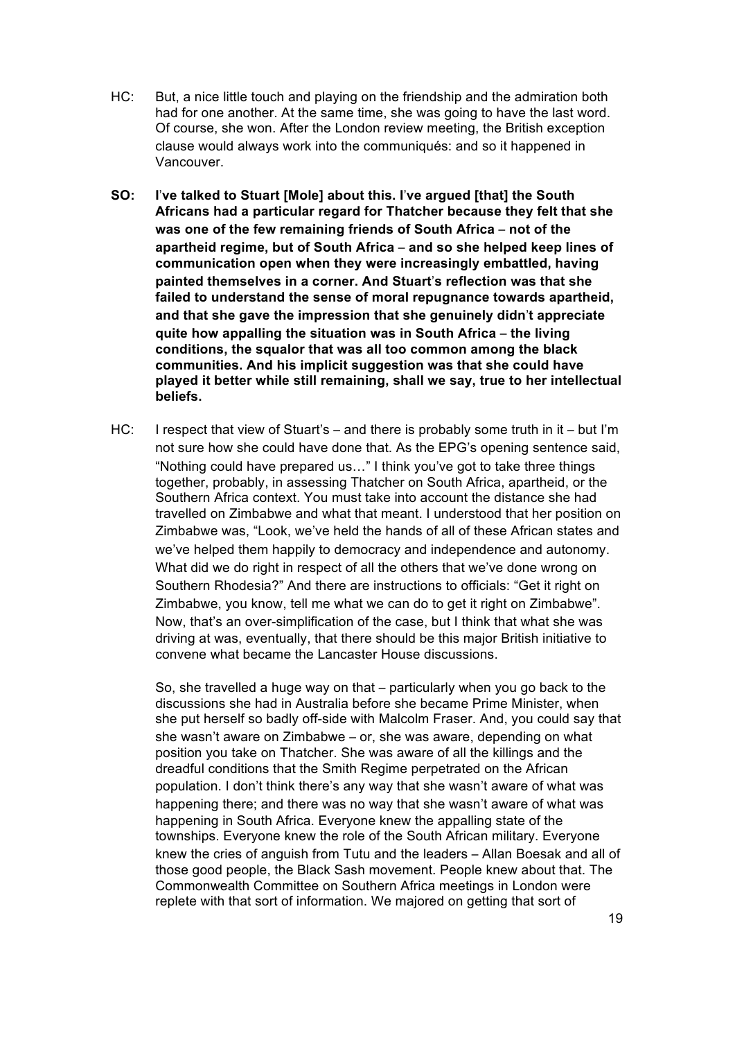HC: But, a nice little touch and playing on the friendship and the admiration both had for one another. At the same time, she was going to have the last word. Of course, she won. After the London review meeting, the British exception clause would always work into the communiqués: and so it happened in Vancouver.

**SO: I've talked to Stuart [Mole] about this. I've argued [that] the South Africans had a particular regard for Thatcher because they felt that she was one of the few remaining friends of South Africa – not of the apartheid regime, but of South Africa – and so she helped keep lines of communication open when they were increasingly embattled, having painted themselves in a corner. And Stuart's reflection was that she failed to understand the sense of moral repugnance towards apartheid, and that she gave the impression that she genuinely didn't appreciate quite how appalling the situation was in South Africa – the living conditions, the squalor that was all too common among the black communities. And his implicit suggestion was that she could have played it better while still remaining, shall we say, true to her intellectual beliefs.**

HC: I respect that view of Stuart's – and there is probably some truth in it – but I'm not sure how she could have done that. As the EPG's opening sentence said, "Nothing could have prepared us…" I think you've got to take three things together, probably, in assessing Thatcher on South Africa, apartheid, or the Southern Africa context. You must take into account the distance she had travelled on Zimbabwe and what that meant. I understood that her position on Zimbabwe was, "Look, we've held the hands of all of these African states and we've helped them happily to democracy and independence and autonomy. What did we do right in respect of all the others that we've done wrong on Southern Rhodesia?" And there are instructions to officials: "Get it right on Zimbabwe, you know, tell me what we can do to get it right on Zimbabwe". Now, that's an over-simplification of the case, but I think that what she was driving at was, eventually, that there should be this major British initiative to convene what became the Lancaster House discussions.

So, she travelled a huge way on that – particularly when you go back to the discussions she had in Australia before she became Prime Minister, when she put herself so badly off-side with Malcolm Fraser. And, you could say that she wasn't aware on Zimbabwe – or, she was aware, depending on what position you take on Thatcher. She was aware of all the killings and the dreadful conditions that the Smith Regime perpetrated on the African population. I don't think there's any way that she wasn't aware of what was happening there; and there was no way that she wasn't aware of what was happening in South Africa. Everyone knew the appalling state of the townships. Everyone knew the role of the South African military. Everyone knew the cries of anguish from Tutu and the leaders – Allan Boesak and all of those good people, the Black Sash movement. People knew about that. The Commonwealth Committee on Southern Africa meetings in London were replete with that sort of information. We majored on getting that sort of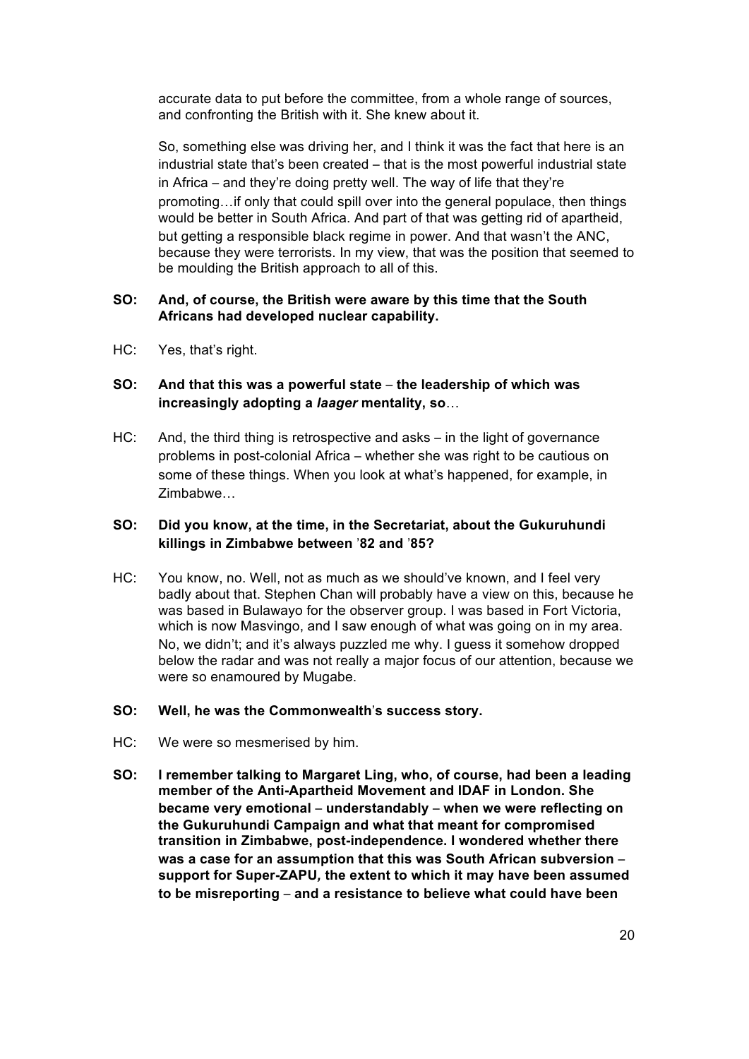accurate data to put before the committee, from a whole range of sources, and confronting the British with it. She knew about it.

So, something else was driving her, and I think it was the fact that here is an industrial state that's been created – that is the most powerful industrial state in Africa – and they're doing pretty well. The way of life that they're promoting…if only that could spill over into the general populace, then things would be better in South Africa. And part of that was getting rid of apartheid, but getting a responsible black regime in power. And that wasn't the ANC, because they were terrorists. In my view, that was the position that seemed to be moulding the British approach to all of this.

**SO: And, of course, the British were aware by this time that the South Africans had developed nuclear capability.**

HC: Yes, that's right.

**SO: And that this was a powerful state – the leadership of which was increasingly adopting a *laager* mentality, so…**

HC: And, the third thing is retrospective and asks – in the light of governance problems in post-colonial Africa – whether she was right to be cautious on some of these things. When you look at what's happened, for example, in Zimbabwe…

**SO: Did you know, at the time, in the Secretariat, about the Gukuruhundi killings in Zimbabwe between '82 and '85?**

HC: You know, no. Well, not as much as we should've known, and I feel very badly about that. Stephen Chan will probably have a view on this, because he was based in Bulawayo for the observer group. I was based in Fort Victoria, which is now Masvingo, and I saw enough of what was going on in my area. No, we didn't; and it's always puzzled me why. I guess it somehow dropped below the radar and was not really a major focus of our attention, because we were so enamoured by Mugabe.

**SO: Well, he was the Commonwealth's success story.**

HC: We were so mesmerised by him.

**SO: I remember talking to Margaret Ling, who, of course, had been a leading member of the Anti-Apartheid Movement and IDAF in London. She became very emotional – understandably – when we were reflecting on the Gukuruhundi Campaign and what that meant for compromised transition in Zimbabwe, post-independence. I wondered whether there was a case for an assumption that this was South African subversion – support for Super-ZAPU, the extent to which it may have been assumed to be misreporting – and a resistance to believe what could have been**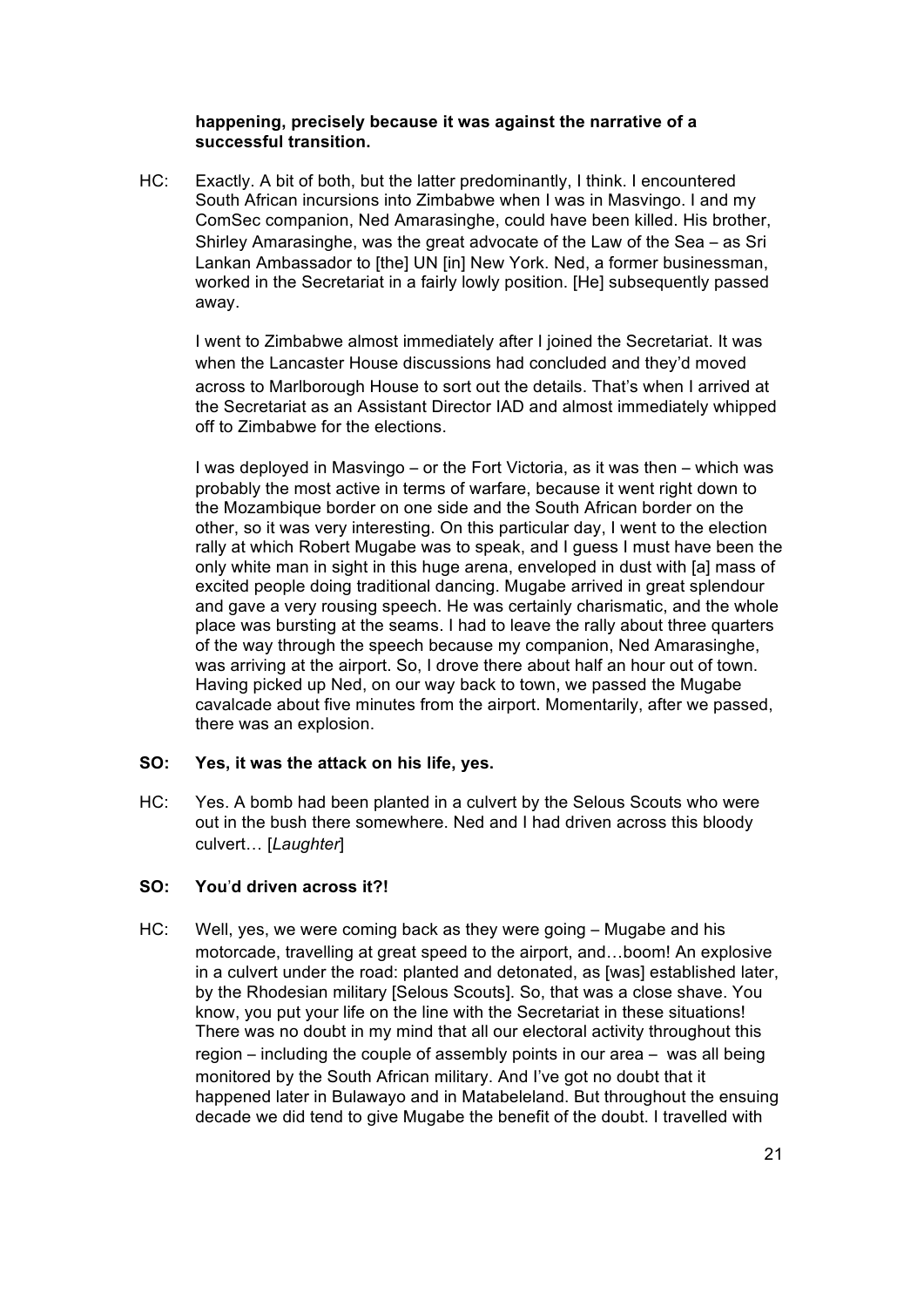**happening, precisely because it was against the narrative of a successful transition.**

HC: Exactly. A bit of both, but the latter predominantly, I think. I encountered South African incursions into Zimbabwe when I was in Masvingo. I and my ComSec companion, Ned Amarasinghe, could have been killed. His brother, Shirley Amarasinghe, was the great advocate of the Law of the Sea – as Sri Lankan Ambassador to [the] UN [in] New York. Ned, a former businessman, worked in the Secretariat in a fairly lowly position. [He] subsequently passed away.

I went to Zimbabwe almost immediately after I joined the Secretariat. It was when the Lancaster House discussions had concluded and they'd moved across to Marlborough House to sort out the details. That's when I arrived at the Secretariat as an Assistant Director IAD and almost immediately whipped off to Zimbabwe for the elections.

I was deployed in Masvingo – or the Fort Victoria, as it was then – which was probably the most active in terms of warfare, because it went right down to the Mozambique border on one side and the South African border on the other, so it was very interesting. On this particular day, I went to the election rally at which Robert Mugabe was to speak, and I guess I must have been the only white man in sight in this huge arena, enveloped in dust with [a] mass of excited people doing traditional dancing. Mugabe arrived in great splendour and gave a very rousing speech. He was certainly charismatic, and the whole place was bursting at the seams. I had to leave the rally about three quarters of the way through the speech because my companion, Ned Amarasinghe, was arriving at the airport. So, I drove there about half an hour out of town. Having picked up Ned, on our way back to town, we passed the Mugabe cavalcade about five minutes from the airport. Momentarily, after we passed, there was an explosion.

**SO: Yes, it was the attack on his life, yes.**

HC: Yes. A bomb had been planted in a culvert by the Selous Scouts who were out in the bush there somewhere. Ned and I had driven across this bloody culvert… [*Laughter*]

**SO: You'd driven across it?!**

HC: Well, yes, we were coming back as they were going – Mugabe and his motorcade, travelling at great speed to the airport, and…boom! An explosive in a culvert under the road: planted and detonated, as [was] established later, by the Rhodesian military [Selous Scouts]. So, that was a close shave. You know, you put your life on the line with the Secretariat in these situations! There was no doubt in my mind that all our electoral activity throughout this region – including the couple of assembly points in our area – was all being monitored by the South African military. And I've got no doubt that it happened later in Bulawayo and in Matabeleland. But throughout the ensuing decade we did tend to give Mugabe the benefit of the doubt. I travelled with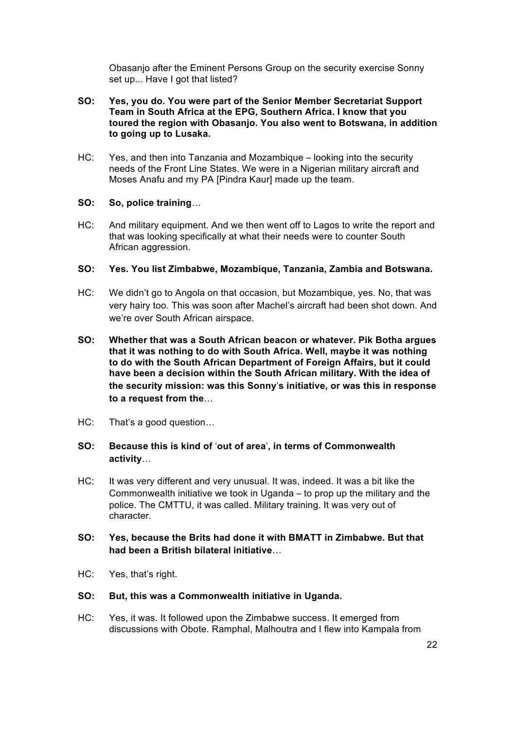Obasanjo after the Eminent Persons Group on the security exercise Sonny set up... Have I got that listed?

**SO: Yes, you do. You were part of the Senior Member Secretariat Support Team in South Africa at the EPG, Southern Africa. I know that you toured the region with Obasanjo. You also went to Botswana, in addition to going up to Lusaka.**

HC: Yes, and then into Tanzania and Mozambique – looking into the security needs of the Front Line States. We were in a Nigerian military aircraft and Moses Anafu and my PA [Pindra Kaur] made up the team.

**SO: So, police training**…

HC: And military equipment. And we then went off to Lagos to write the report and that was looking specifically at what their needs were to counter South African aggression.

**SO: Yes. You list Zimbabwe, Mozambique, Tanzania, Zambia and Botswana.**

HC: We didn't go to Angola on that occasion, but Mozambique, yes. No, that was very hairy too. This was soon after Machel's aircraft had been shot down. And we're over South African airspace.

**SO: Whether that was a South African beacon or whatever. Pik Botha argues that it was nothing to do with South Africa. Well, maybe it was nothing to do with the South African Department of Foreign Affairs, but it could have been a decision within the South African military. With the idea of the security mission: was this Sonny's initiative, or was this in response to a request from the**…

HC: That's a good question…

**SO: Because this is kind of 'out of area', in terms of Commonwealth activity**…

HC: It was very different and very unusual. It was, indeed. It was a bit like the Commonwealth initiative we took in Uganda – to prop up the military and the police. The CMTTU, it was called. Military training. It was very out of character.

**SO: Yes, because the Brits had done it with BMATT in Zimbabwe. But that had been a British bilateral initiative**…

HC: Yes, that's right.

**SO: But, this was a Commonwealth initiative in Uganda.**

HC: Yes, it was. It followed upon the Zimbabwe success. It emerged from discussions with Obote. Ramphal, Malhoutra and I flew into Kampala from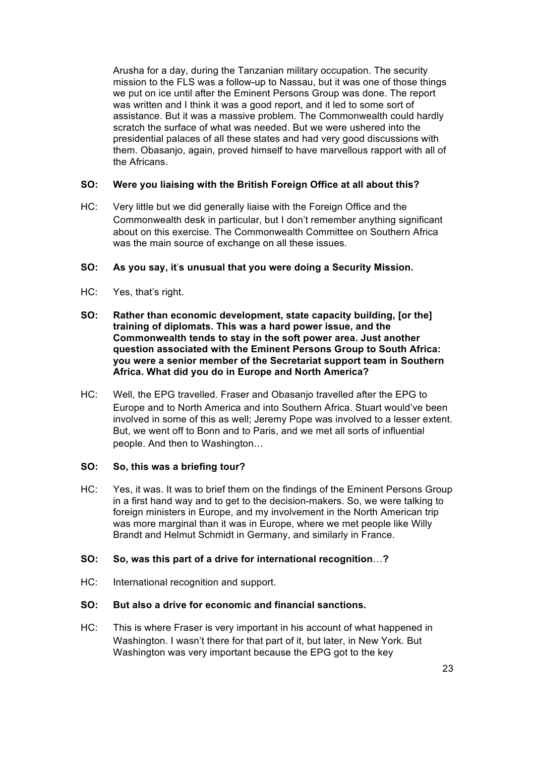Arusha for a day, during the Tanzanian military occupation. The security mission to the FLS was a follow-up to Nassau, but it was one of those things we put on ice until after the Eminent Persons Group was done. The report was written and I think it was a good report, and it led to some sort of assistance. But it was a massive problem. The Commonwealth could hardly scratch the surface of what was needed. But we were ushered into the presidential palaces of all these states and had very good discussions with them. Obasanjo, again, proved himself to have marvellous rapport with all of the Africans.

**SO: Were you liaising with the British Foreign Office at all about this?**

HC: Very little but we did generally liaise with the Foreign Office and the Commonwealth desk in particular, but I don't remember anything significant about on this exercise. The Commonwealth Committee on Southern Africa was the main source of exchange on all these issues.

**SO: As you say, it's unusual that you were doing a Security Mission.**

HC: Yes, that's right.

**SO: Rather than economic development, state capacity building, [or the] training of diplomats. This was a hard power issue, and the Commonwealth tends to stay in the soft power area. Just another question associated with the Eminent Persons Group to South Africa: you were a senior member of the Secretariat support team in Southern Africa. What did you do in Europe and North America?**

HC: Well, the EPG travelled. Fraser and Obasanjo travelled after the EPG to Europe and to North America and into Southern Africa. Stuart would've been involved in some of this as well; Jeremy Pope was involved to a lesser extent. But, we went off to Bonn and to Paris, and we met all sorts of influential people. And then to Washington…

**SO: So, this was a briefing tour?**

HC: Yes, it was. It was to brief them on the findings of the Eminent Persons Group in a first hand way and to get to the decision-makers. So, we were talking to foreign ministers in Europe, and my involvement in the North American trip was more marginal than it was in Europe, where we met people like Willy Brandt and Helmut Schmidt in Germany, and similarly in France.

**SO: So, was this part of a drive for international recognition…?**

HC: International recognition and support.

**SO: But also a drive for economic and financial sanctions.**

HC: This is where Fraser is very important in his account of what happened in Washington. I wasn't there for that part of it, but later, in New York. But Washington was very important because the EPG got to the key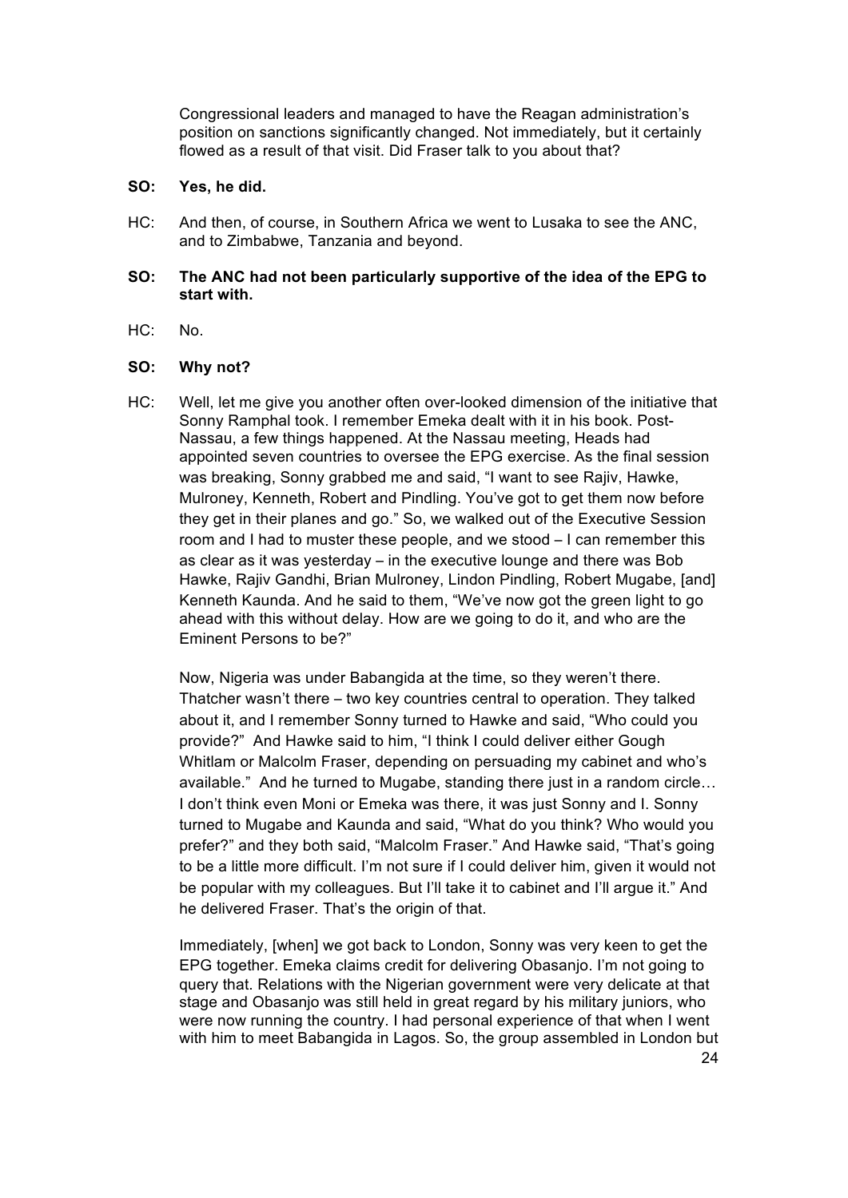Congressional leaders and managed to have the Reagan administration's position on sanctions significantly changed. Not immediately, but it certainly flowed as a result of that visit. Did Fraser talk to you about that?

**SO: Yes, he did.**

HC: And then, of course, in Southern Africa we went to Lusaka to see the ANC, and to Zimbabwe, Tanzania and beyond.

**SO: The ANC had not been particularly supportive of the idea of the EPG to start with.**

HC: No.

**SO: Why not?**

HC: Well, let me give you another often over-looked dimension of the initiative that Sonny Ramphal took. I remember Emeka dealt with it in his book. Post-Nassau, a few things happened. At the Nassau meeting, Heads had appointed seven countries to oversee the EPG exercise. As the final session was breaking, Sonny grabbed me and said, "I want to see Rajiv, Hawke, Mulroney, Kenneth, Robert and Pindling. You've got to get them now before they get in their planes and go." So, we walked out of the Executive Session room and I had to muster these people, and we stood – I can remember this as clear as it was yesterday – in the executive lounge and there was Bob Hawke, Rajiv Gandhi, Brian Mulroney, Lindon Pindling, Robert Mugabe, [and] Kenneth Kaunda. And he said to them, "We've now got the green light to go ahead with this without delay. How are we going to do it, and who are the Eminent Persons to be?"

Now, Nigeria was under Babangida at the time, so they weren't there. Thatcher wasn't there – two key countries central to operation. They talked about it, and I remember Sonny turned to Hawke and said, "Who could you provide?" And Hawke said to him, "I think I could deliver either Gough Whitlam or Malcolm Fraser, depending on persuading my cabinet and who's available." And he turned to Mugabe, standing there just in a random circle… I don't think even Moni or Emeka was there, it was just Sonny and I. Sonny turned to Mugabe and Kaunda and said, "What do you think? Who would you prefer?" and they both said, "Malcolm Fraser." And Hawke said, "That's going to be a little more difficult. I'm not sure if I could deliver him, given it would not be popular with my colleagues. But I'll take it to cabinet and I'll argue it." And he delivered Fraser. That's the origin of that.

Immediately, [when] we got back to London, Sonny was very keen to get the EPG together. Emeka claims credit for delivering Obasanjo. I'm not going to query that. Relations with the Nigerian government were very delicate at that stage and Obasanjo was still held in great regard by his military juniors, who were now running the country. I had personal experience of that when I went with him to meet Babangida in Lagos. So, the group assembled in London but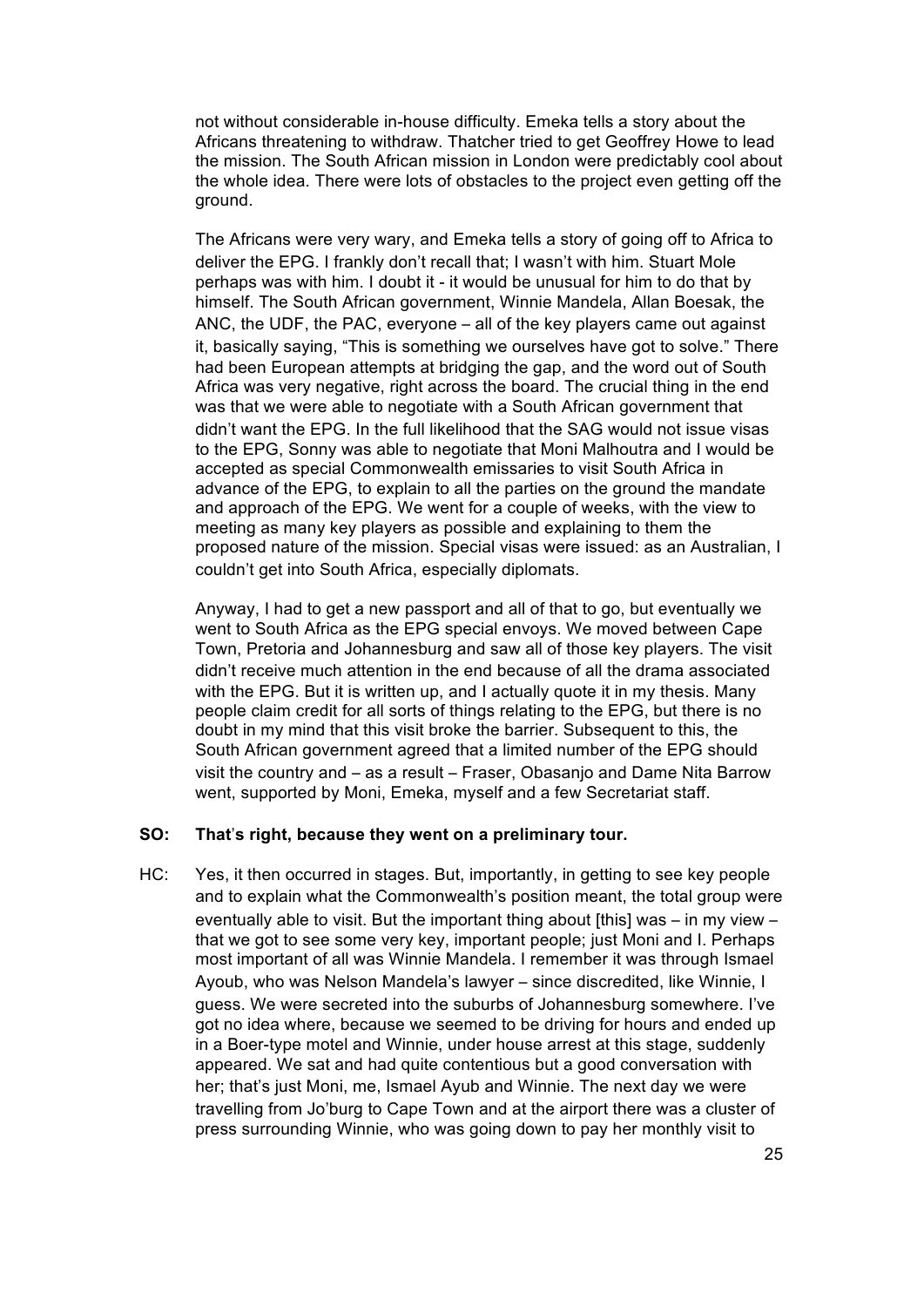not without considerable in-house difficulty. Emeka tells a story about the Africans threatening to withdraw. Thatcher tried to get Geoffrey Howe to lead the mission. The South African mission in London were predictably cool about the whole idea. There were lots of obstacles to the project even getting off the ground.

The Africans were very wary, and Emeka tells a story of going off to Africa to deliver the EPG. I frankly don't recall that; I wasn't with him. Stuart Mole perhaps was with him. I doubt it - it would be unusual for him to do that by himself. The South African government, Winnie Mandela, Allan Boesak, the ANC, the UDF, the PAC, everyone – all of the key players came out against it, basically saying, "This is something we ourselves have got to solve." There had been European attempts at bridging the gap, and the word out of South Africa was very negative, right across the board. The crucial thing in the end was that we were able to negotiate with a South African government that didn't want the EPG. In the full likelihood that the SAG would not issue visas to the EPG, Sonny was able to negotiate that Moni Malhoutra and I would be accepted as special Commonwealth emissaries to visit South Africa in advance of the EPG, to explain to all the parties on the ground the mandate and approach of the EPG. We went for a couple of weeks, with the view to meeting as many key players as possible and explaining to them the proposed nature of the mission. Special visas were issued: as an Australian, I couldn't get into South Africa, especially diplomats.

Anyway, I had to get a new passport and all of that to go, but eventually we went to South Africa as the EPG special envoys. We moved between Cape Town, Pretoria and Johannesburg and saw all of those key players. The visit didn't receive much attention in the end because of all the drama associated with the EPG. But it is written up, and I actually quote it in my thesis. Many people claim credit for all sorts of things relating to the EPG, but there is no doubt in my mind that this visit broke the barrier. Subsequent to this, the South African government agreed that a limited number of the EPG should visit the country and – as a result – Fraser, Obasanjo and Dame Nita Barrow went, supported by Moni, Emeka, myself and a few Secretariat staff.

**SO: That's right, because they went on a preliminary tour.**

HC: Yes, it then occurred in stages. But, importantly, in getting to see key people and to explain what the Commonwealth's position meant, the total group were eventually able to visit. But the important thing about [this] was – in my view – that we got to see some very key, important people; just Moni and I. Perhaps most important of all was Winnie Mandela. I remember it was through Ismael Ayoub, who was Nelson Mandela's lawyer – since discredited, like Winnie, I guess. We were secreted into the suburbs of Johannesburg somewhere. I've got no idea where, because we seemed to be driving for hours and ended up in a Boer-type motel and Winnie, under house arrest at this stage, suddenly appeared. We sat and had quite contentious but a good conversation with her; that's just Moni, me, Ismael Ayub and Winnie. The next day we were travelling from Jo'burg to Cape Town and at the airport there was a cluster of press surrounding Winnie, who was going down to pay her monthly visit to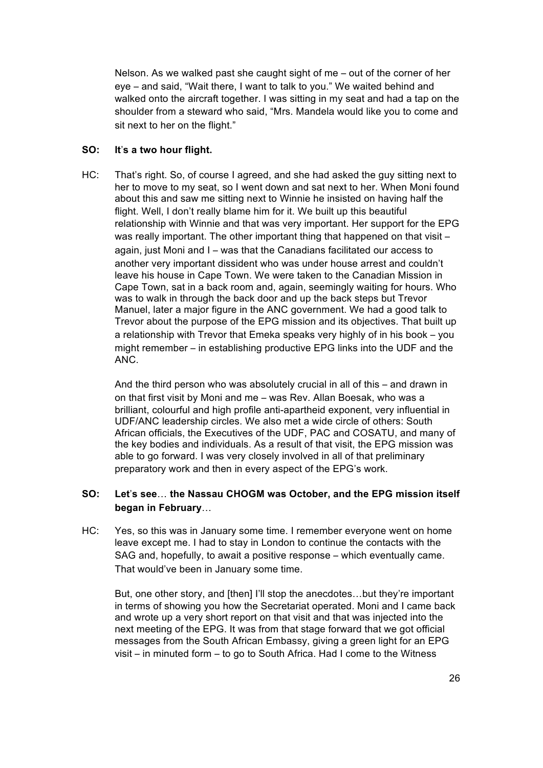Nelson. As we walked past she caught sight of me – out of the corner of her eye – and said, "Wait there, I want to talk to you." We waited behind and walked onto the aircraft together. I was sitting in my seat and had a tap on the shoulder from a steward who said, "Mrs. Mandela would like you to come and sit next to her on the flight."

**SO: It's a two hour flight.**

HC: That's right. So, of course I agreed, and she had asked the guy sitting next to her to move to my seat, so I went down and sat next to her. When Moni found about this and saw me sitting next to Winnie he insisted on having half the flight. Well, I don't really blame him for it. We built up this beautiful relationship with Winnie and that was very important. Her support for the EPG was really important. The other important thing that happened on that visit – again, just Moni and I – was that the Canadians facilitated our access to another very important dissident who was under house arrest and couldn't leave his house in Cape Town. We were taken to the Canadian Mission in Cape Town, sat in a back room and, again, seemingly waiting for hours. Who was to walk in through the back door and up the back steps but Trevor Manuel, later a major figure in the ANC government. We had a good talk to Trevor about the purpose of the EPG mission and its objectives. That built up a relationship with Trevor that Emeka speaks very highly of in his book – you might remember – in establishing productive EPG links into the UDF and the ANC.

And the third person who was absolutely crucial in all of this – and drawn in on that first visit by Moni and me – was Rev. Allan Boesak, who was a brilliant, colourful and high profile anti-apartheid exponent, very influential in UDF/ANC leadership circles. We also met a wide circle of others: South African officials, the Executives of the UDF, PAC and COSATU, and many of the key bodies and individuals. As a result of that visit, the EPG mission was able to go forward. I was very closely involved in all of that preliminary preparatory work and then in every aspect of the EPG's work.

**SO: Let's see… the Nassau CHOGM was October, and the EPG mission itself began in February…**

HC: Yes, so this was in January some time. I remember everyone went on home leave except me. I had to stay in London to continue the contacts with the SAG and, hopefully, to await a positive response – which eventually came. That would've been in January some time.

But, one other story, and [then] I'll stop the anecdotes…but they're important in terms of showing you how the Secretariat operated. Moni and I came back and wrote up a very short report on that visit and that was injected into the next meeting of the EPG. It was from that stage forward that we got official messages from the South African Embassy, giving a green light for an EPG visit – in minuted form – to go to South Africa. Had I come to the Witness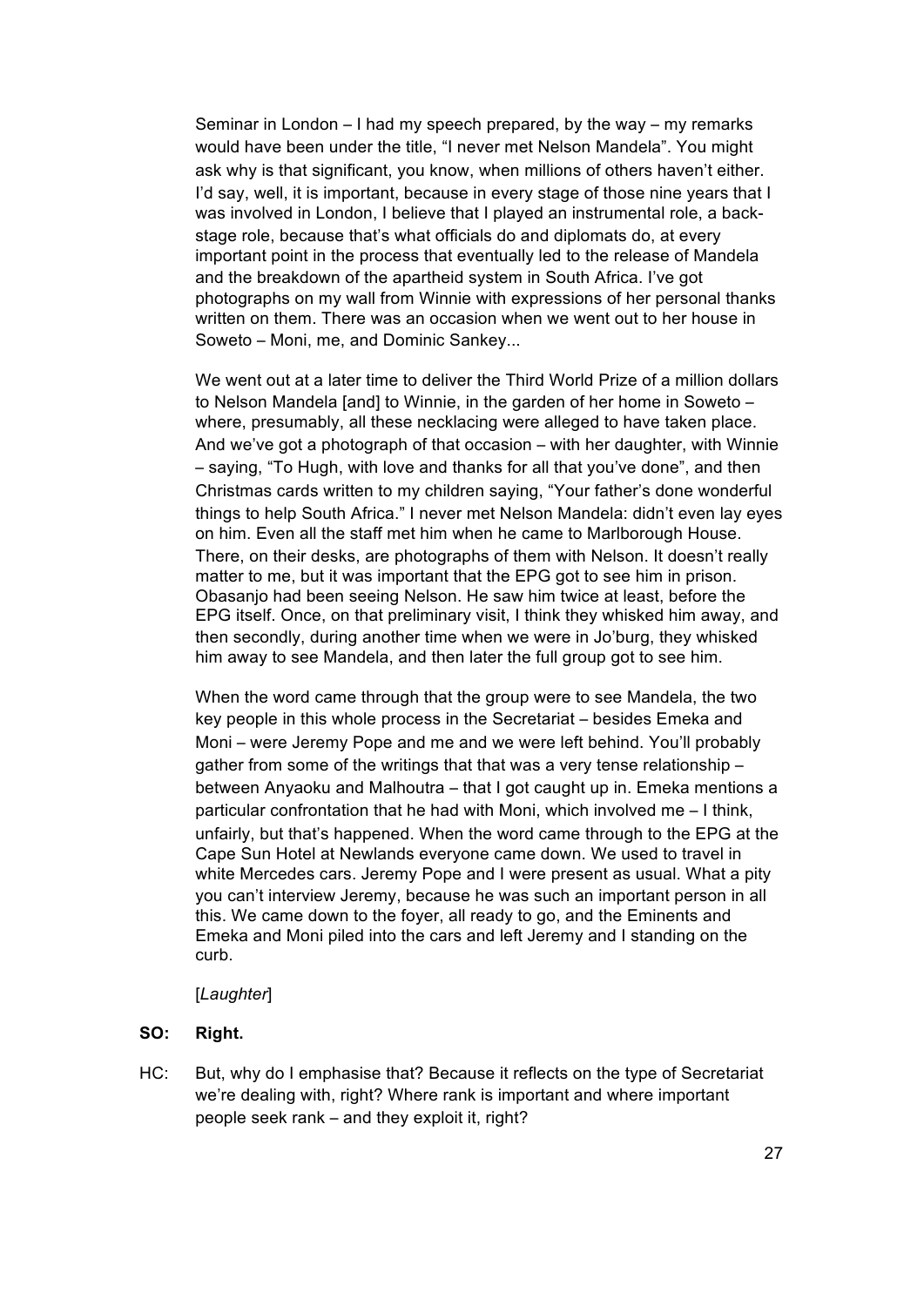Seminar in London – I had my speech prepared, by the way – my remarks would have been under the title, "I never met Nelson Mandela". You might ask why is that significant, you know, when millions of others haven't either. I'd say, well, it is important, because in every stage of those nine years that I was involved in London, I believe that I played an instrumental role, a back-stage role, because that's what officials do and diplomats do, at every important point in the process that eventually led to the release of Mandela and the breakdown of the apartheid system in South Africa. I've got photographs on my wall from Winnie with expressions of her personal thanks written on them. There was an occasion when we went out to her house in Soweto – Moni, me, and Dominic Sankey...

We went out at a later time to deliver the Third World Prize of a million dollars to Nelson Mandela [and] to Winnie, in the garden of her home in Soweto – where, presumably, all these necklacing were alleged to have taken place. And we've got a photograph of that occasion – with her daughter, with Winnie – saying, "To Hugh, with love and thanks for all that you've done", and then Christmas cards written to my children saying, "Your father's done wonderful things to help South Africa." I never met Nelson Mandela: didn't even lay eyes on him. Even all the staff met him when he came to Marlborough House. There, on their desks, are photographs of them with Nelson. It doesn't really matter to me, but it was important that the EPG got to see him in prison. Obasanjo had been seeing Nelson. He saw him twice at least, before the EPG itself. Once, on that preliminary visit, I think they whisked him away, and then secondly, during another time when we were in Jo'burg, they whisked him away to see Mandela, and then later the full group got to see him.

When the word came through that the group were to see Mandela, the two key people in this whole process in the Secretariat – besides Emeka and Moni – were Jeremy Pope and me and we were left behind. You'll probably gather from some of the writings that that was a very tense relationship – between Anyaoku and Malhoutra – that I got caught up in. Emeka mentions a particular confrontation that he had with Moni, which involved me – I think, unfairly, but that's happened. When the word came through to the EPG at the Cape Sun Hotel at Newlands everyone came down. We used to travel in white Mercedes cars. Jeremy Pope and I were present as usual. What a pity you can't interview Jeremy, because he was such an important person in all this. We came down to the foyer, all ready to go, and the Eminents and Emeka and Moni piled into the cars and left Jeremy and I standing on the curb.

[*Laughter*]

**SO: Right.**

HC: But, why do I emphasise that? Because it reflects on the type of Secretariat we're dealing with, right? Where rank is important and where important people seek rank – and they exploit it, right?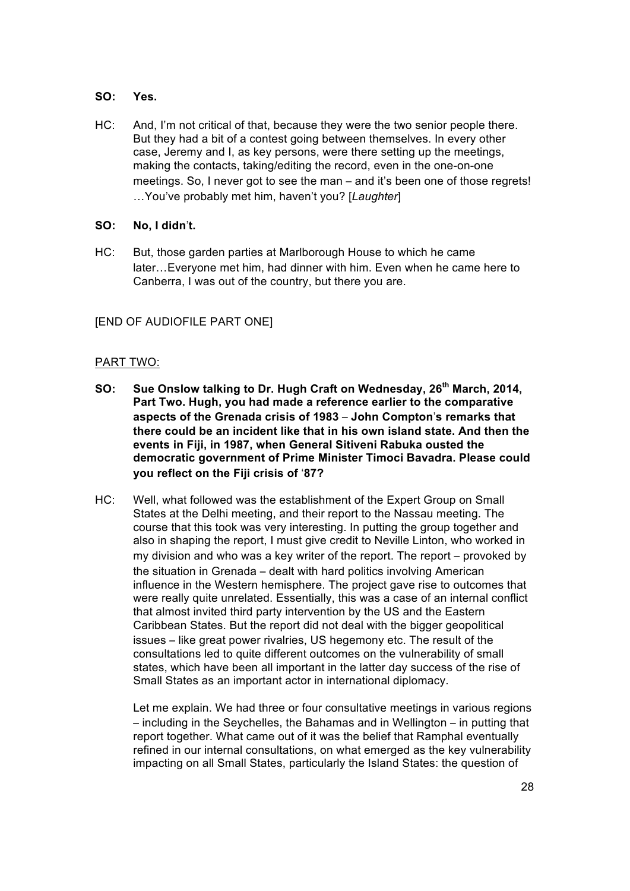**SO: Yes.**

HC: And, I'm not critical of that, because they were the two senior people there. But they had a bit of a contest going between themselves. In every other case, Jeremy and I, as key persons, were there setting up the meetings, making the contacts, taking/editing the record, even in the one-on-one meetings. So, I never got to see the man – and it's been one of those regrets! …You've probably met him, haven't you? [*Laughter*]

**SO: No, I didn't.**

HC: But, those garden parties at Marlborough House to which he came later…Everyone met him, had dinner with him. Even when he came here to Canberra, I was out of the country, but there you are.

[END OF AUDIOFILE PART ONE]

PART TWO:

**SO: Sue Onslow talking to Dr. Hugh Craft on Wednesday, 26th March, 2014, Part Two. Hugh, you had made a reference earlier to the comparative aspects of the Grenada crisis of 1983 – John Compton's remarks that there could be an incident like that in his own island state. And then the events in Fiji, in 1987, when General Sitiveni Rabuka ousted the democratic government of Prime Minister Timoci Bavadra. Please could you reflect on the Fiji crisis of '87?**

HC: Well, what followed was the establishment of the Expert Group on Small States at the Delhi meeting, and their report to the Nassau meeting. The course that this took was very interesting. In putting the group together and also in shaping the report, I must give credit to Neville Linton, who worked in my division and who was a key writer of the report. The report – provoked by the situation in Grenada – dealt with hard politics involving American influence in the Western hemisphere. The project gave rise to outcomes that were really quite unrelated. Essentially, this was a case of an internal conflict that almost invited third party intervention by the US and the Eastern Caribbean States. But the report did not deal with the bigger geopolitical issues – like great power rivalries, US hegemony etc. The result of the consultations led to quite different outcomes on the vulnerability of small states, which have been all important in the latter day success of the rise of Small States as an important actor in international diplomacy.

Let me explain. We had three or four consultative meetings in various regions – including in the Seychelles, the Bahamas and in Wellington – in putting that report together. What came out of it was the belief that Ramphal eventually refined in our internal consultations, on what emerged as the key vulnerability impacting on all Small States, particularly the Island States: the question of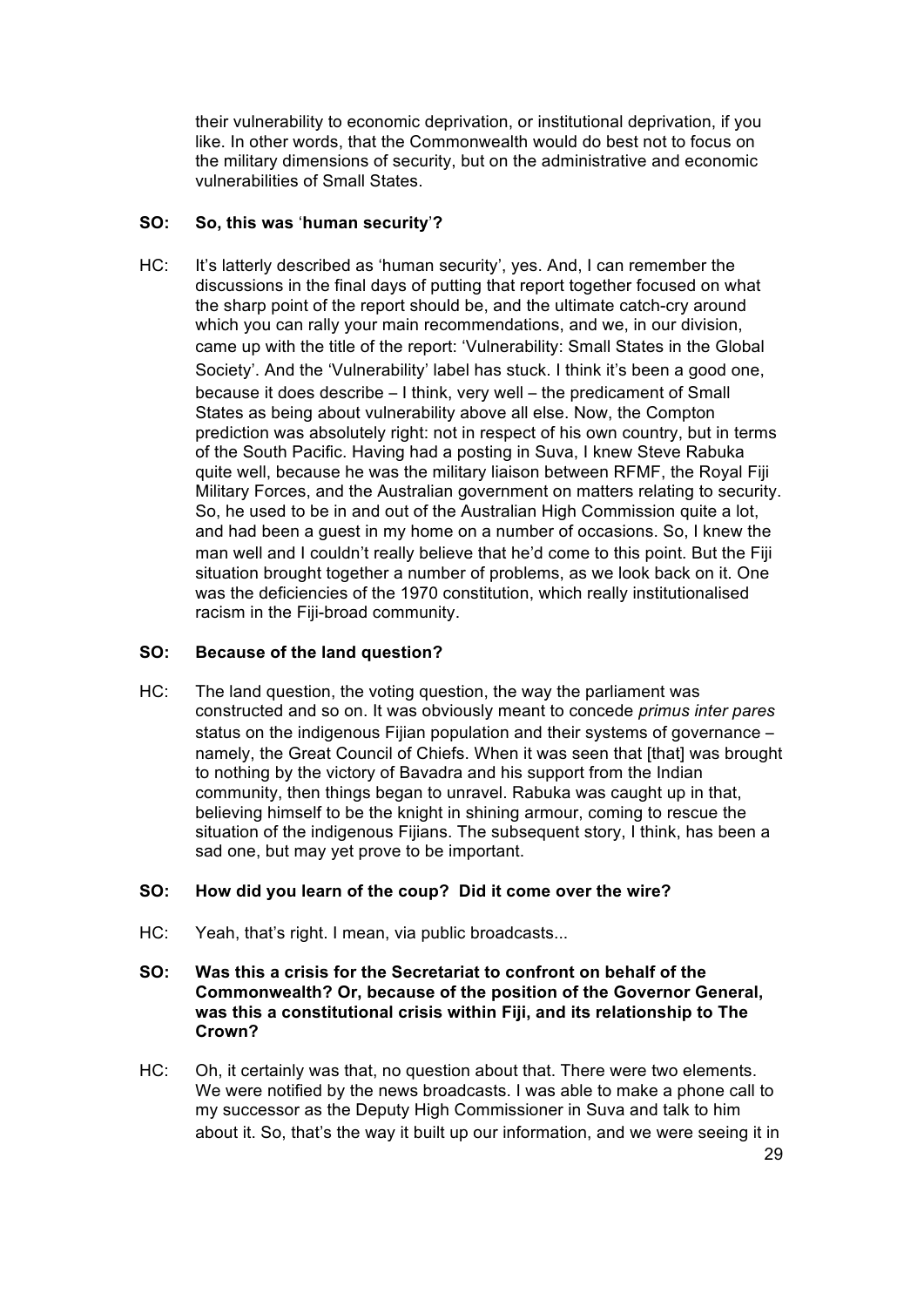their vulnerability to economic deprivation, or institutional deprivation, if you like. In other words, that the Commonwealth would do best not to focus on the military dimensions of security, but on the administrative and economic vulnerabilities of Small States.

**SO: So, this was 'human security'?**

HC: It's latterly described as 'human security', yes. And, I can remember the discussions in the final days of putting that report together focused on what the sharp point of the report should be, and the ultimate catch-cry around which you can rally your main recommendations, and we, in our division, came up with the title of the report: 'Vulnerability: Small States in the Global Society'. And the 'Vulnerability' label has stuck. I think it's been a good one, because it does describe – I think, very well – the predicament of Small States as being about vulnerability above all else. Now, the Compton prediction was absolutely right: not in respect of his own country, but in terms of the South Pacific. Having had a posting in Suva, I knew Steve Rabuka quite well, because he was the military liaison between RFMF, the Royal Fiji Military Forces, and the Australian government on matters relating to security. So, he used to be in and out of the Australian High Commission quite a lot, and had been a guest in my home on a number of occasions. So, I knew the man well and I couldn't really believe that he'd come to this point. But the Fiji situation brought together a number of problems, as we look back on it. One was the deficiencies of the 1970 constitution, which really institutionalised racism in the Fiji-broad community.

**SO: Because of the land question?**

HC: The land question, the voting question, the way the parliament was constructed and so on. It was obviously meant to concede *primus inter pares* status on the indigenous Fijian population and their systems of governance – namely, the Great Council of Chiefs. When it was seen that [that] was brought to nothing by the victory of Bavadra and his support from the Indian community, then things began to unravel. Rabuka was caught up in that, believing himself to be the knight in shining armour, coming to rescue the situation of the indigenous Fijians. The subsequent story, I think, has been a sad one, but may yet prove to be important.

**SO: How did you learn of the coup? Did it come over the wire?**

HC: Yeah, that's right. I mean, via public broadcasts...

**SO: Was this a crisis for the Secretariat to confront on behalf of the Commonwealth? Or, because of the position of the Governor General, was this a constitutional crisis within Fiji, and its relationship to The Crown?**

HC: Oh, it certainly was that, no question about that. There were two elements. We were notified by the news broadcasts. I was able to make a phone call to my successor as the Deputy High Commissioner in Suva and talk to him about it. So, that's the way it built up our information, and we were seeing it in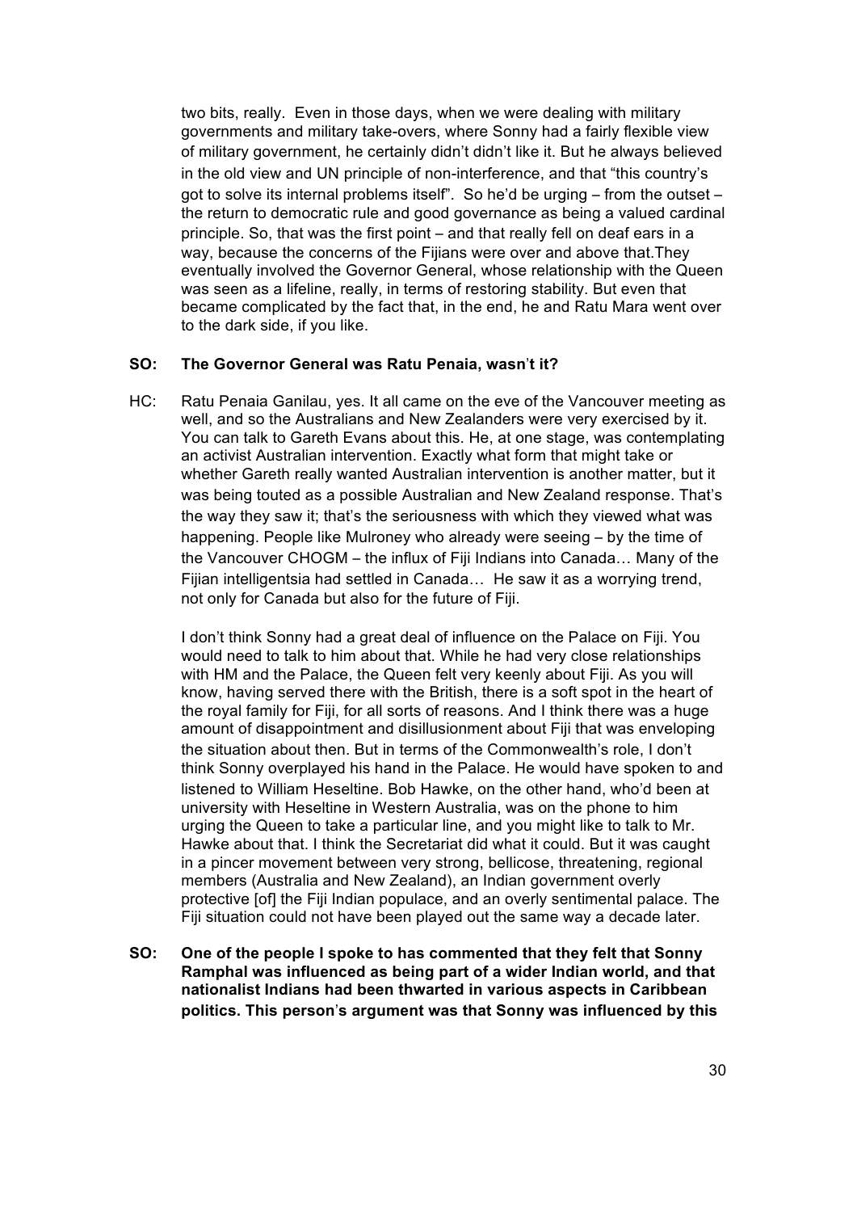two bits, really. Even in those days, when we were dealing with military governments and military take-overs, where Sonny had a fairly flexible view of military government, he certainly didn't didn't like it. But he always believed in the old view and UN principle of non-interference, and that "this country's got to solve its internal problems itself". So he'd be urging – from the outset – the return to democratic rule and good governance as being a valued cardinal principle. So, that was the first point – and that really fell on deaf ears in a way, because the concerns of the Fijians were over and above that.They eventually involved the Governor General, whose relationship with the Queen was seen as a lifeline, really, in terms of restoring stability. But even that became complicated by the fact that, in the end, he and Ratu Mara went over to the dark side, if you like.

**SO: The Governor General was Ratu Penaia, wasn't it?**

HC: Ratu Penaia Ganilau, yes. It all came on the eve of the Vancouver meeting as well, and so the Australians and New Zealanders were very exercised by it. You can talk to Gareth Evans about this. He, at one stage, was contemplating an activist Australian intervention. Exactly what form that might take or whether Gareth really wanted Australian intervention is another matter, but it was being touted as a possible Australian and New Zealand response. That's the way they saw it; that's the seriousness with which they viewed what was happening. People like Mulroney who already were seeing – by the time of the Vancouver CHOGM – the influx of Fiji Indians into Canada… Many of the Fijian intelligentsia had settled in Canada… He saw it as a worrying trend, not only for Canada but also for the future of Fiji.

I don't think Sonny had a great deal of influence on the Palace on Fiji. You would need to talk to him about that. While he had very close relationships with HM and the Palace, the Queen felt very keenly about Fiji. As you will know, having served there with the British, there is a soft spot in the heart of the royal family for Fiji, for all sorts of reasons. And I think there was a huge amount of disappointment and disillusionment about Fiji that was enveloping the situation about then. But in terms of the Commonwealth's role, I don't think Sonny overplayed his hand in the Palace. He would have spoken to and listened to William Heseltine. Bob Hawke, on the other hand, who'd been at university with Heseltine in Western Australia, was on the phone to him urging the Queen to take a particular line, and you might like to talk to Mr. Hawke about that. I think the Secretariat did what it could. But it was caught in a pincer movement between very strong, bellicose, threatening, regional members (Australia and New Zealand), an Indian government overly protective [of] the Fiji Indian populace, and an overly sentimental palace. The Fiji situation could not have been played out the same way a decade later.

**SO: One of the people I spoke to has commented that they felt that Sonny Ramphal was influenced as being part of a wider Indian world, and that nationalist Indians had been thwarted in various aspects in Caribbean politics. This person's argument was that Sonny was influenced by this**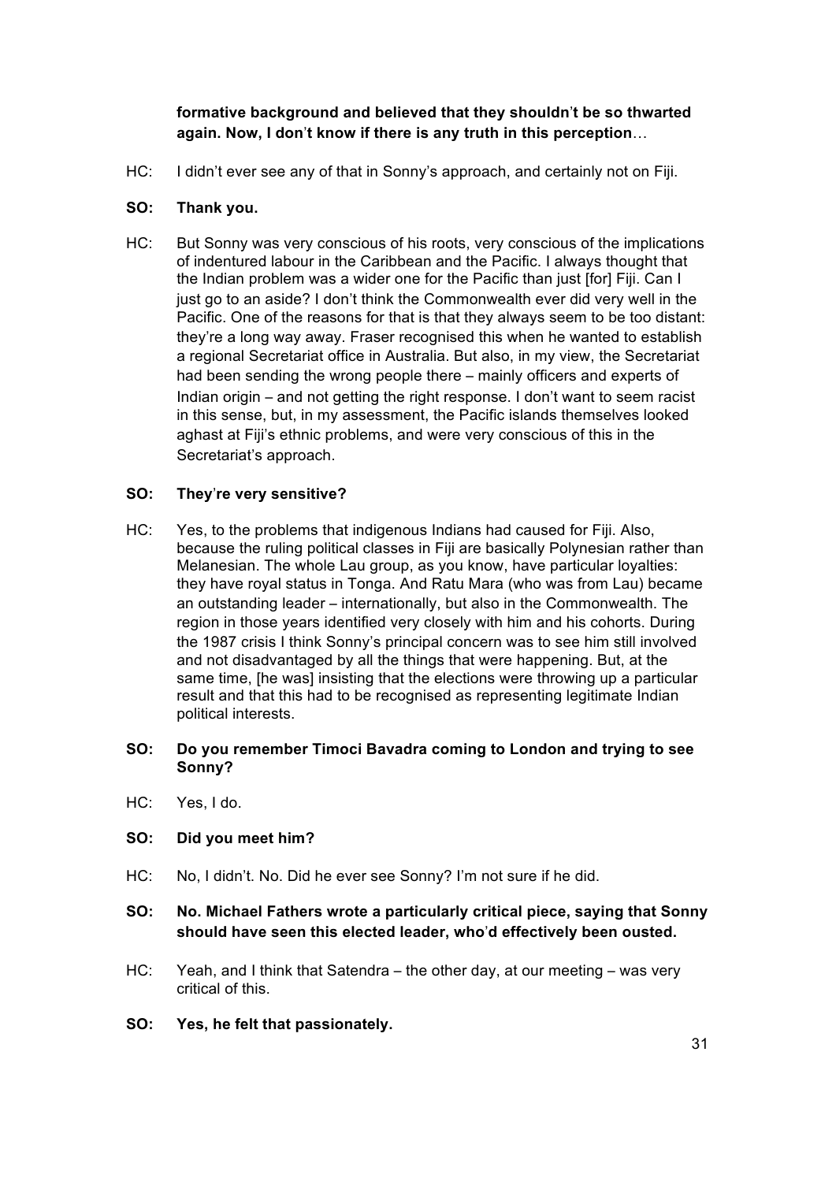**formative background and believed that they shouldn't be so thwarted again. Now, I don't know if there is any truth in this perception**…

HC: I didn't ever see any of that in Sonny's approach, and certainly not on Fiji.

**SO: Thank you.**

HC: But Sonny was very conscious of his roots, very conscious of the implications of indentured labour in the Caribbean and the Pacific. I always thought that the Indian problem was a wider one for the Pacific than just [for] Fiji. Can I just go to an aside? I don't think the Commonwealth ever did very well in the Pacific. One of the reasons for that is that they always seem to be too distant: they're a long way away. Fraser recognised this when he wanted to establish a regional Secretariat office in Australia. But also, in my view, the Secretariat had been sending the wrong people there – mainly officers and experts of Indian origin – and not getting the right response. I don't want to seem racist in this sense, but, in my assessment, the Pacific islands themselves looked aghast at Fiji's ethnic problems, and were very conscious of this in the Secretariat's approach.

**SO: They're very sensitive?**

HC: Yes, to the problems that indigenous Indians had caused for Fiji. Also, because the ruling political classes in Fiji are basically Polynesian rather than Melanesian. The whole Lau group, as you know, have particular loyalties: they have royal status in Tonga. And Ratu Mara (who was from Lau) became an outstanding leader – internationally, but also in the Commonwealth. The region in those years identified very closely with him and his cohorts. During the 1987 crisis I think Sonny's principal concern was to see him still involved and not disadvantaged by all the things that were happening. But, at the same time, [he was] insisting that the elections were throwing up a particular result and that this had to be recognised as representing legitimate Indian political interests.

**SO: Do you remember Timoci Bavadra coming to London and trying to see Sonny?**

HC: Yes, I do.

**SO: Did you meet him?**

HC: No, I didn't. No. Did he ever see Sonny? I'm not sure if he did.

**SO: No. Michael Fathers wrote a particularly critical piece, saying that Sonny should have seen this elected leader, who'd effectively been ousted.**

HC: Yeah, and I think that Satendra – the other day, at our meeting – was very critical of this.

**SO: Yes, he felt that passionately.**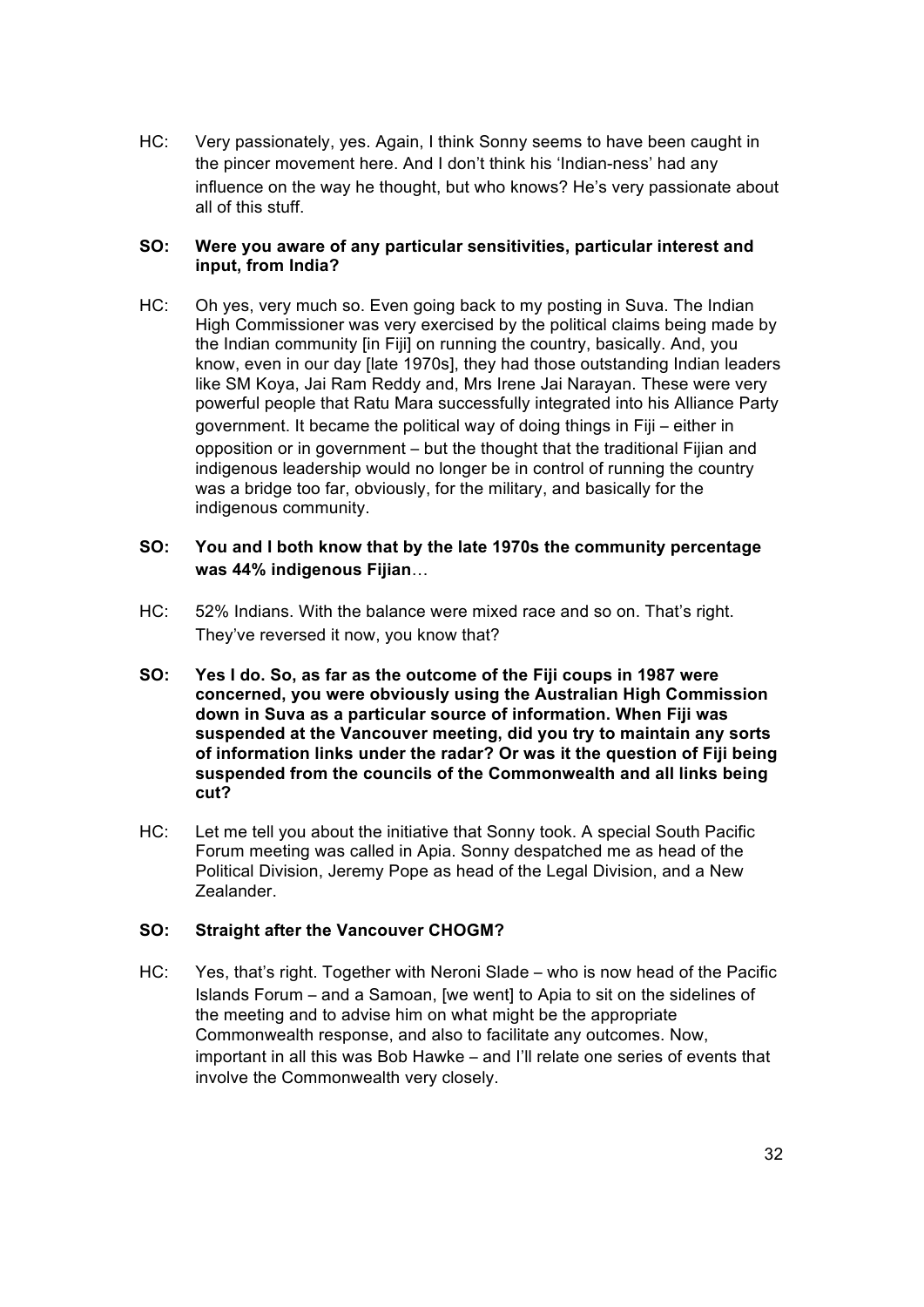HC: Very passionately, yes. Again, I think Sonny seems to have been caught in the pincer movement here. And I don't think his 'Indian-ness' had any influence on the way he thought, but who knows? He's very passionate about all of this stuff.

**SO: Were you aware of any particular sensitivities, particular interest and input, from India?**

HC: Oh yes, very much so. Even going back to my posting in Suva. The Indian High Commissioner was very exercised by the political claims being made by the Indian community [in Fiji] on running the country, basically. And, you know, even in our day [late 1970s], they had those outstanding Indian leaders like SM Koya, Jai Ram Reddy and, Mrs Irene Jai Narayan. These were very powerful people that Ratu Mara successfully integrated into his Alliance Party government. It became the political way of doing things in Fiji – either in opposition or in government – but the thought that the traditional Fijian and indigenous leadership would no longer be in control of running the country was a bridge too far, obviously, for the military, and basically for the indigenous community.

**SO: You and I both know that by the late 1970s the community percentage was 44% indigenous Fijian**…

HC: 52% Indians. With the balance were mixed race and so on. That's right. They've reversed it now, you know that?

**SO: Yes I do. So, as far as the outcome of the Fiji coups in 1987 were concerned, you were obviously using the Australian High Commission down in Suva as a particular source of information. When Fiji was suspended at the Vancouver meeting, did you try to maintain any sorts of information links under the radar? Or was it the question of Fiji being suspended from the councils of the Commonwealth and all links being cut?**

HC: Let me tell you about the initiative that Sonny took. A special South Pacific Forum meeting was called in Apia. Sonny despatched me as head of the Political Division, Jeremy Pope as head of the Legal Division, and a New Zealander.

**SO: Straight after the Vancouver CHOGM?**

HC: Yes, that's right. Together with Neroni Slade – who is now head of the Pacific Islands Forum – and a Samoan, [we went] to Apia to sit on the sidelines of the meeting and to advise him on what might be the appropriate Commonwealth response, and also to facilitate any outcomes. Now, important in all this was Bob Hawke – and I'll relate one series of events that involve the Commonwealth very closely.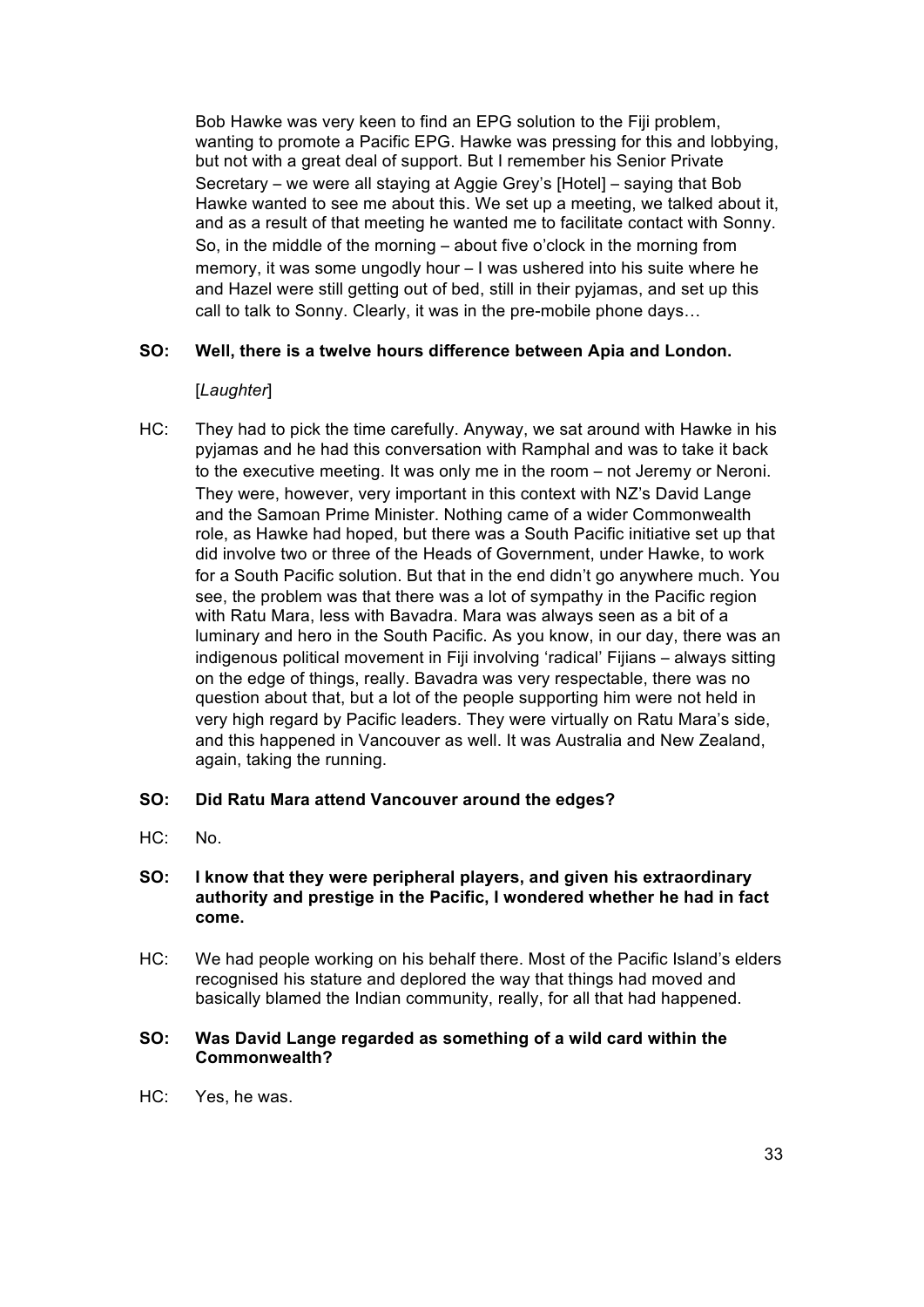Bob Hawke was very keen to find an EPG solution to the Fiji problem, wanting to promote a Pacific EPG. Hawke was pressing for this and lobbying, but not with a great deal of support. But I remember his Senior Private Secretary – we were all staying at Aggie Grey's [Hotel] – saying that Bob Hawke wanted to see me about this. We set up a meeting, we talked about it, and as a result of that meeting he wanted me to facilitate contact with Sonny. So, in the middle of the morning – about five o'clock in the morning from memory, it was some ungodly hour – I was ushered into his suite where he and Hazel were still getting out of bed, still in their pyjamas, and set up this call to talk to Sonny. Clearly, it was in the pre-mobile phone days…

**SO: Well, there is a twelve hours difference between Apia and London.**

[*Laughter*]

HC: They had to pick the time carefully. Anyway, we sat around with Hawke in his pyjamas and he had this conversation with Ramphal and was to take it back to the executive meeting. It was only me in the room – not Jeremy or Neroni. They were, however, very important in this context with NZ's David Lange and the Samoan Prime Minister. Nothing came of a wider Commonwealth role, as Hawke had hoped, but there was a South Pacific initiative set up that did involve two or three of the Heads of Government, under Hawke, to work for a South Pacific solution. But that in the end didn't go anywhere much. You see, the problem was that there was a lot of sympathy in the Pacific region with Ratu Mara, less with Bavadra. Mara was always seen as a bit of a luminary and hero in the South Pacific. As you know, in our day, there was an indigenous political movement in Fiji involving 'radical' Fijians – always sitting on the edge of things, really. Bavadra was very respectable, there was no question about that, but a lot of the people supporting him were not held in very high regard by Pacific leaders. They were virtually on Ratu Mara's side, and this happened in Vancouver as well. It was Australia and New Zealand, again, taking the running.

**SO: Did Ratu Mara attend Vancouver around the edges?**

HC: No.

**SO: I know that they were peripheral players, and given his extraordinary authority and prestige in the Pacific, I wondered whether he had in fact come.**

HC: We had people working on his behalf there. Most of the Pacific Island's elders recognised his stature and deplored the way that things had moved and basically blamed the Indian community, really, for all that had happened.

**SO: Was David Lange regarded as something of a wild card within the Commonwealth?**

HC: Yes, he was.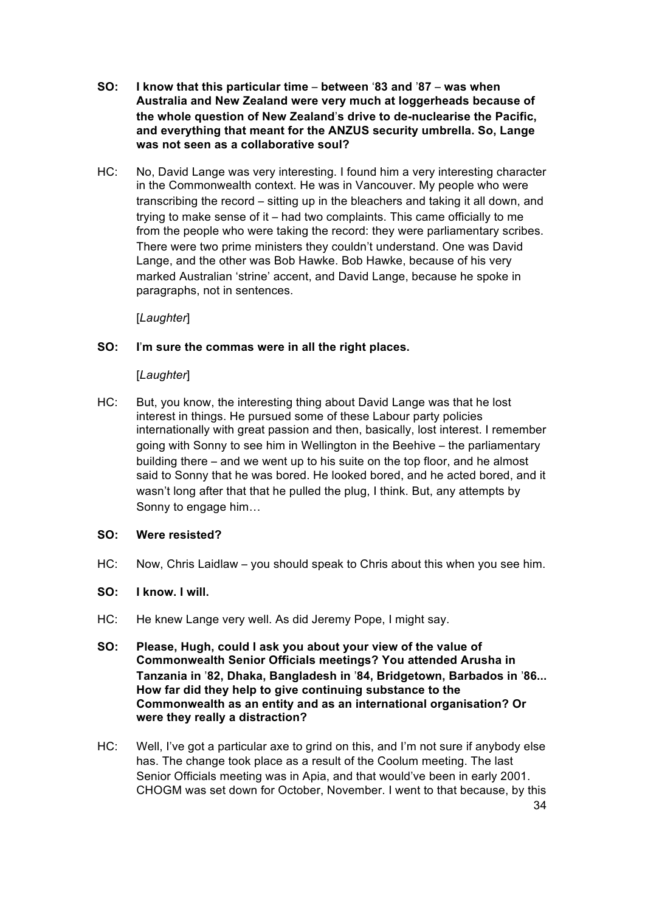**SO: I know that this particular time – between '83 and '87 – was when Australia and New Zealand were very much at loggerheads because of the whole question of New Zealand's drive to de-nuclearise the Pacific, and everything that meant for the ANZUS security umbrella. So, Lange was not seen as a collaborative soul?**

HC: No, David Lange was very interesting. I found him a very interesting character in the Commonwealth context. He was in Vancouver. My people who were transcribing the record – sitting up in the bleachers and taking it all down, and trying to make sense of it – had two complaints. This came officially to me from the people who were taking the record: they were parliamentary scribes. There were two prime ministers they couldn't understand. One was David Lange, and the other was Bob Hawke. Bob Hawke, because of his very marked Australian 'strine' accent, and David Lange, because he spoke in paragraphs, not in sentences.

[*Laughter*]

**SO: I'm sure the commas were in all the right places.**

[*Laughter*]

HC: But, you know, the interesting thing about David Lange was that he lost interest in things. He pursued some of these Labour party policies internationally with great passion and then, basically, lost interest. I remember going with Sonny to see him in Wellington in the Beehive – the parliamentary building there – and we went up to his suite on the top floor, and he almost said to Sonny that he was bored. He looked bored, and he acted bored, and it wasn't long after that that he pulled the plug, I think. But, any attempts by Sonny to engage him…

**SO: Were resisted?**

HC: Now, Chris Laidlaw – you should speak to Chris about this when you see him.

**SO: I know. I will.**

HC: He knew Lange very well. As did Jeremy Pope, I might say.

**SO: Please, Hugh, could I ask you about your view of the value of Commonwealth Senior Officials meetings? You attended Arusha in Tanzania in '82, Dhaka, Bangladesh in '84, Bridgetown, Barbados in '86... How far did they help to give continuing substance to the Commonwealth as an entity and as an international organisation? Or were they really a distraction?**

HC: Well, I've got a particular axe to grind on this, and I'm not sure if anybody else has. The change took place as a result of the Coolum meeting. The last Senior Officials meeting was in Apia, and that would've been in early 2001. CHOGM was set down for October, November. I went to that because, by this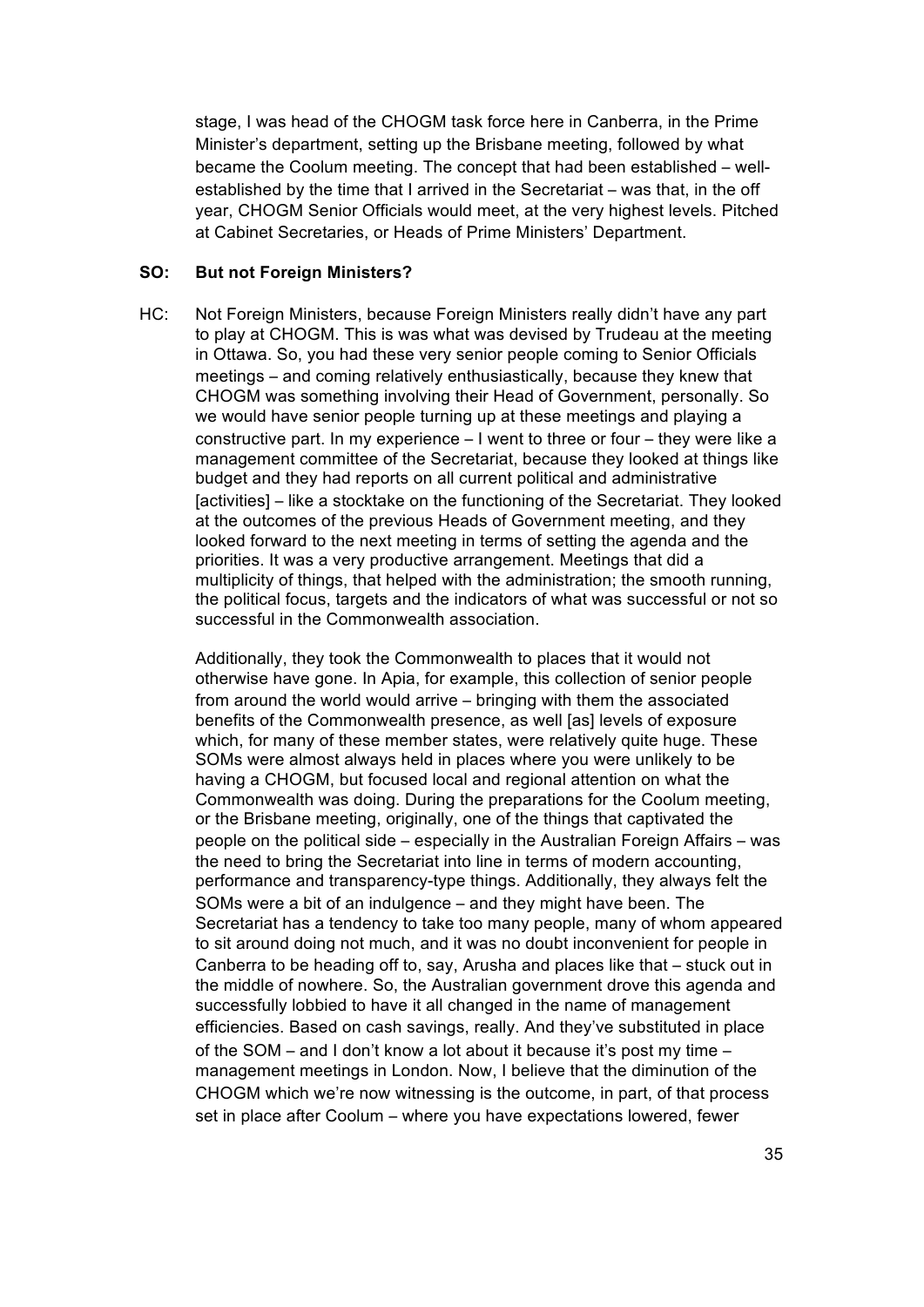stage, I was head of the CHOGM task force here in Canberra, in the Prime Minister's department, setting up the Brisbane meeting, followed by what became the Coolum meeting. The concept that had been established – well-established by the time that I arrived in the Secretariat – was that, in the off year, CHOGM Senior Officials would meet, at the very highest levels. Pitched at Cabinet Secretaries, or Heads of Prime Ministers' Department.

**SO: But not Foreign Ministers?**

HC: Not Foreign Ministers, because Foreign Ministers really didn't have any part to play at CHOGM. This is was what was devised by Trudeau at the meeting in Ottawa. So, you had these very senior people coming to Senior Officials meetings – and coming relatively enthusiastically, because they knew that CHOGM was something involving their Head of Government, personally. So we would have senior people turning up at these meetings and playing a constructive part. In my experience – I went to three or four – they were like a management committee of the Secretariat, because they looked at things like budget and they had reports on all current political and administrative [activities] – like a stocktake on the functioning of the Secretariat. They looked at the outcomes of the previous Heads of Government meeting, and they looked forward to the next meeting in terms of setting the agenda and the priorities. It was a very productive arrangement. Meetings that did a multiplicity of things, that helped with the administration; the smooth running, the political focus, targets and the indicators of what was successful or not so successful in the Commonwealth association.

Additionally, they took the Commonwealth to places that it would not otherwise have gone. In Apia, for example, this collection of senior people from around the world would arrive – bringing with them the associated benefits of the Commonwealth presence, as well [as] levels of exposure which, for many of these member states, were relatively quite huge. These SOMs were almost always held in places where you were unlikely to be having a CHOGM, but focused local and regional attention on what the Commonwealth was doing. During the preparations for the Coolum meeting, or the Brisbane meeting, originally, one of the things that captivated the people on the political side – especially in the Australian Foreign Affairs – was the need to bring the Secretariat into line in terms of modern accounting, performance and transparency-type things. Additionally, they always felt the SOMs were a bit of an indulgence – and they might have been. The Secretariat has a tendency to take too many people, many of whom appeared to sit around doing not much, and it was no doubt inconvenient for people in Canberra to be heading off to, say, Arusha and places like that – stuck out in the middle of nowhere. So, the Australian government drove this agenda and successfully lobbied to have it all changed in the name of management efficiencies. Based on cash savings, really. And they've substituted in place of the SOM – and I don't know a lot about it because it's post my time – management meetings in London. Now, I believe that the diminution of the CHOGM which we're now witnessing is the outcome, in part, of that process set in place after Coolum – where you have expectations lowered, fewer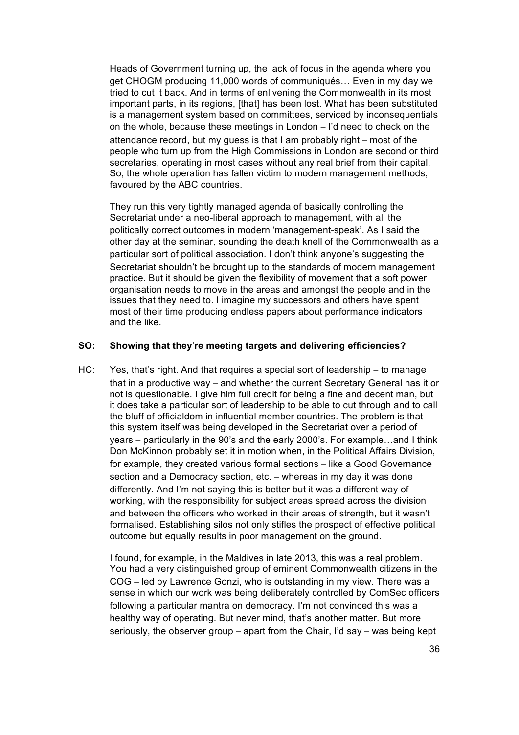Heads of Government turning up, the lack of focus in the agenda where you get CHOGM producing 11,000 words of communiqués… Even in my day we tried to cut it back. And in terms of enlivening the Commonwealth in its most important parts, in its regions, [that] has been lost. What has been substituted is a management system based on committees, serviced by inconsequentials on the whole, because these meetings in London – I'd need to check on the attendance record, but my guess is that I am probably right – most of the people who turn up from the High Commissions in London are second or third secretaries, operating in most cases without any real brief from their capital. So, the whole operation has fallen victim to modern management methods, favoured by the ABC countries.

They run this very tightly managed agenda of basically controlling the Secretariat under a neo-liberal approach to management, with all the politically correct outcomes in modern 'management-speak'. As I said the other day at the seminar, sounding the death knell of the Commonwealth as a particular sort of political association. I don't think anyone's suggesting the Secretariat shouldn't be brought up to the standards of modern management practice. But it should be given the flexibility of movement that a soft power organisation needs to move in the areas and amongst the people and in the issues that they need to. I imagine my successors and others have spent most of their time producing endless papers about performance indicators and the like.

**SO: Showing that they're meeting targets and delivering efficiencies?**

HC: Yes, that's right. And that requires a special sort of leadership – to manage that in a productive way – and whether the current Secretary General has it or not is questionable. I give him full credit for being a fine and decent man, but it does take a particular sort of leadership to be able to cut through and to call the bluff of officialdom in influential member countries. The problem is that this system itself was being developed in the Secretariat over a period of years – particularly in the 90's and the early 2000's. For example…and I think Don McKinnon probably set it in motion when, in the Political Affairs Division, for example, they created various formal sections – like a Good Governance section and a Democracy section, etc. – whereas in my day it was done differently. And I'm not saying this is better but it was a different way of working, with the responsibility for subject areas spread across the division and between the officers who worked in their areas of strength, but it wasn't formalised. Establishing silos not only stifles the prospect of effective political outcome but equally results in poor management on the ground.

I found, for example, in the Maldives in late 2013, this was a real problem. You had a very distinguished group of eminent Commonwealth citizens in the COG – led by Lawrence Gonzi, who is outstanding in my view. There was a sense in which our work was being deliberately controlled by ComSec officers following a particular mantra on democracy. I'm not convinced this was a healthy way of operating. But never mind, that's another matter. But more seriously, the observer group – apart from the Chair, I'd say – was being kept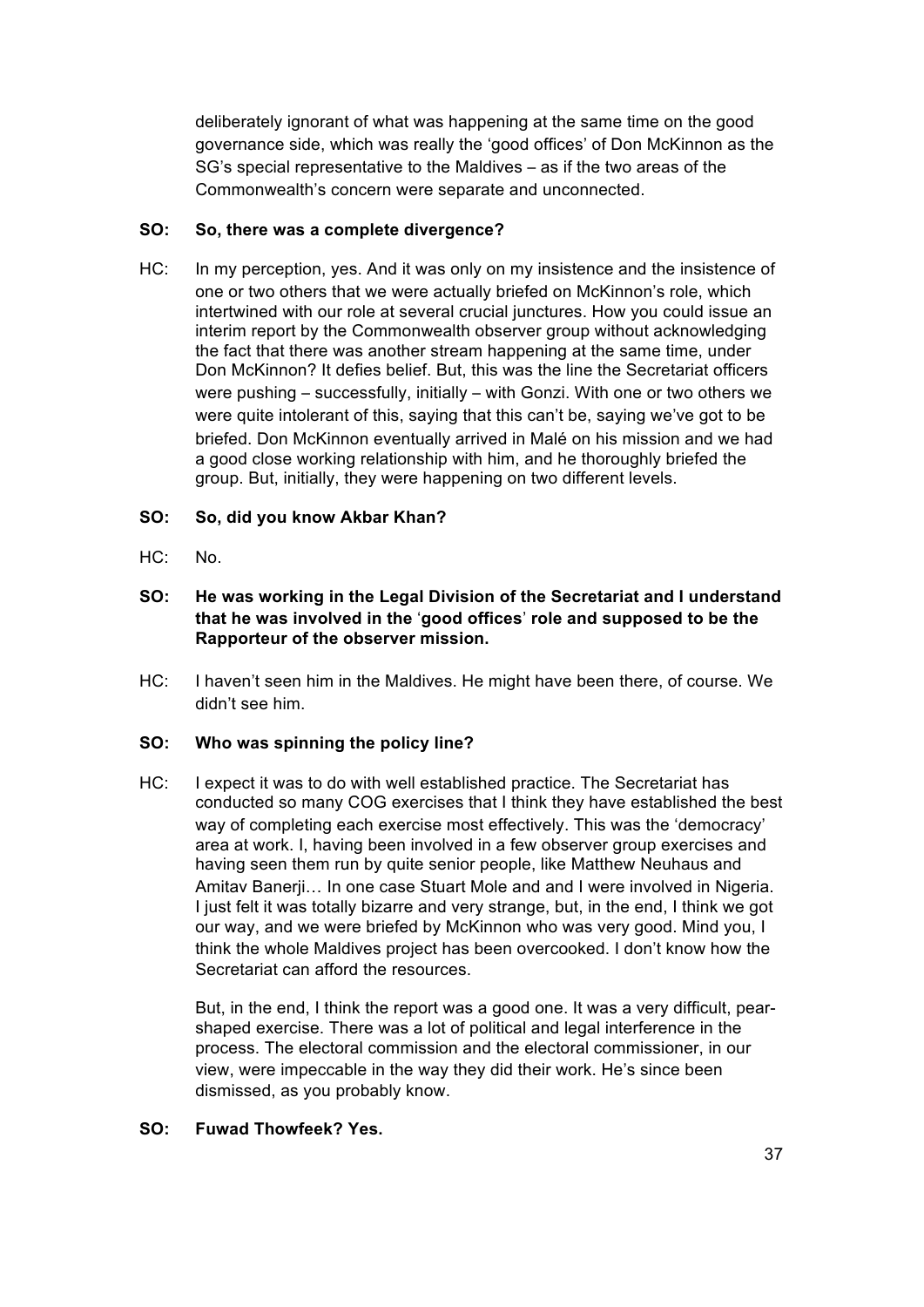deliberately ignorant of what was happening at the same time on the good governance side, which was really the 'good offices' of Don McKinnon as the SG's special representative to the Maldives – as if the two areas of the Commonwealth's concern were separate and unconnected.

**SO: So, there was a complete divergence?**

HC: In my perception, yes. And it was only on my insistence and the insistence of one or two others that we were actually briefed on McKinnon's role, which intertwined with our role at several crucial junctures. How you could issue an interim report by the Commonwealth observer group without acknowledging the fact that there was another stream happening at the same time, under Don McKinnon? It defies belief. But, this was the line the Secretariat officers were pushing – successfully, initially – with Gonzi. With one or two others we were quite intolerant of this, saying that this can't be, saying we've got to be briefed. Don McKinnon eventually arrived in Malé on his mission and we had a good close working relationship with him, and he thoroughly briefed the group. But, initially, they were happening on two different levels.

**SO: So, did you know Akbar Khan?**

HC: No.

**SO: He was working in the Legal Division of the Secretariat and I understand that he was involved in the 'good offices' role and supposed to be the Rapporteur of the observer mission.**

HC: I haven't seen him in the Maldives. He might have been there, of course. We didn't see him.

**SO: Who was spinning the policy line?**

HC: I expect it was to do with well established practice. The Secretariat has conducted so many COG exercises that I think they have established the best way of completing each exercise most effectively. This was the 'democracy' area at work. I, having been involved in a few observer group exercises and having seen them run by quite senior people, like Matthew Neuhaus and Amitav Banerji… In one case Stuart Mole and and I were involved in Nigeria. I just felt it was totally bizarre and very strange, but, in the end, I think we got our way, and we were briefed by McKinnon who was very good. Mind you, I think the whole Maldives project has been overcooked. I don't know how the Secretariat can afford the resources.

But, in the end, I think the report was a good one. It was a very difficult, pear-shaped exercise. There was a lot of political and legal interference in the process. The electoral commission and the electoral commissioner, in our view, were impeccable in the way they did their work. He's since been dismissed, as you probably know.

**SO: Fuwad Thowfeek? Yes.**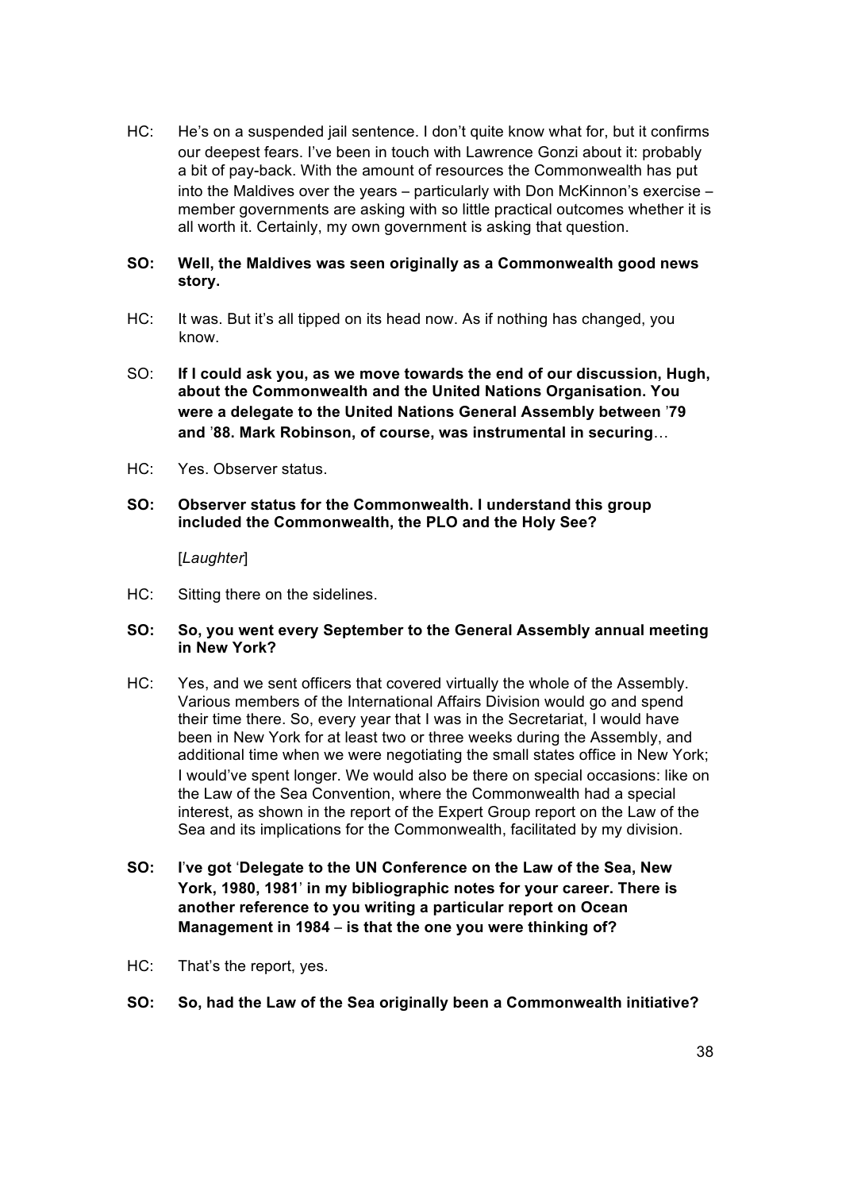HC: He's on a suspended jail sentence. I don't quite know what for, but it confirms our deepest fears. I've been in touch with Lawrence Gonzi about it: probably a bit of pay-back. With the amount of resources the Commonwealth has put into the Maldives over the years – particularly with Don McKinnon's exercise – member governments are asking with so little practical outcomes whether it is all worth it. Certainly, my own government is asking that question.

**SO: Well, the Maldives was seen originally as a Commonwealth good news story.**

HC: It was. But it's all tipped on its head now. As if nothing has changed, you know.

SO: **If I could ask you, as we move towards the end of our discussion, Hugh, about the Commonwealth and the United Nations Organisation. You were a delegate to the United Nations General Assembly between '79 and '88. Mark Robinson, of course, was instrumental in securing**…

HC: Yes. Observer status.

**SO: Observer status for the Commonwealth. I understand this group included the Commonwealth, the PLO and the Holy See?**

[*Laughter*]

HC: Sitting there on the sidelines.

**SO: So, you went every September to the General Assembly annual meeting in New York?**

HC: Yes, and we sent officers that covered virtually the whole of the Assembly. Various members of the International Affairs Division would go and spend their time there. So, every year that I was in the Secretariat, I would have been in New York for at least two or three weeks during the Assembly, and additional time when we were negotiating the small states office in New York; I would've spent longer. We would also be there on special occasions: like on the Law of the Sea Convention, where the Commonwealth had a special interest, as shown in the report of the Expert Group report on the Law of the Sea and its implications for the Commonwealth, facilitated by my division.

**SO: I've got 'Delegate to the UN Conference on the Law of the Sea, New York, 1980, 1981' in my bibliographic notes for your career. There is another reference to you writing a particular report on Ocean Management in 1984 – is that the one you were thinking of?**

HC: That's the report, yes.

**SO: So, had the Law of the Sea originally been a Commonwealth initiative?**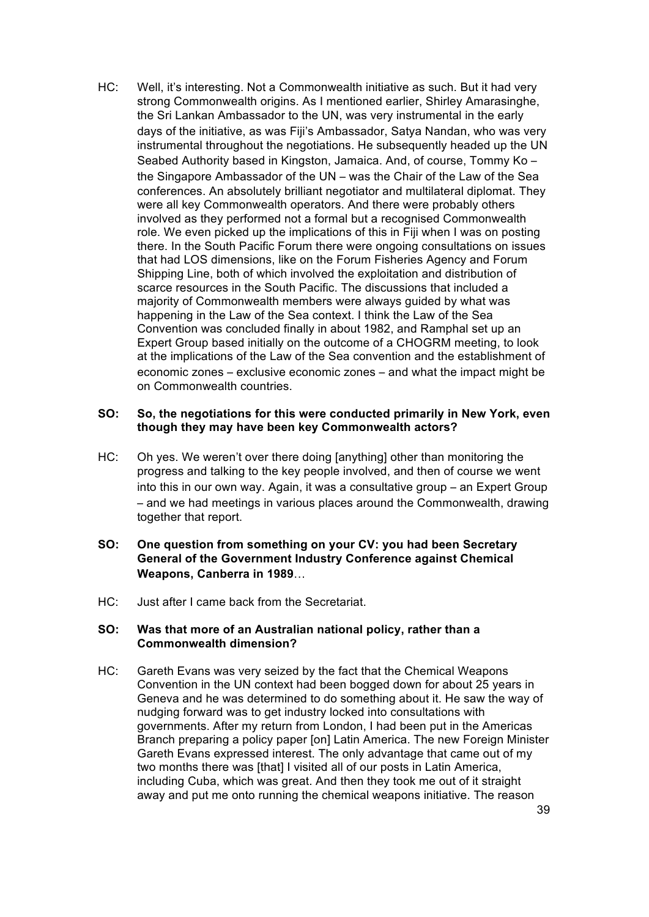HC: Well, it's interesting. Not a Commonwealth initiative as such. But it had very strong Commonwealth origins. As I mentioned earlier, Shirley Amarasinghe, the Sri Lankan Ambassador to the UN, was very instrumental in the early days of the initiative, as was Fiji's Ambassador, Satya Nandan, who was very instrumental throughout the negotiations. He subsequently headed up the UN Seabed Authority based in Kingston, Jamaica. And, of course, Tommy Ko – the Singapore Ambassador of the UN – was the Chair of the Law of the Sea conferences. An absolutely brilliant negotiator and multilateral diplomat. They were all key Commonwealth operators. And there were probably others involved as they performed not a formal but a recognised Commonwealth role. We even picked up the implications of this in Fiji when I was on posting there. In the South Pacific Forum there were ongoing consultations on issues that had LOS dimensions, like on the Forum Fisheries Agency and Forum Shipping Line, both of which involved the exploitation and distribution of scarce resources in the South Pacific. The discussions that included a majority of Commonwealth members were always guided by what was happening in the Law of the Sea context. I think the Law of the Sea Convention was concluded finally in about 1982, and Ramphal set up an Expert Group based initially on the outcome of a CHOGRM meeting, to look at the implications of the Law of the Sea convention and the establishment of economic zones – exclusive economic zones – and what the impact might be on Commonwealth countries.

**SO: So, the negotiations for this were conducted primarily in New York, even though they may have been key Commonwealth actors?**

HC: Oh yes. We weren't over there doing [anything] other than monitoring the progress and talking to the key people involved, and then of course we went into this in our own way. Again, it was a consultative group – an Expert Group – and we had meetings in various places around the Commonwealth, drawing together that report.

**SO: One question from something on your CV: you had been Secretary General of the Government Industry Conference against Chemical Weapons, Canberra in 1989**…

HC: Just after I came back from the Secretariat.

**SO: Was that more of an Australian national policy, rather than a Commonwealth dimension?**

HC: Gareth Evans was very seized by the fact that the Chemical Weapons Convention in the UN context had been bogged down for about 25 years in Geneva and he was determined to do something about it. He saw the way of nudging forward was to get industry locked into consultations with governments. After my return from London, I had been put in the Americas Branch preparing a policy paper [on] Latin America. The new Foreign Minister Gareth Evans expressed interest. The only advantage that came out of my two months there was [that] I visited all of our posts in Latin America, including Cuba, which was great. And then they took me out of it straight away and put me onto running the chemical weapons initiative. The reason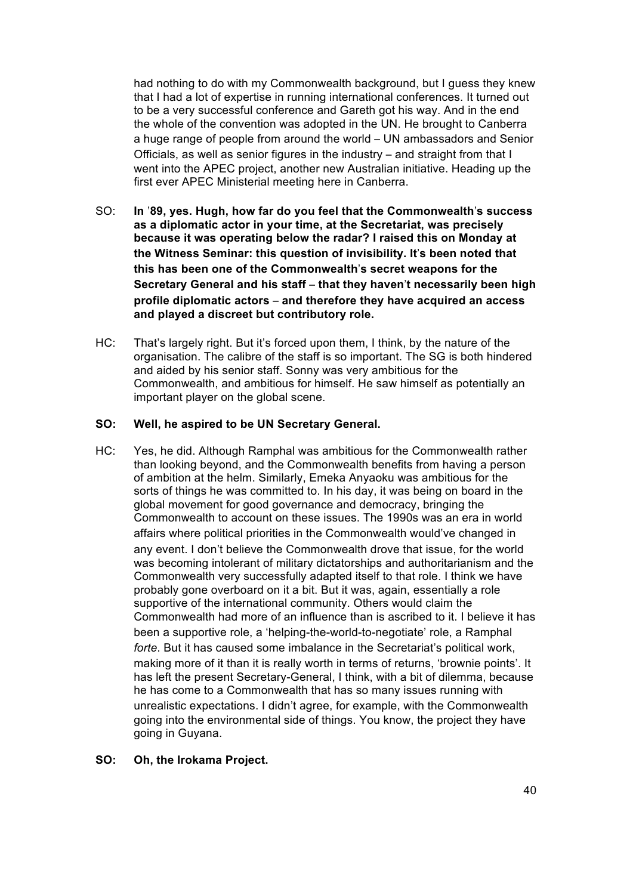had nothing to do with my Commonwealth background, but I guess they knew that I had a lot of expertise in running international conferences. It turned out to be a very successful conference and Gareth got his way. And in the end the whole of the convention was adopted in the UN. He brought to Canberra a huge range of people from around the world – UN ambassadors and Senior Officials, as well as senior figures in the industry – and straight from that I went into the APEC project, another new Australian initiative. Heading up the first ever APEC Ministerial meeting here in Canberra.

SO: **In '89, yes. Hugh, how far do you feel that the Commonwealth's success as a diplomatic actor in your time, at the Secretariat, was precisely because it was operating below the radar? I raised this on Monday at the Witness Seminar: this question of invisibility. It's been noted that this has been one of the Commonwealth's secret weapons for the Secretary General and his staff – that they haven't necessarily been high profile diplomatic actors – and therefore they have acquired an access and played a discreet but contributory role.**

HC: That's largely right. But it's forced upon them, I think, by the nature of the organisation. The calibre of the staff is so important. The SG is both hindered and aided by his senior staff. Sonny was very ambitious for the Commonwealth, and ambitious for himself. He saw himself as potentially an important player on the global scene.

**SO: Well, he aspired to be UN Secretary General.**

HC: Yes, he did. Although Ramphal was ambitious for the Commonwealth rather than looking beyond, and the Commonwealth benefits from having a person of ambition at the helm. Similarly, Emeka Anyaoku was ambitious for the sorts of things he was committed to. In his day, it was being on board in the global movement for good governance and democracy, bringing the Commonwealth to account on these issues. The 1990s was an era in world affairs where political priorities in the Commonwealth would've changed in any event. I don't believe the Commonwealth drove that issue, for the world was becoming intolerant of military dictatorships and authoritarianism and the Commonwealth very successfully adapted itself to that role. I think we have probably gone overboard on it a bit. But it was, again, essentially a role supportive of the international community. Others would claim the Commonwealth had more of an influence than is ascribed to it. I believe it has been a supportive role, a 'helping-the-world-to-negotiate' role, a Ramphal *forte*. But it has caused some imbalance in the Secretariat's political work, making more of it than it is really worth in terms of returns, 'brownie points'. It has left the present Secretary-General, I think, with a bit of dilemma, because he has come to a Commonwealth that has so many issues running with unrealistic expectations. I didn't agree, for example, with the Commonwealth going into the environmental side of things. You know, the project they have going in Guyana.

**SO: Oh, the Irokama Project.**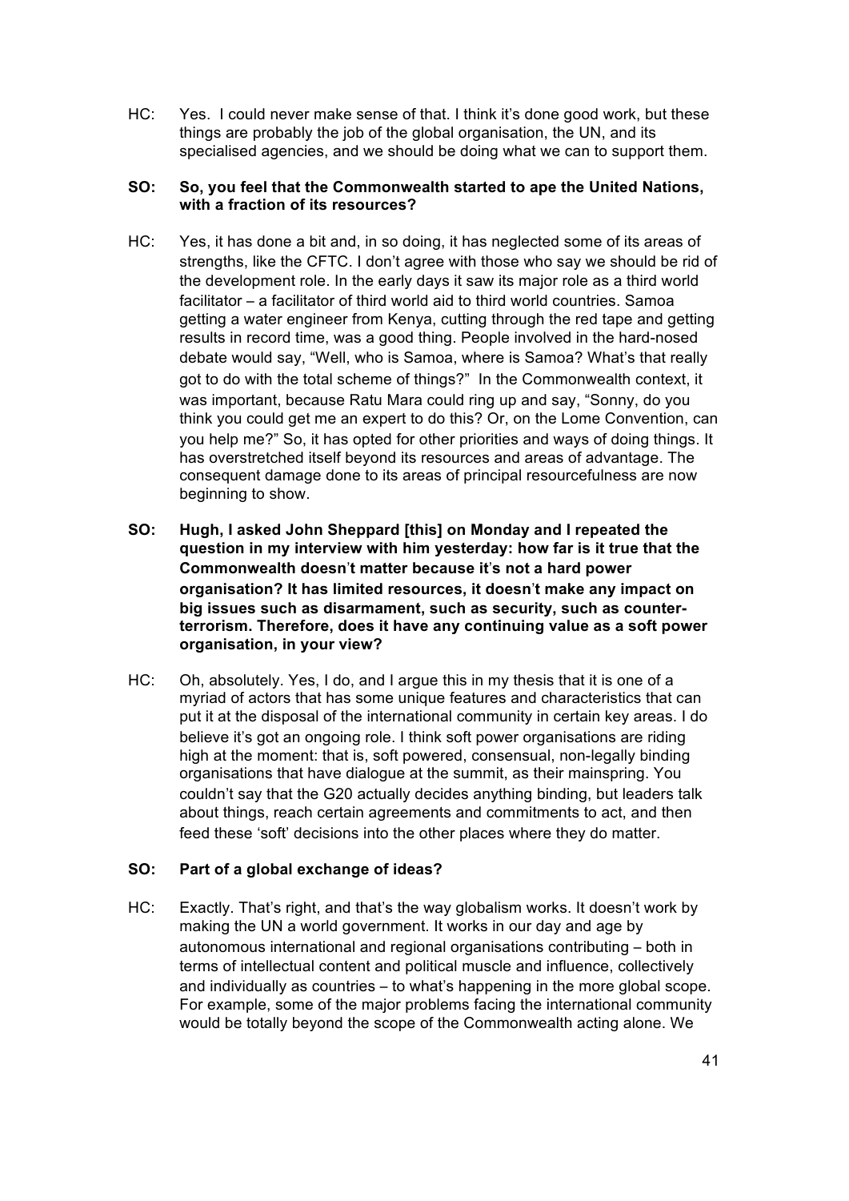HC: Yes. I could never make sense of that. I think it's done good work, but these things are probably the job of the global organisation, the UN, and its specialised agencies, and we should be doing what we can to support them.

**SO: So, you feel that the Commonwealth started to ape the United Nations, with a fraction of its resources?**

HC: Yes, it has done a bit and, in so doing, it has neglected some of its areas of strengths, like the CFTC. I don't agree with those who say we should be rid of the development role. In the early days it saw its major role as a third world facilitator – a facilitator of third world aid to third world countries. Samoa getting a water engineer from Kenya, cutting through the red tape and getting results in record time, was a good thing. People involved in the hard-nosed debate would say, "Well, who is Samoa, where is Samoa? What's that really got to do with the total scheme of things?" In the Commonwealth context, it was important, because Ratu Mara could ring up and say, "Sonny, do you think you could get me an expert to do this? Or, on the Lome Convention, can you help me?" So, it has opted for other priorities and ways of doing things. It has overstretched itself beyond its resources and areas of advantage. The consequent damage done to its areas of principal resourcefulness are now beginning to show.

**SO: Hugh, I asked John Sheppard [this] on Monday and I repeated the question in my interview with him yesterday: how far is it true that the Commonwealth doesn't matter because it's not a hard power organisation? It has limited resources, it doesn't make any impact on big issues such as disarmament, such as security, such as counter-terrorism. Therefore, does it have any continuing value as a soft power organisation, in your view?**

HC: Oh, absolutely. Yes, I do, and I argue this in my thesis that it is one of a myriad of actors that has some unique features and characteristics that can put it at the disposal of the international community in certain key areas. I do believe it's got an ongoing role. I think soft power organisations are riding high at the moment: that is, soft powered, consensual, non-legally binding organisations that have dialogue at the summit, as their mainspring. You couldn't say that the G20 actually decides anything binding, but leaders talk about things, reach certain agreements and commitments to act, and then feed these 'soft' decisions into the other places where they do matter.

**SO: Part of a global exchange of ideas?**

HC: Exactly. That's right, and that's the way globalism works. It doesn't work by making the UN a world government. It works in our day and age by autonomous international and regional organisations contributing – both in terms of intellectual content and political muscle and influence, collectively and individually as countries – to what's happening in the more global scope. For example, some of the major problems facing the international community would be totally beyond the scope of the Commonwealth acting alone. We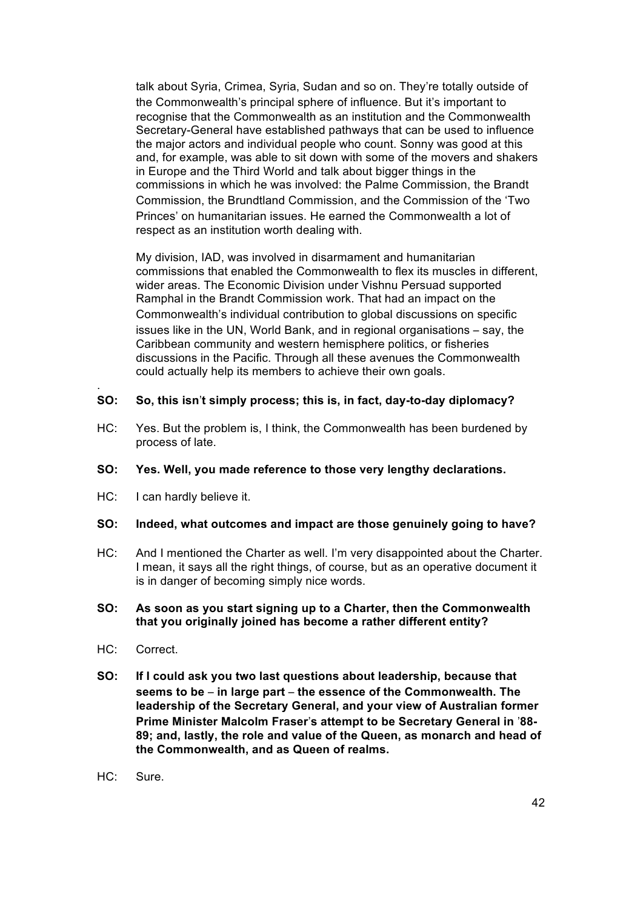talk about Syria, Crimea, Syria, Sudan and so on. They're totally outside of the Commonwealth's principal sphere of influence. But it's important to recognise that the Commonwealth as an institution and the Commonwealth Secretary-General have established pathways that can be used to influence the major actors and individual people who count. Sonny was good at this and, for example, was able to sit down with some of the movers and shakers in Europe and the Third World and talk about bigger things in the commissions in which he was involved: the Palme Commission, the Brandt Commission, the Brundtland Commission, and the Commission of the 'Two Princes' on humanitarian issues. He earned the Commonwealth a lot of respect as an institution worth dealing with.

My division, IAD, was involved in disarmament and humanitarian commissions that enabled the Commonwealth to flex its muscles in different, wider areas. The Economic Division under Vishnu Persuad supported Ramphal in the Brandt Commission work. That had an impact on the Commonwealth's individual contribution to global discussions on specific issues like in the UN, World Bank, and in regional organisations – say, the Caribbean community and western hemisphere politics, or fisheries discussions in the Pacific. Through all these avenues the Commonwealth could actually help its members to achieve their own goals.

.

**SO: So, this isn't simply process; this is, in fact, day-to-day diplomacy?**

HC: Yes. But the problem is, I think, the Commonwealth has been burdened by process of late.

**SO: Yes. Well, you made reference to those very lengthy declarations.**

HC: I can hardly believe it.

**SO: Indeed, what outcomes and impact are those genuinely going to have?**

HC: And I mentioned the Charter as well. I'm very disappointed about the Charter. I mean, it says all the right things, of course, but as an operative document it is in danger of becoming simply nice words.

**SO: As soon as you start signing up to a Charter, then the Commonwealth that you originally joined has become a rather different entity?**

HC: Correct.

**SO: If I could ask you two last questions about leadership, because that seems to be – in large part – the essence of the Commonwealth. The leadership of the Secretary General, and your view of Australian former Prime Minister Malcolm Fraser's attempt to be Secretary General in '88-89; and, lastly, the role and value of the Queen, as monarch and head of the Commonwealth, and as Queen of realms.**

HC: Sure.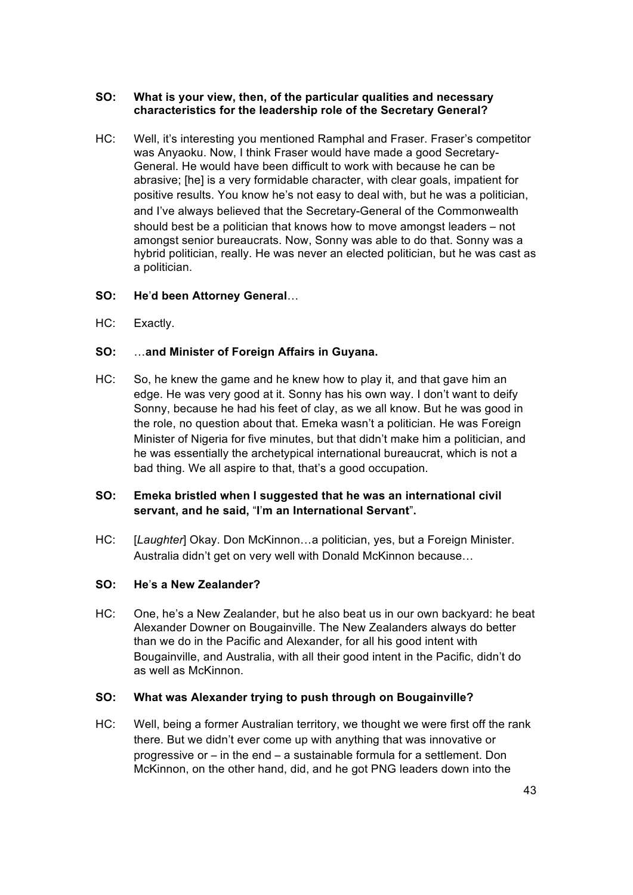**SO: What is your view, then, of the particular qualities and necessary characteristics for the leadership role of the Secretary General?**

HC: Well, it's interesting you mentioned Ramphal and Fraser. Fraser's competitor was Anyaoku. Now, I think Fraser would have made a good Secretary-General. He would have been difficult to work with because he can be abrasive; [he] is a very formidable character, with clear goals, impatient for positive results. You know he's not easy to deal with, but he was a politician, and I've always believed that the Secretary-General of the Commonwealth should best be a politician that knows how to move amongst leaders – not amongst senior bureaucrats. Now, Sonny was able to do that. Sonny was a hybrid politician, really. He was never an elected politician, but he was cast as a politician.

**SO: He'd been Attorney General…**

HC: Exactly.

**SO: …and Minister of Foreign Affairs in Guyana.**

HC: So, he knew the game and he knew how to play it, and that gave him an edge. He was very good at it. Sonny has his own way. I don't want to deify Sonny, because he had his feet of clay, as we all know. But he was good in the role, no question about that. Emeka wasn't a politician. He was Foreign Minister of Nigeria for five minutes, but that didn't make him a politician, and he was essentially the archetypical international bureaucrat, which is not a bad thing. We all aspire to that, that's a good occupation.

**SO: Emeka bristled when I suggested that he was an international civil servant, and he said, "I'm an International Servant".**

HC: [*Laughter*] Okay. Don McKinnon…a politician, yes, but a Foreign Minister. Australia didn't get on very well with Donald McKinnon because…

**SO: He's a New Zealander?**

HC: One, he's a New Zealander, but he also beat us in our own backyard: he beat Alexander Downer on Bougainville. The New Zealanders always do better than we do in the Pacific and Alexander, for all his good intent with Bougainville, and Australia, with all their good intent in the Pacific, didn't do as well as McKinnon.

**SO: What was Alexander trying to push through on Bougainville?**

HC: Well, being a former Australian territory, we thought we were first off the rank there. But we didn't ever come up with anything that was innovative or progressive or – in the end – a sustainable formula for a settlement. Don McKinnon, on the other hand, did, and he got PNG leaders down into the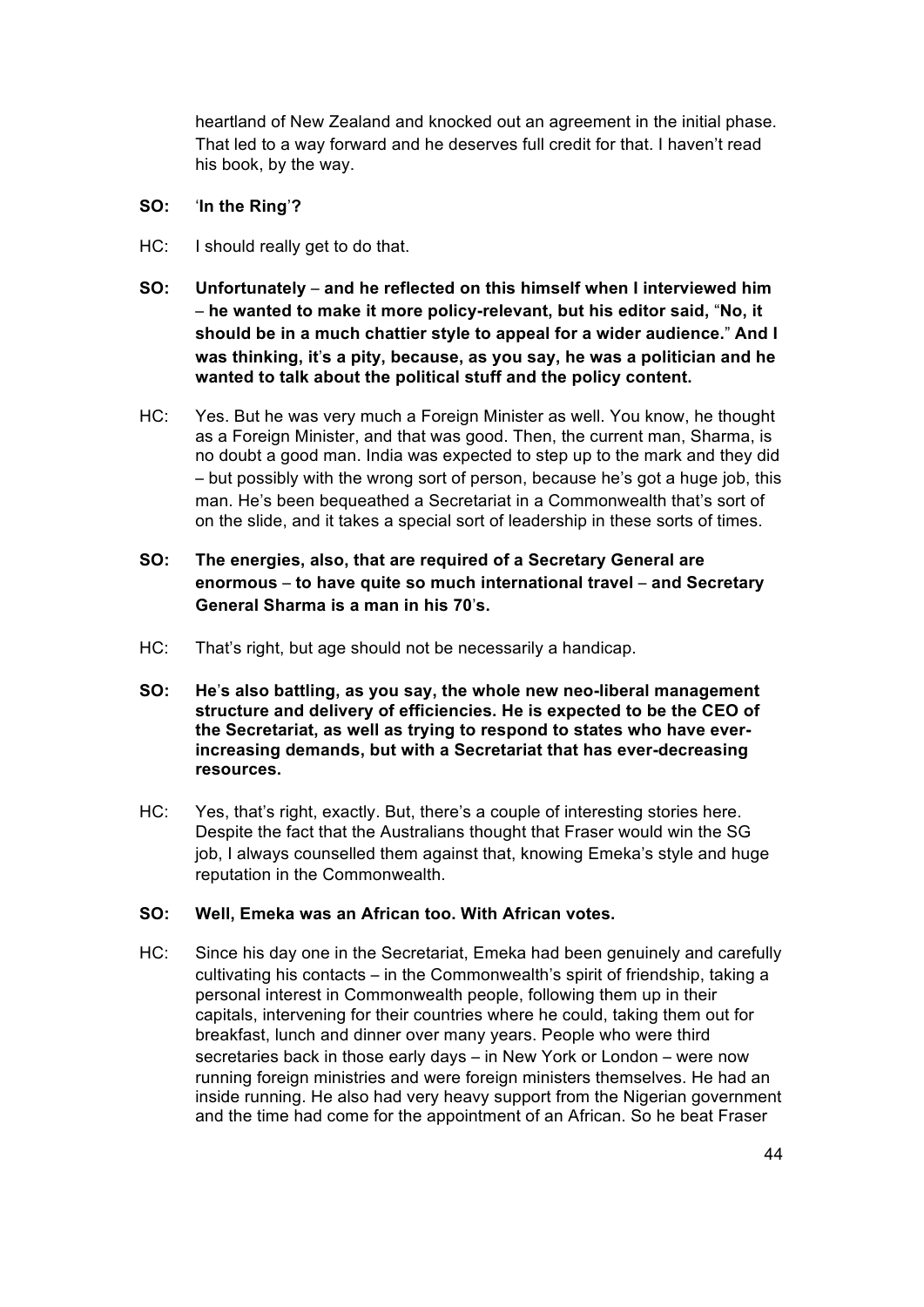heartland of New Zealand and knocked out an agreement in the initial phase. That led to a way forward and he deserves full credit for that. I haven't read his book, by the way.

**SO: 'In the Ring'?**

HC: I should really get to do that.

**SO: Unfortunately – and he reflected on this himself when I interviewed him – he wanted to make it more policy-relevant, but his editor said, "No, it should be in a much chattier style to appeal for a wider audience." And I was thinking, it's a pity, because, as you say, he was a politician and he wanted to talk about the political stuff and the policy content.**

HC: Yes. But he was very much a Foreign Minister as well. You know, he thought as a Foreign Minister, and that was good. Then, the current man, Sharma, is no doubt a good man. India was expected to step up to the mark and they did – but possibly with the wrong sort of person, because he's got a huge job, this man. He's been bequeathed a Secretariat in a Commonwealth that's sort of on the slide, and it takes a special sort of leadership in these sorts of times.

**SO: The energies, also, that are required of a Secretary General are enormous – to have quite so much international travel – and Secretary General Sharma is a man in his 70's.**

HC: That's right, but age should not be necessarily a handicap.

**SO: He's also battling, as you say, the whole new neo-liberal management structure and delivery of efficiencies. He is expected to be the CEO of the Secretariat, as well as trying to respond to states who have ever-increasing demands, but with a Secretariat that has ever-decreasing resources.**

HC: Yes, that's right, exactly. But, there's a couple of interesting stories here. Despite the fact that the Australians thought that Fraser would win the SG job, I always counselled them against that, knowing Emeka's style and huge reputation in the Commonwealth.

**SO: Well, Emeka was an African too. With African votes.**

HC: Since his day one in the Secretariat, Emeka had been genuinely and carefully cultivating his contacts – in the Commonwealth's spirit of friendship, taking a personal interest in Commonwealth people, following them up in their capitals, intervening for their countries where he could, taking them out for breakfast, lunch and dinner over many years. People who were third secretaries back in those early days – in New York or London – were now running foreign ministries and were foreign ministers themselves. He had an inside running. He also had very heavy support from the Nigerian government and the time had come for the appointment of an African. So he beat Fraser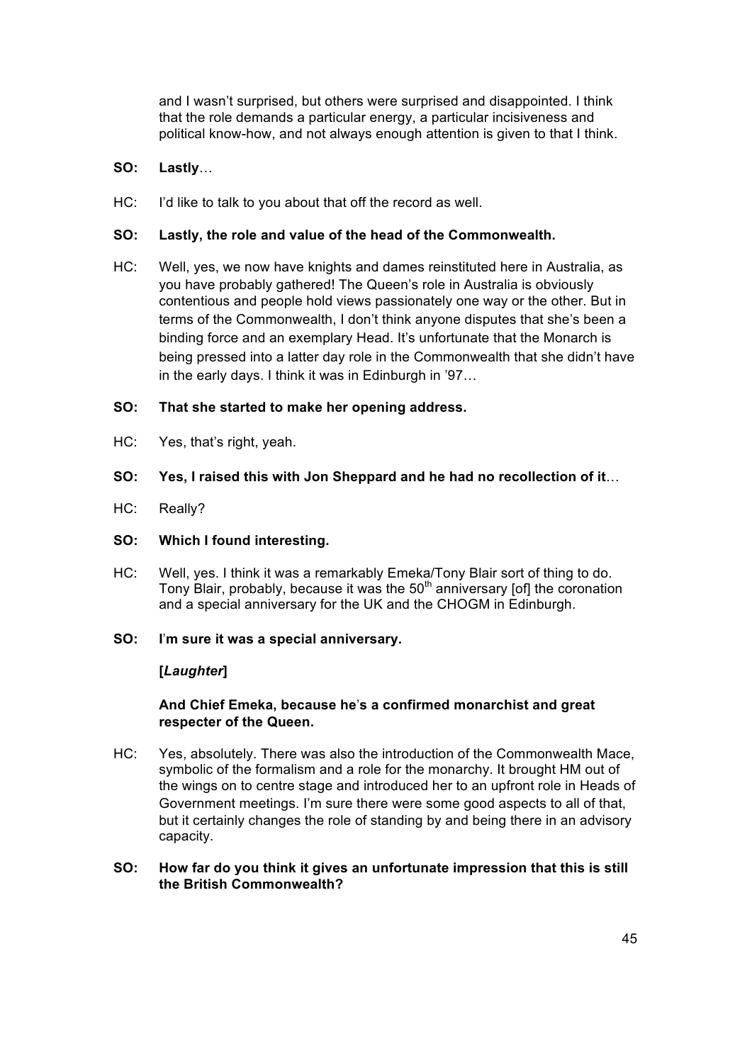and I wasn't surprised, but others were surprised and disappointed. I think that the role demands a particular energy, a particular incisiveness and political know-how, and not always enough attention is given to that I think.

**SO: Lastly…**

HC: I'd like to talk to you about that off the record as well.

**SO: Lastly, the role and value of the head of the Commonwealth.**

HC: Well, yes, we now have knights and dames reinstituted here in Australia, as you have probably gathered! The Queen's role in Australia is obviously contentious and people hold views passionately one way or the other. But in terms of the Commonwealth, I don't think anyone disputes that she's been a binding force and an exemplary Head. It's unfortunate that the Monarch is being pressed into a latter day role in the Commonwealth that she didn't have in the early days. I think it was in Edinburgh in '97…

**SO: That she started to make her opening address.**

HC: Yes, that's right, yeah.

**SO: Yes, I raised this with Jon Sheppard and he had no recollection of it…**

HC: Really?

**SO: Which I found interesting.**

HC: Well, yes. I think it was a remarkably Emeka/Tony Blair sort of thing to do. Tony Blair, probably, because it was the 50th anniversary [of] the coronation and a special anniversary for the UK and the CHOGM in Edinburgh.

**SO: I'm sure it was a special anniversary.**

**[*Laughter*]**

**And Chief Emeka, because he's a confirmed monarchist and great respecter of the Queen.**

HC: Yes, absolutely. There was also the introduction of the Commonwealth Mace, symbolic of the formalism and a role for the monarchy. It brought HM out of the wings on to centre stage and introduced her to an upfront role in Heads of Government meetings. I'm sure there were some good aspects to all of that, but it certainly changes the role of standing by and being there in an advisory capacity.

**SO: How far do you think it gives an unfortunate impression that this is still the British Commonwealth?**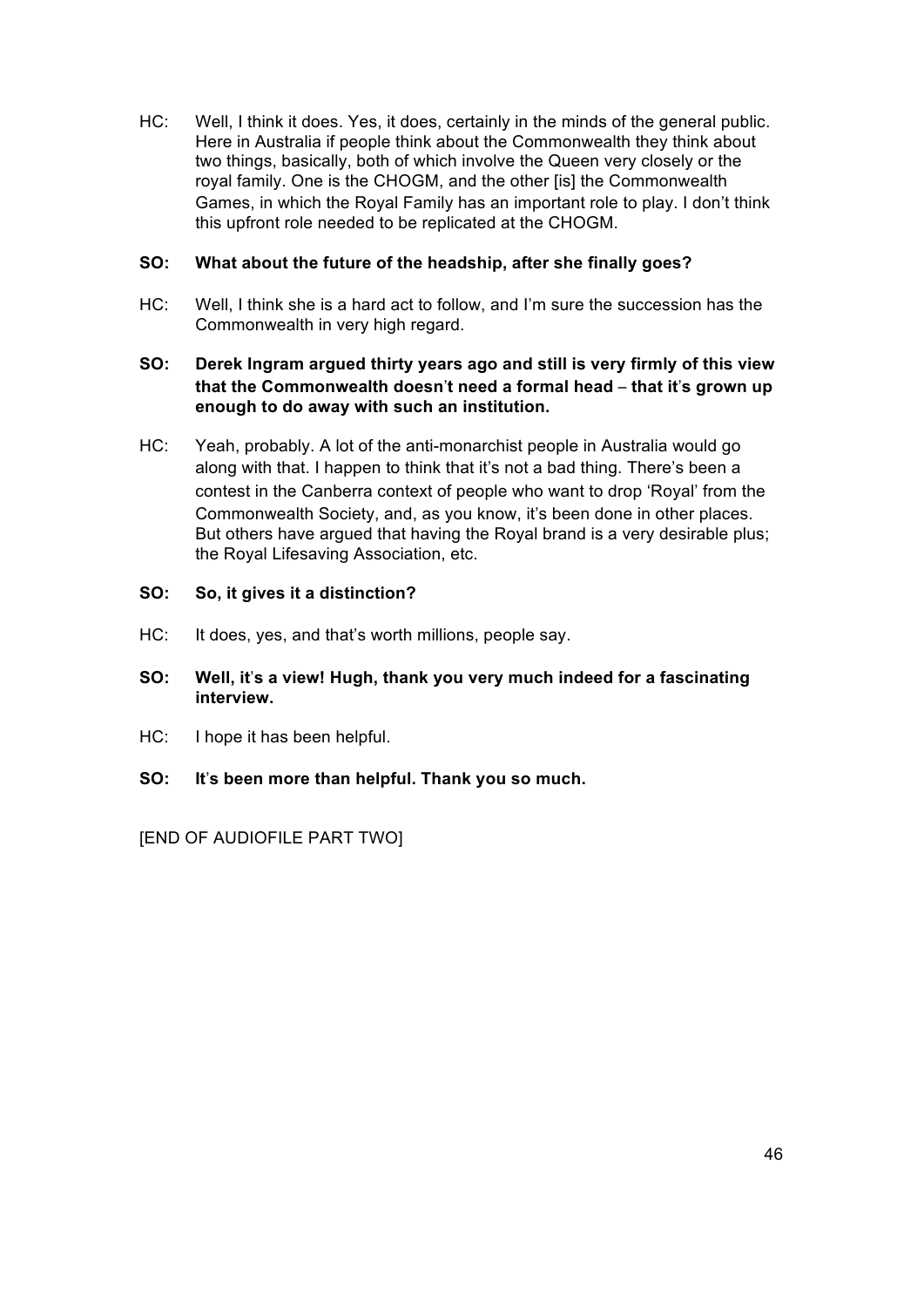HC: Well, I think it does. Yes, it does, certainly in the minds of the general public. Here in Australia if people think about the Commonwealth they think about two things, basically, both of which involve the Queen very closely or the royal family. One is the CHOGM, and the other [is] the Commonwealth Games, in which the Royal Family has an important role to play. I don't think this upfront role needed to be replicated at the CHOGM.

**SO: What about the future of the headship, after she finally goes?**

HC: Well, I think she is a hard act to follow, and I'm sure the succession has the Commonwealth in very high regard.

**SO: Derek Ingram argued thirty years ago and still is very firmly of this view that the Commonwealth doesn't need a formal head – that it's grown up enough to do away with such an institution.**

HC: Yeah, probably. A lot of the anti-monarchist people in Australia would go along with that. I happen to think that it's not a bad thing. There's been a contest in the Canberra context of people who want to drop 'Royal' from the Commonwealth Society, and, as you know, it's been done in other places. But others have argued that having the Royal brand is a very desirable plus; the Royal Lifesaving Association, etc.

**SO: So, it gives it a distinction?**

HC: It does, yes, and that's worth millions, people say.

**SO: Well, it's a view! Hugh, thank you very much indeed for a fascinating interview.**

HC: I hope it has been helpful.

**SO: It's been more than helpful. Thank you so much.**

[END OF AUDIOFILE PART TWO]